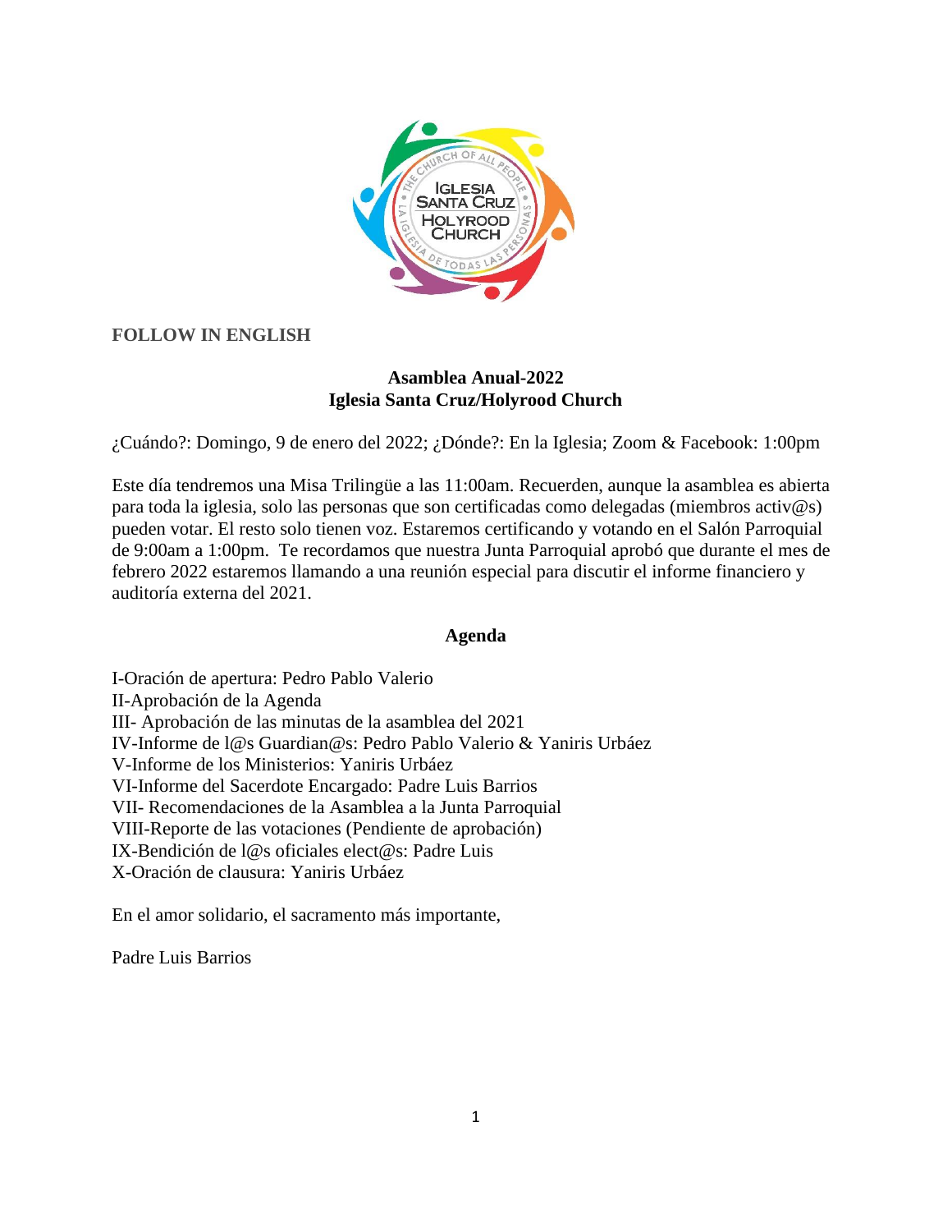**FOLLOW IN ENGLISH**

**Asamblea Anual-2022**
**Iglesia Santa Cruz/Holyrood Church**

¿Cuándo?: Domingo, 9 de enero del 2022; ¿Dónde?: En la Iglesia; Zoom & Facebook: 1:00pm

Este día tendremos una Misa Trilingüe a las 11:00am. Recuerden, aunque la asamblea es abierta para toda la iglesia, solo las personas que son certificadas como delegadas (miembros activ@s) pueden votar. El resto solo tienen voz. Estaremos certificando y votando en el Salón Parroquial de 9:00am a 1:00pm. Te recordamos que nuestra Junta Parroquial aprobó que durante el mes de febrero 2022 estaremos llamando a una reunión especial para discutir el informe financiero y auditoría externa del 2021.

**Agenda**

I-Oración de apertura: Pedro Pablo Valerio
II-Aprobación de la Agenda
III- Aprobación de las minutas de la asamblea del 2021
IV-Informe de l@s Guardian@s: Pedro Pablo Valerio & Yaniris Urbáez
V-Informe de los Ministerios: Yaniris Urbáez
VI-Informe del Sacerdote Encargado: Padre Luis Barrios
VII- Recomendaciones de la Asamblea a la Junta Parroquial
VIII-Reporte de las votaciones (Pendiente de aprobación)
IX-Bendición de l@s oficiales elect@s: Padre Luis
X-Oración de clausura: Yaniris Urbáez

En el amor solidario, el sacramento más importante,

Padre Luis Barrios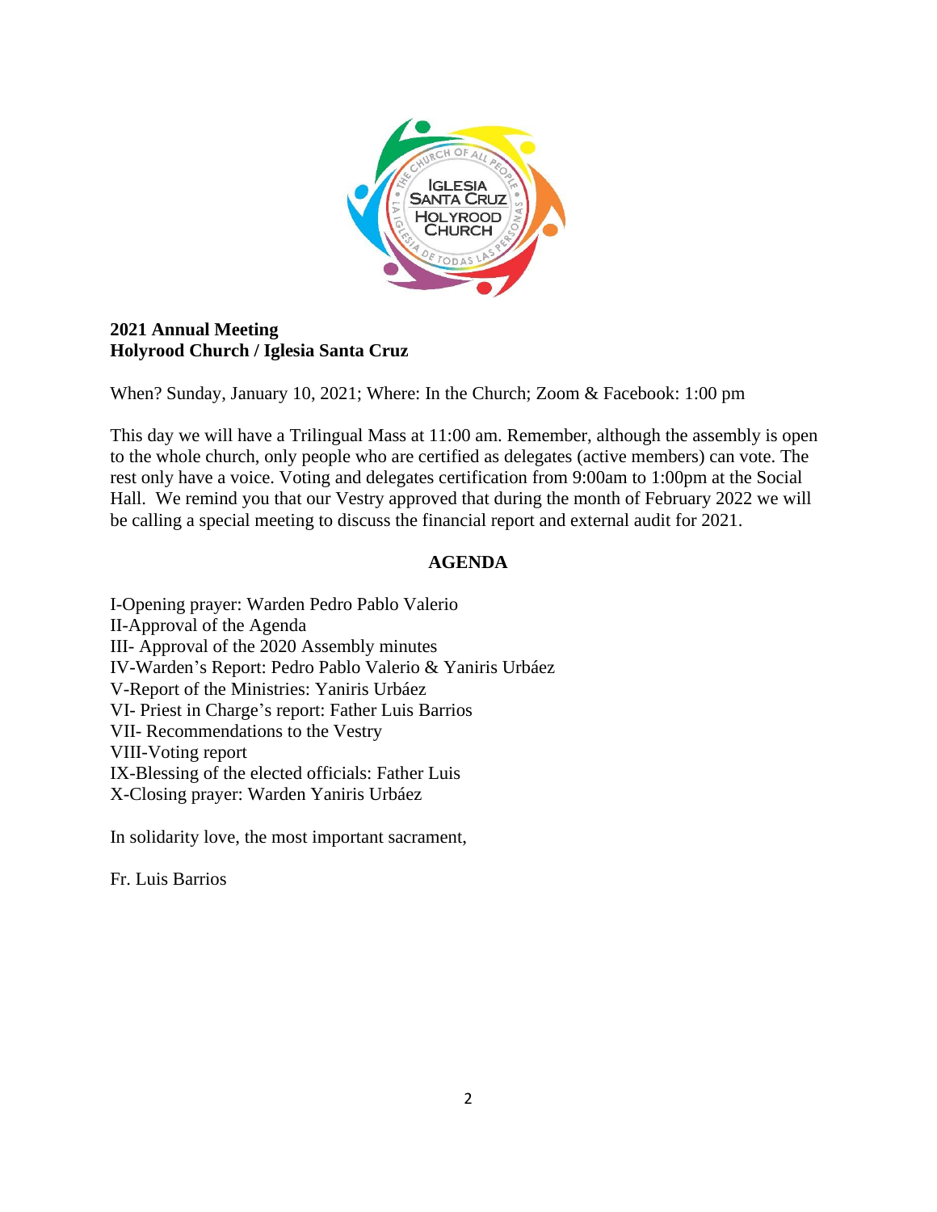**2021 Annual Meeting**
**Holyrood Church / Iglesia Santa Cruz**

When? Sunday, January 10, 2021; Where: In the Church; Zoom & Facebook: 1:00 pm

This day we will have a Trilingual Mass at 11:00 am. Remember, although the assembly is open to the whole church, only people who are certified as delegates (active members) can vote. The rest only have a voice. Voting and delegates certification from 9:00am to 1:00pm at the Social Hall. We remind you that our Vestry approved that during the month of February 2022 we will be calling a special meeting to discuss the financial report and external audit for 2021.

## AGENDA

I-Opening prayer: Warden Pedro Pablo Valerio
II-Approval of the Agenda
III- Approval of the 2020 Assembly minutes
IV-Warden's Report: Pedro Pablo Valerio & Yaniris Urbáez
V-Report of the Ministries: Yaniris Urbáez
VI- Priest in Charge's report: Father Luis Barrios
VII- Recommendations to the Vestry
VIII-Voting report
IX-Blessing of the elected officials: Father Luis
X-Closing prayer: Warden Yaniris Urbáez

In solidarity love, the most important sacrament,

Fr. Luis Barrios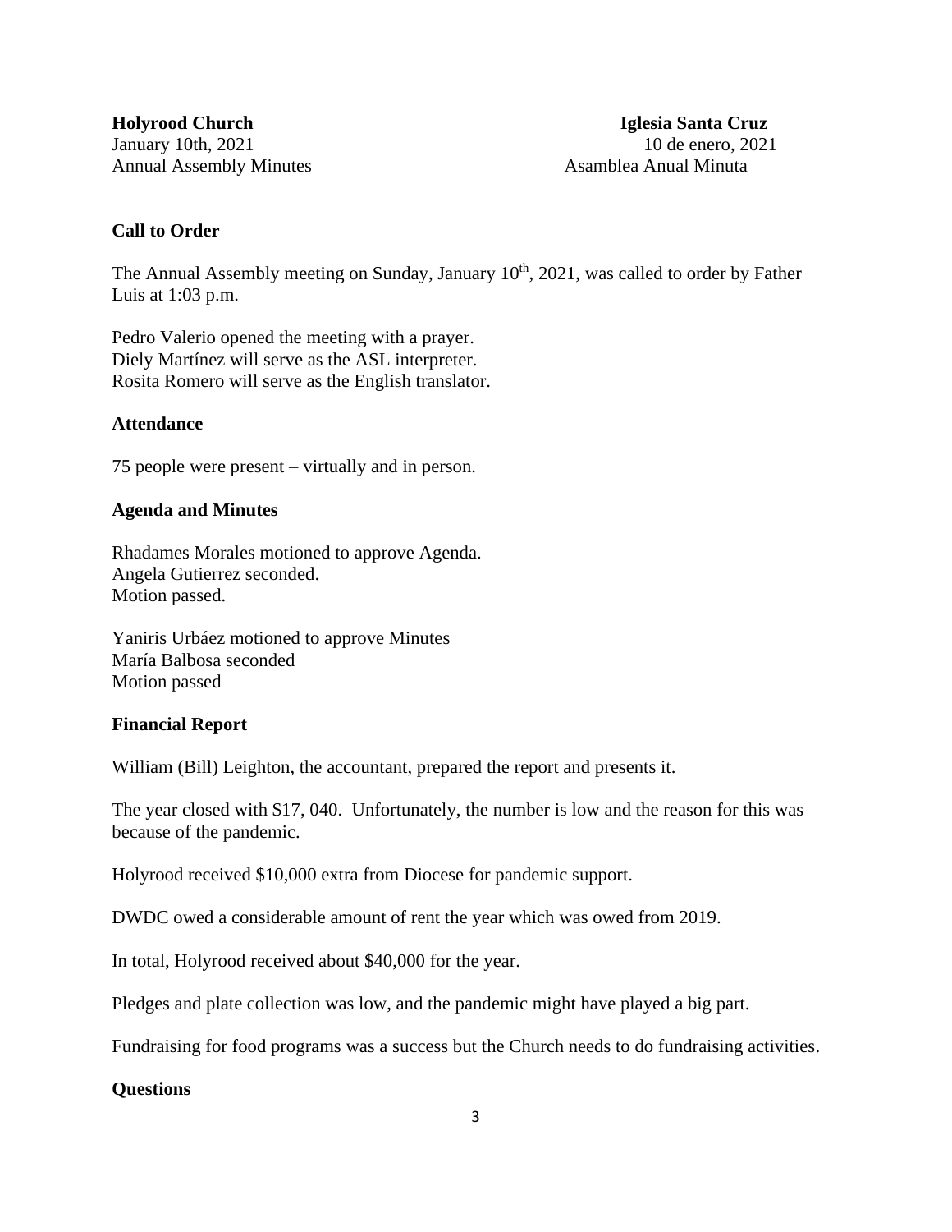**Holyrood Church**
January 10th, 2021
Annual Assembly Minutes

**Iglesia Santa Cruz**
10 de enero, 2021
Asamblea Anual Minuta

**Call to Order**

The Annual Assembly meeting on Sunday, January 10th, 2021, was called to order by Father Luis at 1:03 p.m.

Pedro Valerio opened the meeting with a prayer.
Diely Martínez will serve as the ASL interpreter.
Rosita Romero will serve as the English translator.

**Attendance**

75 people were present – virtually and in person.

**Agenda and Minutes**

Rhadames Morales motioned to approve Agenda.
Angela Gutierrez seconded.
Motion passed.

Yaniris Urbáez motioned to approve Minutes
María Balbosa seconded
Motion passed

**Financial Report**

William (Bill) Leighton, the accountant, prepared the report and presents it.

The year closed with $17, 040. Unfortunately, the number is low and the reason for this was because of the pandemic.

Holyrood received $10,000 extra from Diocese for pandemic support.

DWDC owed a considerable amount of rent the year which was owed from 2019.

In total, Holyrood received about $40,000 for the year.

Pledges and plate collection was low, and the pandemic might have played a big part.

Fundraising for food programs was a success but the Church needs to do fundraising activities.

**Questions**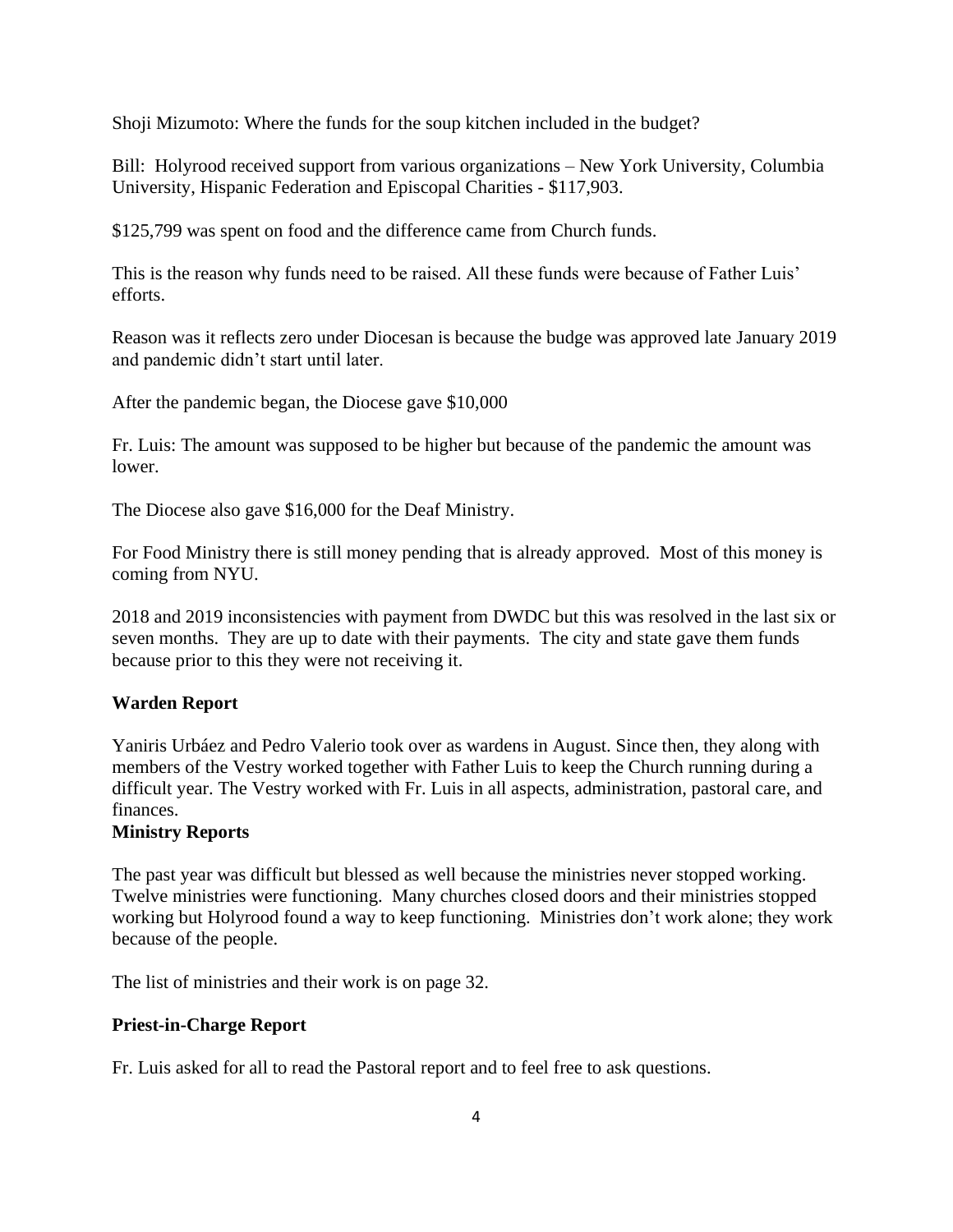Shoji Mizumoto: Where the funds for the soup kitchen included in the budget?

Bill: Holyrood received support from various organizations – New York University, Columbia University, Hispanic Federation and Episcopal Charities - $117,903.

$125,799 was spent on food and the difference came from Church funds.

This is the reason why funds need to be raised. All these funds were because of Father Luis' efforts.

Reason was it reflects zero under Diocesan is because the budge was approved late January 2019 and pandemic didn't start until later.

After the pandemic began, the Diocese gave $10,000

Fr. Luis: The amount was supposed to be higher but because of the pandemic the amount was lower.

The Diocese also gave $16,000 for the Deaf Ministry.

For Food Ministry there is still money pending that is already approved. Most of this money is coming from NYU.

2018 and 2019 inconsistencies with payment from DWDC but this was resolved in the last six or seven months. They are up to date with their payments. The city and state gave them funds because prior to this they were not receiving it.

**Warden Report**

Yaniris Urbáez and Pedro Valerio took over as wardens in August. Since then, they along with members of the Vestry worked together with Father Luis to keep the Church running during a difficult year. The Vestry worked with Fr. Luis in all aspects, administration, pastoral care, and finances.

**Ministry Reports**

The past year was difficult but blessed as well because the ministries never stopped working. Twelve ministries were functioning. Many churches closed doors and their ministries stopped working but Holyrood found a way to keep functioning. Ministries don't work alone; they work because of the people.

The list of ministries and their work is on page 32.

**Priest-in-Charge Report**

Fr. Luis asked for all to read the Pastoral report and to feel free to ask questions.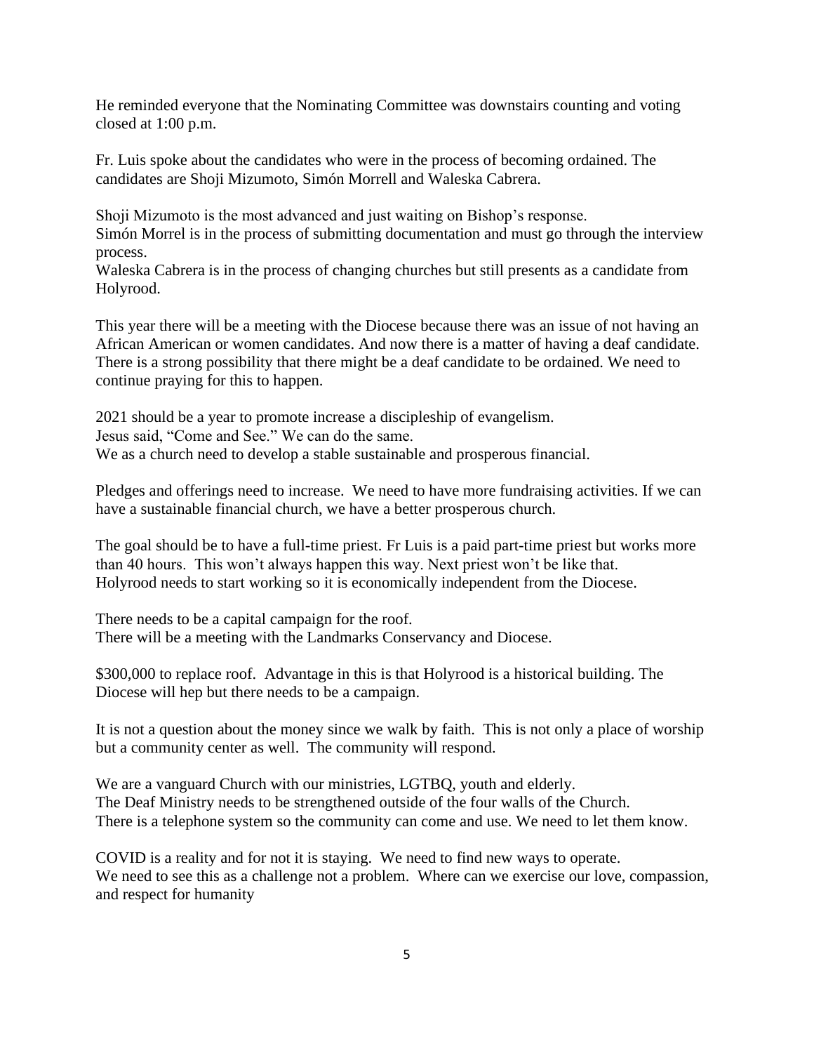He reminded everyone that the Nominating Committee was downstairs counting and voting closed at 1:00 p.m.

Fr. Luis spoke about the candidates who were in the process of becoming ordained. The candidates are Shoji Mizumoto, Simón Morrell and Waleska Cabrera.

Shoji Mizumoto is the most advanced and just waiting on Bishop's response.
Simón Morrel is in the process of submitting documentation and must go through the interview process.
Waleska Cabrera is in the process of changing churches but still presents as a candidate from Holyrood.

This year there will be a meeting with the Diocese because there was an issue of not having an African American or women candidates. And now there is a matter of having a deaf candidate. There is a strong possibility that there might be a deaf candidate to be ordained. We need to continue praying for this to happen.

2021 should be a year to promote increase a discipleship of evangelism.
Jesus said, "Come and See." We can do the same.
We as a church need to develop a stable sustainable and prosperous financial.

Pledges and offerings need to increase. We need to have more fundraising activities. If we can have a sustainable financial church, we have a better prosperous church.

The goal should be to have a full-time priest. Fr Luis is a paid part-time priest but works more than 40 hours. This won't always happen this way. Next priest won't be like that.
Holyrood needs to start working so it is economically independent from the Diocese.

There needs to be a capital campaign for the roof.
There will be a meeting with the Landmarks Conservancy and Diocese.

$300,000 to replace roof. Advantage in this is that Holyrood is a historical building. The Diocese will hep but there needs to be a campaign.

It is not a question about the money since we walk by faith. This is not only a place of worship but a community center as well. The community will respond.

We are a vanguard Church with our ministries, LGTBQ, youth and elderly.
The Deaf Ministry needs to be strengthened outside of the four walls of the Church.
There is a telephone system so the community can come and use. We need to let them know.

COVID is a reality and for not it is staying. We need to find new ways to operate.
We need to see this as a challenge not a problem. Where can we exercise our love, compassion, and respect for humanity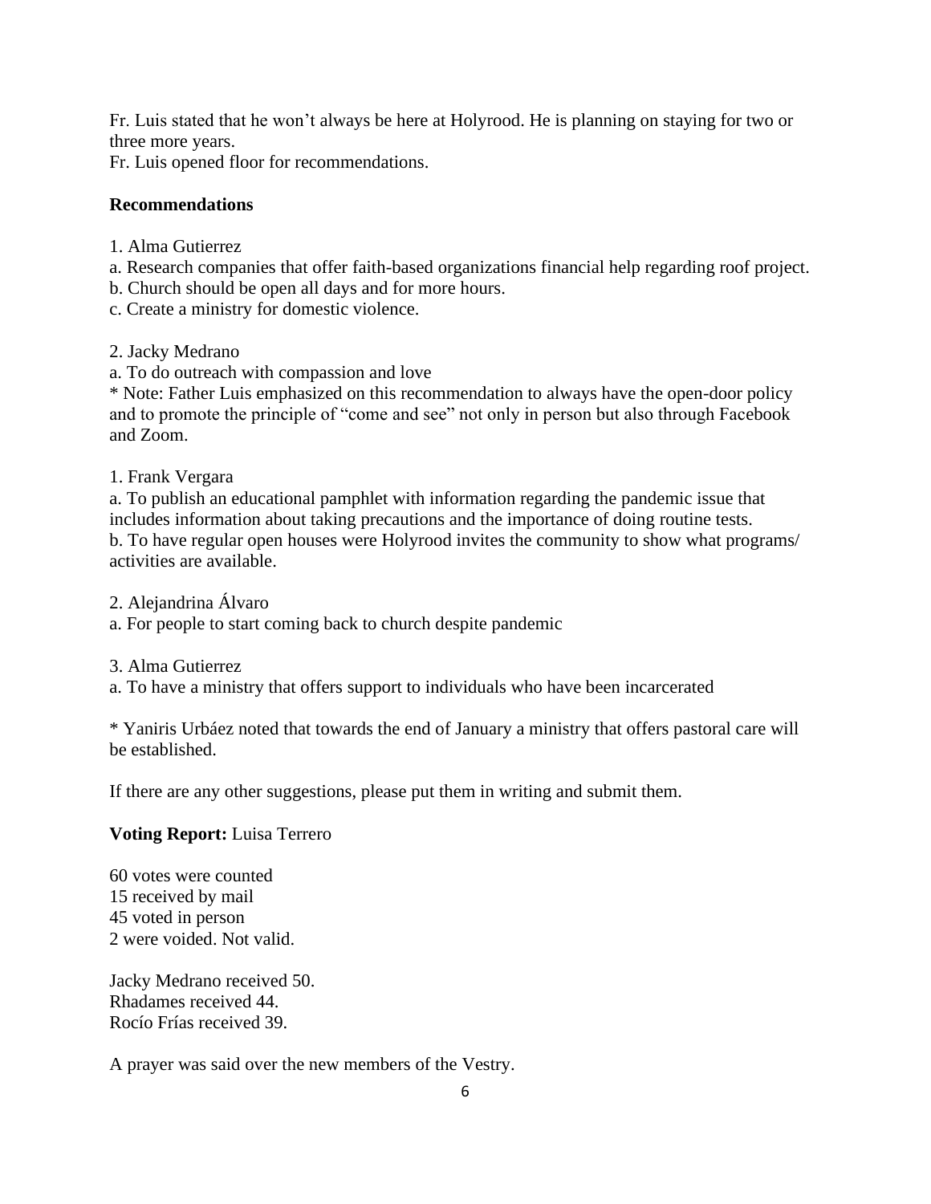Fr. Luis stated that he won't always be here at Holyrood. He is planning on staying for two or three more years.
Fr. Luis opened floor for recommendations.

**Recommendations**

1. Alma Gutierrez
a. Research companies that offer faith-based organizations financial help regarding roof project.
b. Church should be open all days and for more hours.
c. Create a ministry for domestic violence.

2. Jacky Medrano
a. To do outreach with compassion and love
* Note: Father Luis emphasized on this recommendation to always have the open-door policy and to promote the principle of "come and see" not only in person but also through Facebook and Zoom.

1. Frank Vergara
a. To publish an educational pamphlet with information regarding the pandemic issue that includes information about taking precautions and the importance of doing routine tests.
b. To have regular open houses were Holyrood invites the community to show what programs/ activities are available.

2. Alejandrina Álvaro
a. For people to start coming back to church despite pandemic

3. Alma Gutierrez
a. To have a ministry that offers support to individuals who have been incarcerated

* Yaniris Urbáez noted that towards the end of January a ministry that offers pastoral care will be established.

If there are any other suggestions, please put them in writing and submit them.

**Voting Report:** Luisa Terrero

60 votes were counted
15 received by mail
45 voted in person
2 were voided. Not valid.

Jacky Medrano received 50.
Rhadames received 44.
Rocío Frías received 39.

A prayer was said over the new members of the Vestry.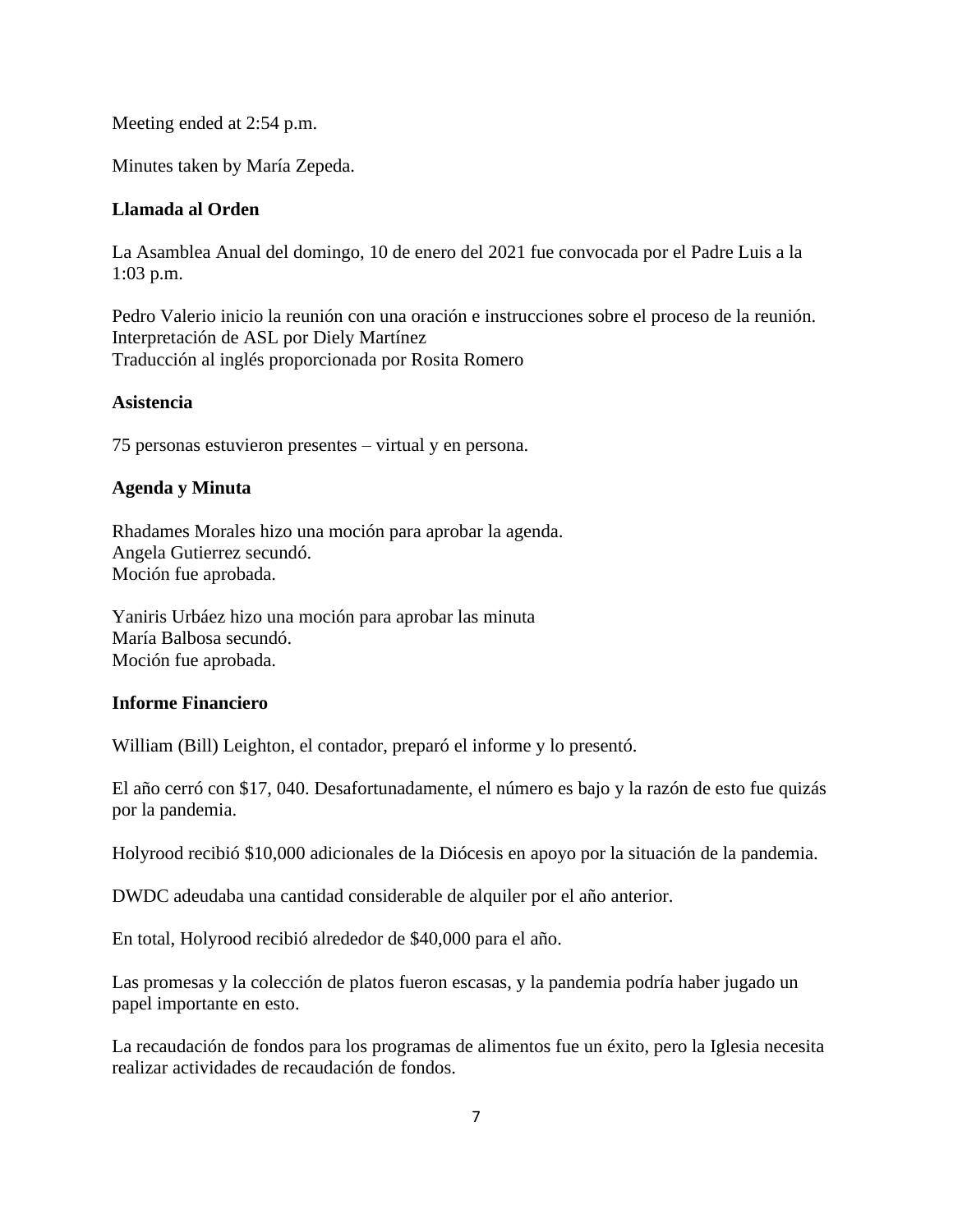Meeting ended at 2:54 p.m.

Minutes taken by María Zepeda.

**Llamada al Orden**

La Asamblea Anual del domingo, 10 de enero del 2021 fue convocada por el Padre Luis a la 1:03 p.m.

Pedro Valerio inicio la reunión con una oración e instrucciones sobre el proceso de la reunión.
Interpretación de ASL por Diely Martínez
Traducción al inglés proporcionada por Rosita Romero

**Asistencia**

75 personas estuvieron presentes – virtual y en persona.

**Agenda y Minuta**

Rhadames Morales hizo una moción para aprobar la agenda.
Angela Gutierrez secundó.
Moción fue aprobada.

Yaniris Urbáez hizo una moción para aprobar las minuta
María Balbosa secundó.
Moción fue aprobada.

**Informe Financiero**

William (Bill) Leighton, el contador, preparó el informe y lo presentó.

El año cerró con $17, 040. Desafortunadamente, el número es bajo y la razón de esto fue quizás por la pandemia.

Holyrood recibió $10,000 adicionales de la Diócesis en apoyo por la situación de la pandemia.

DWDC adeudaba una cantidad considerable de alquiler por el año anterior.

En total, Holyrood recibió alrededor de $40,000 para el año.

Las promesas y la colección de platos fueron escasas, y la pandemia podría haber jugado un papel importante en esto.

La recaudación de fondos para los programas de alimentos fue un éxito, pero la Iglesia necesita realizar actividades de recaudación de fondos.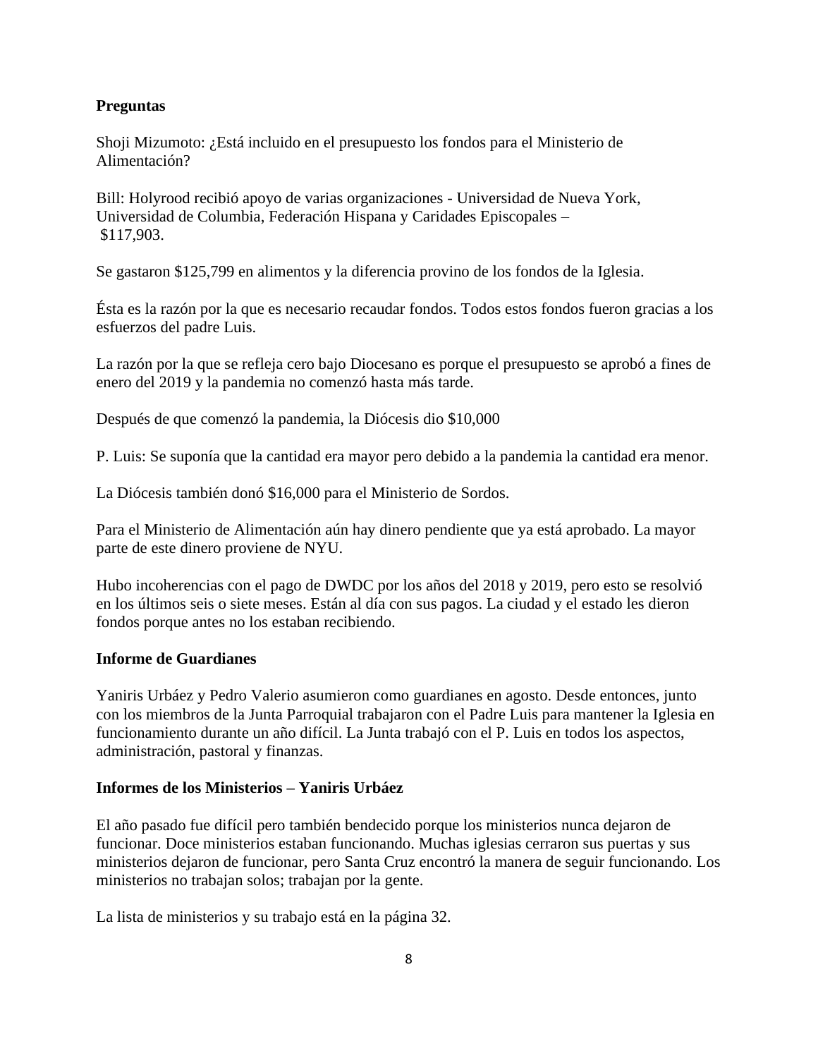**Preguntas**

Shoji Mizumoto: ¿Está incluido en el presupuesto los fondos para el Ministerio de Alimentación?

Bill: Holyrood recibió apoyo de varias organizaciones - Universidad de Nueva York, Universidad de Columbia, Federación Hispana y Caridades Episcopales – $117,903.

Se gastaron $125,799 en alimentos y la diferencia provino de los fondos de la Iglesia.

Ésta es la razón por la que es necesario recaudar fondos. Todos estos fondos fueron gracias a los esfuerzos del padre Luis.

La razón por la que se refleja cero bajo Diocesano es porque el presupuesto se aprobó a fines de enero del 2019 y la pandemia no comenzó hasta más tarde.

Después de que comenzó la pandemia, la Diócesis dio $10,000

P. Luis: Se suponía que la cantidad era mayor pero debido a la pandemia la cantidad era menor.

La Diócesis también donó $16,000 para el Ministerio de Sordos.

Para el Ministerio de Alimentación aún hay dinero pendiente que ya está aprobado. La mayor parte de este dinero proviene de NYU.

Hubo incoherencias con el pago de DWDC por los años del 2018 y 2019, pero esto se resolvió en los últimos seis o siete meses. Están al día con sus pagos. La ciudad y el estado les dieron fondos porque antes no los estaban recibiendo.

**Informe de Guardianes**

Yaniris Urbáez y Pedro Valerio asumieron como guardianes en agosto. Desde entonces, junto con los miembros de la Junta Parroquial trabajaron con el Padre Luis para mantener la Iglesia en funcionamiento durante un año difícil. La Junta trabajó con el P. Luis en todos los aspectos, administración, pastoral y finanzas.

**Informes de los Ministerios – Yaniris Urbáez**

El año pasado fue difícil pero también bendecido porque los ministerios nunca dejaron de funcionar. Doce ministerios estaban funcionando. Muchas iglesias cerraron sus puertas y sus ministerios dejaron de funcionar, pero Santa Cruz encontró la manera de seguir funcionando. Los ministerios no trabajan solos; trabajan por la gente.

La lista de ministerios y su trabajo está en la página 32.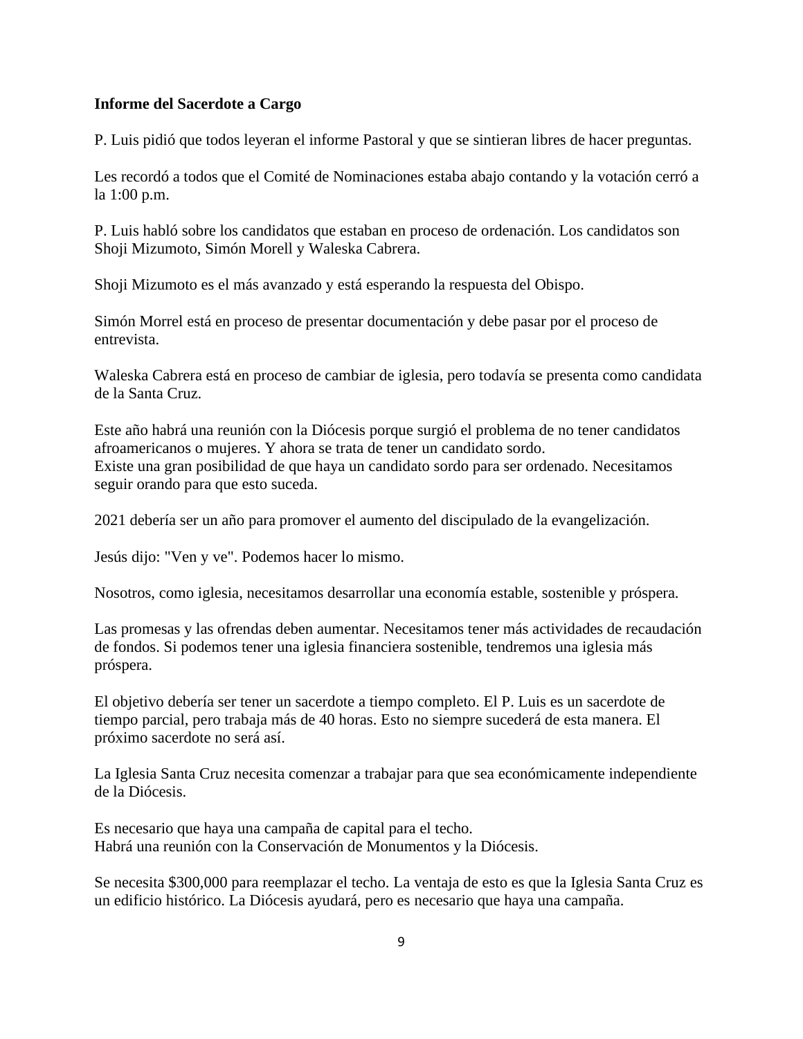**Informe del Sacerdote a Cargo**

P. Luis pidió que todos leyeran el informe Pastoral y que se sintieran libres de hacer preguntas.

Les recordó a todos que el Comité de Nominaciones estaba abajo contando y la votación cerró a la 1:00 p.m.

P. Luis habló sobre los candidatos que estaban en proceso de ordenación. Los candidatos son Shoji Mizumoto, Simón Morell y Waleska Cabrera.

Shoji Mizumoto es el más avanzado y está esperando la respuesta del Obispo.

Simón Morrel está en proceso de presentar documentación y debe pasar por el proceso de entrevista.

Waleska Cabrera está en proceso de cambiar de iglesia, pero todavía se presenta como candidata de la Santa Cruz.

Este año habrá una reunión con la Diócesis porque surgió el problema de no tener candidatos afroamericanos o mujeres. Y ahora se trata de tener un candidato sordo.
Existe una gran posibilidad de que haya un candidato sordo para ser ordenado. Necesitamos seguir orando para que esto suceda.

2021 debería ser un año para promover el aumento del discipulado de la evangelización.

Jesús dijo: "Ven y ve". Podemos hacer lo mismo.

Nosotros, como iglesia, necesitamos desarrollar una economía estable, sostenible y próspera.

Las promesas y las ofrendas deben aumentar. Necesitamos tener más actividades de recaudación de fondos. Si podemos tener una iglesia financiera sostenible, tendremos una iglesia más próspera.

El objetivo debería ser tener un sacerdote a tiempo completo. El P. Luis es un sacerdote de tiempo parcial, pero trabaja más de 40 horas. Esto no siempre sucederá de esta manera. El próximo sacerdote no será así.

La Iglesia Santa Cruz necesita comenzar a trabajar para que sea económicamente independiente de la Diócesis.

Es necesario que haya una campaña de capital para el techo.
Habrá una reunión con la Conservación de Monumentos y la Diócesis.

Se necesita $300,000 para reemplazar el techo. La ventaja de esto es que la Iglesia Santa Cruz es un edificio histórico. La Diócesis ayudará, pero es necesario que haya una campaña.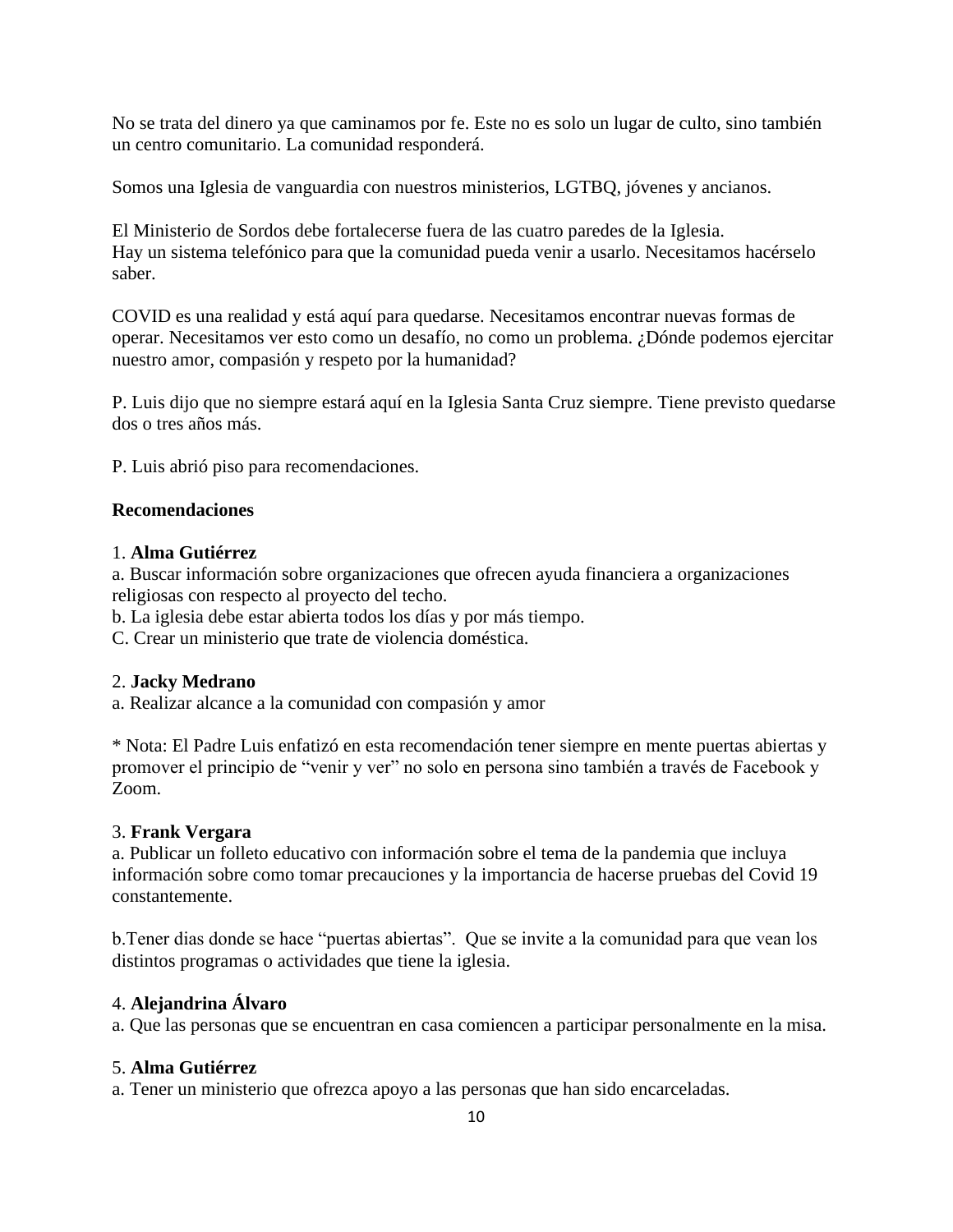No se trata del dinero ya que caminamos por fe. Este no es solo un lugar de culto, sino también un centro comunitario. La comunidad responderá.

Somos una Iglesia de vanguardia con nuestros ministerios, LGTBQ, jóvenes y ancianos.

El Ministerio de Sordos debe fortalecerse fuera de las cuatro paredes de la Iglesia.
Hay un sistema telefónico para que la comunidad pueda venir a usarlo. Necesitamos hacérselo saber.

COVID es una realidad y está aquí para quedarse. Necesitamos encontrar nuevas formas de operar. Necesitamos ver esto como un desafío, no como un problema. ¿Dónde podemos ejercitar nuestro amor, compasión y respeto por la humanidad?

P. Luis dijo que no siempre estará aquí en la Iglesia Santa Cruz siempre. Tiene previsto quedarse dos o tres años más.

P. Luis abrió piso para recomendaciones.

**Recomendaciones**

1. **Alma Gutiérrez**
a. Buscar información sobre organizaciones que ofrecen ayuda financiera a organizaciones religiosas con respecto al proyecto del techo.
b. La iglesia debe estar abierta todos los días y por más tiempo.
C. Crear un ministerio que trate de violencia doméstica.

2. **Jacky Medrano**
a. Realizar alcance a la comunidad con compasión y amor

* Nota: El Padre Luis enfatizó en esta recomendación tener siempre en mente puertas abiertas y promover el principio de "venir y ver" no solo en persona sino también a través de Facebook y Zoom.

3. **Frank Vergara**
a. Publicar un folleto educativo con información sobre el tema de la pandemia que incluya información sobre como tomar precauciones y la importancia de hacerse pruebas del Covid 19 constantemente.

b.Tener dias donde se hace "puertas abiertas". Que se invite a la comunidad para que vean los distintos programas o actividades que tiene la iglesia.

4. **Alejandrina Álvaro**
a. Que las personas que se encuentran en casa comiencen a participar personalmente en la misa.

5. **Alma Gutiérrez**
a. Tener un ministerio que ofrezca apoyo a las personas que han sido encarceladas.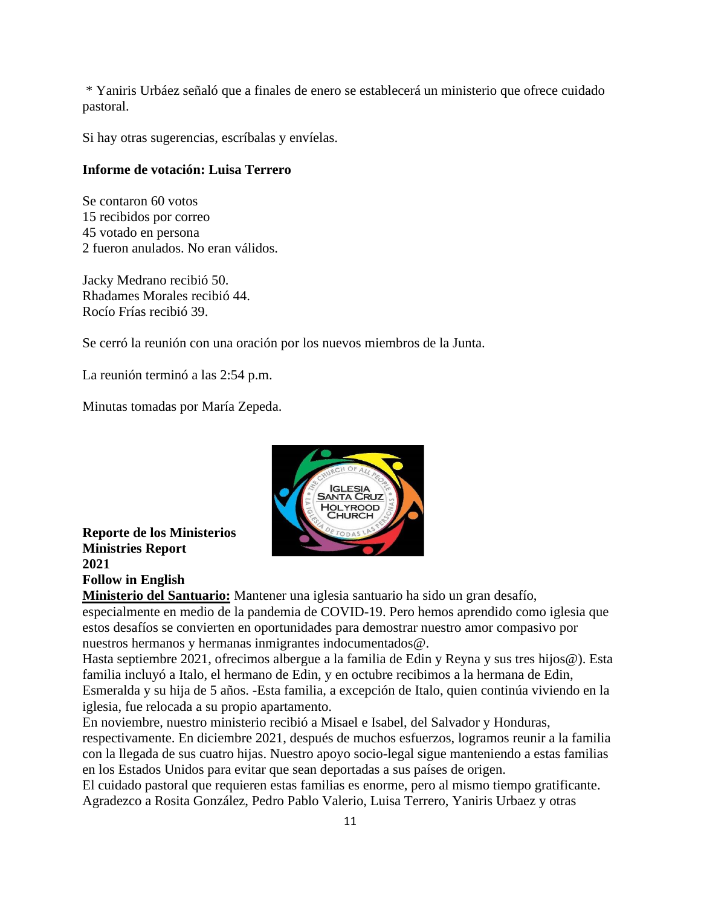* Yaniris Urbáez señaló que a finales de enero se establecerá un ministerio que ofrece cuidado pastoral.

Si hay otras sugerencias, escríbalas y envíelas.

**Informe de votación: Luisa Terrero**

Se contaron 60 votos
15 recibidos por correo
45 votado en persona
2 fueron anulados. No eran válidos.

Jacky Medrano recibió 50.
Rhadames Morales recibió 44.
Rocío Frías recibió 39.

Se cerró la reunión con una oración por los nuevos miembros de la Junta.

La reunión terminó a las 2:54 p.m.

Minutas tomadas por María Zepeda.

**Reporte de los Ministerios**
**Ministries Report**
**2021**
**Follow in English**

**Ministerio del Santuario:** Mantener una iglesia santuario ha sido un gran desafío, especialmente en medio de la pandemia de COVID-19. Pero hemos aprendido como iglesia que estos desafíos se convierten en oportunidades para demostrar nuestro amor compasivo por nuestros hermanos y hermanas inmigrantes indocumentados@.
Hasta septiembre 2021, ofrecimos albergue a la familia de Edin y Reyna y sus tres hijos@). Esta familia incluyó a Italo, el hermano de Edin, y en octubre recibimos a la hermana de Edin, Esmeralda y su hija de 5 años. -Esta familia, a excepción de Italo, quien continúa viviendo en la iglesia, fue relocada a su propio apartamento.
En noviembre, nuestro ministerio recibió a Misael e Isabel, del Salvador y Honduras, respectivamente. En diciembre 2021, después de muchos esfuerzos, logramos reunir a la familia con la llegada de sus cuatro hijas. Nuestro apoyo socio-legal sigue manteniendo a estas familias en los Estados Unidos para evitar que sean deportadas a sus países de origen.
El cuidado pastoral que requieren estas familias es enorme, pero al mismo tiempo gratificante. Agradezco a Rosita González, Pedro Pablo Valerio, Luisa Terrero, Yaniris Urbaez y otras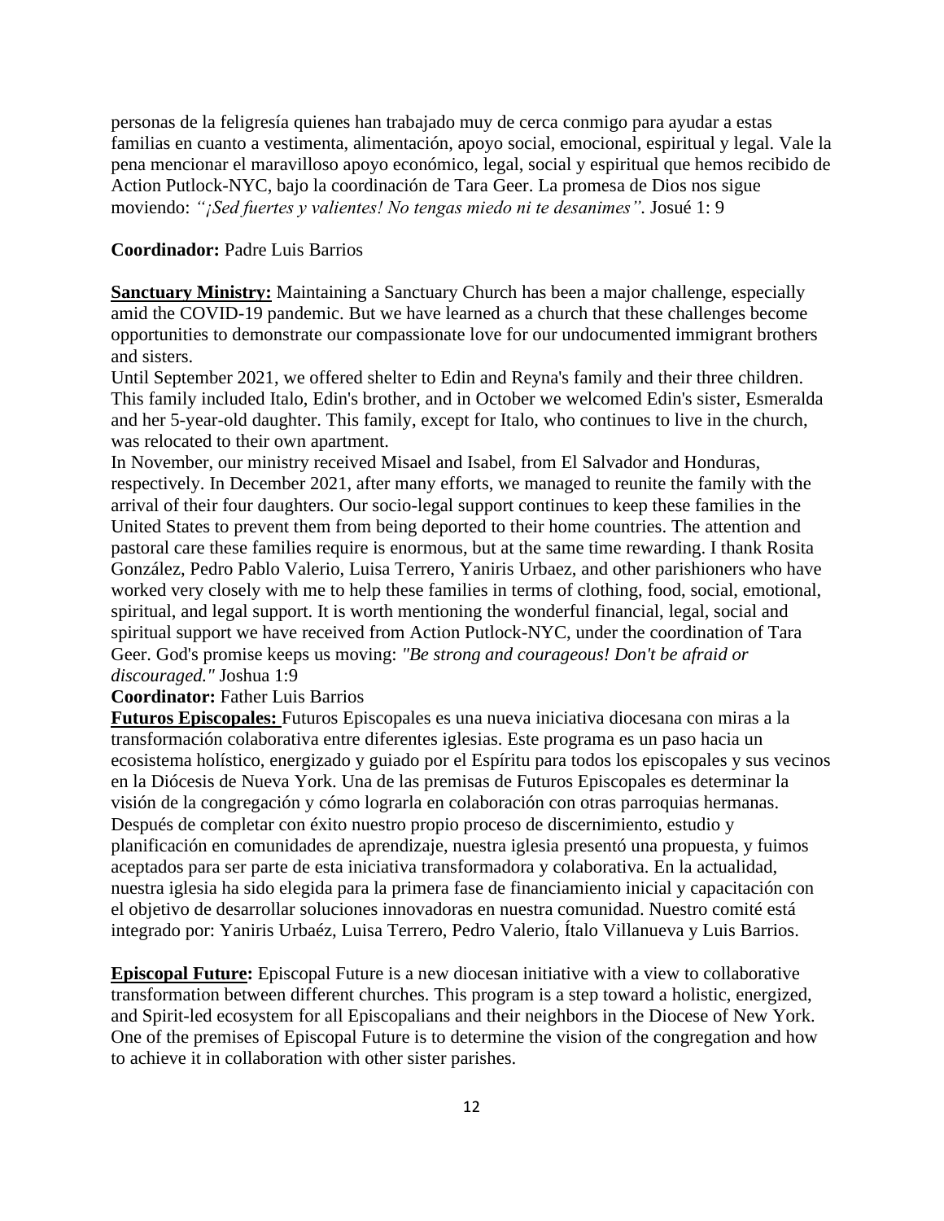personas de la feligresía quienes han trabajado muy de cerca conmigo para ayudar a estas familias en cuanto a vestimenta, alimentación, apoyo social, emocional, espiritual y legal. Vale la pena mencionar el maravilloso apoyo económico, legal, social y espiritual que hemos recibido de Action Putlock-NYC, bajo la coordinación de Tara Geer. La promesa de Dios nos sigue moviendo: *"¡Sed fuertes y valientes! No tengas miedo ni te desanimes"*. Josué 1: 9

**Coordinador:** Padre Luis Barrios

**Sanctuary Ministry:** Maintaining a Sanctuary Church has been a major challenge, especially amid the COVID-19 pandemic. But we have learned as a church that these challenges become opportunities to demonstrate our compassionate love for our undocumented immigrant brothers and sisters.

Until September 2021, we offered shelter to Edin and Reyna's family and their three children. This family included Italo, Edin's brother, and in October we welcomed Edin's sister, Esmeralda and her 5-year-old daughter. This family, except for Italo, who continues to live in the church, was relocated to their own apartment.

In November, our ministry received Misael and Isabel, from El Salvador and Honduras, respectively. In December 2021, after many efforts, we managed to reunite the family with the arrival of their four daughters. Our socio-legal support continues to keep these families in the United States to prevent them from being deported to their home countries. The attention and pastoral care these families require is enormous, but at the same time rewarding. I thank Rosita González, Pedro Pablo Valerio, Luisa Terrero, Yaniris Urbaez, and other parishioners who have worked very closely with me to help these families in terms of clothing, food, social, emotional, spiritual, and legal support. It is worth mentioning the wonderful financial, legal, social and spiritual support we have received from Action Putlock-NYC, under the coordination of Tara Geer. God's promise keeps us moving: *"Be strong and courageous! Don't be afraid or discouraged."* Joshua 1:9

**Coordinator:** Father Luis Barrios

**Futuros Episcopales:** Futuros Episcopales es una nueva iniciativa diocesana con miras a la transformación colaborativa entre diferentes iglesias. Este programa es un paso hacia un ecosistema holístico, energizado y guiado por el Espíritu para todos los episcopales y sus vecinos en la Diócesis de Nueva York. Una de las premisas de Futuros Episcopales es determinar la visión de la congregación y cómo lograrla en colaboración con otras parroquias hermanas. Después de completar con éxito nuestro propio proceso de discernimiento, estudio y planificación en comunidades de aprendizaje, nuestra iglesia presentó una propuesta, y fuimos aceptados para ser parte de esta iniciativa transformadora y colaborativa. En la actualidad, nuestra iglesia ha sido elegida para la primera fase de financiamiento inicial y capacitación con el objetivo de desarrollar soluciones innovadoras en nuestra comunidad. Nuestro comité está integrado por: Yaniris Urbaéz, Luisa Terrero, Pedro Valerio, Ítalo Villanueva y Luis Barrios.

**Episcopal Future:** Episcopal Future is a new diocesan initiative with a view to collaborative transformation between different churches. This program is a step toward a holistic, energized, and Spirit-led ecosystem for all Episcopalians and their neighbors in the Diocese of New York. One of the premises of Episcopal Future is to determine the vision of the congregation and how to achieve it in collaboration with other sister parishes.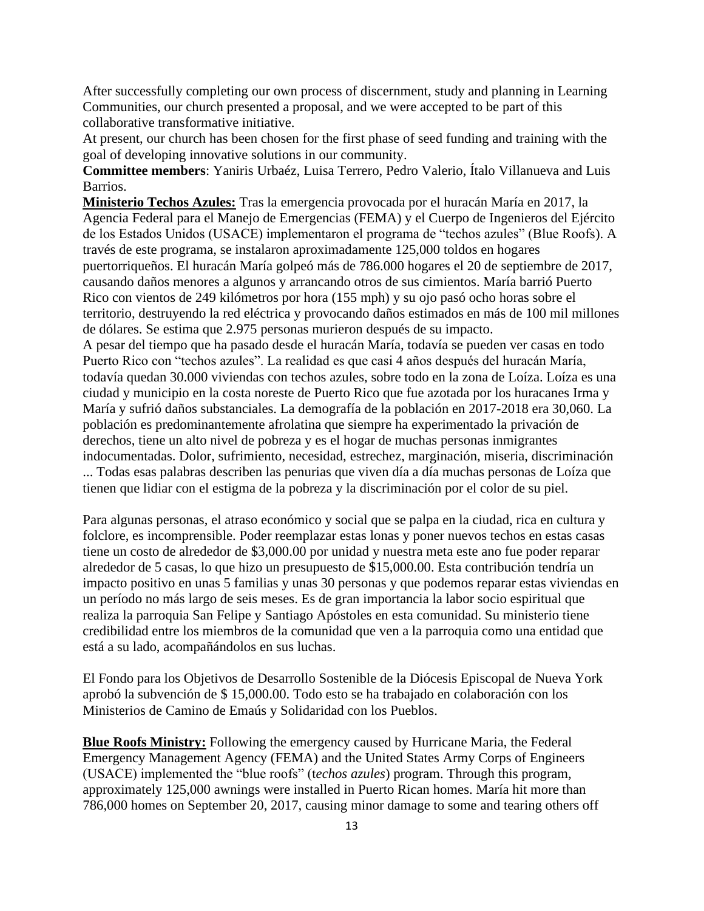After successfully completing our own process of discernment, study and planning in Learning Communities, our church presented a proposal, and we were accepted to be part of this collaborative transformative initiative.

At present, our church has been chosen for the first phase of seed funding and training with the goal of developing innovative solutions in our community.

**Committee members**: Yaniris Urbaéz, Luisa Terrero, Pedro Valerio, Ítalo Villanueva and Luis Barrios.

**Ministerio Techos Azules:** Tras la emergencia provocada por el huracán María en 2017, la Agencia Federal para el Manejo de Emergencias (FEMA) y el Cuerpo de Ingenieros del Ejército de los Estados Unidos (USACE) implementaron el programa de "techos azules" (Blue Roofs). A través de este programa, se instalaron aproximadamente 125,000 toldos en hogares puertorriqueños. El huracán María golpeó más de 786.000 hogares el 20 de septiembre de 2017, causando daños menores a algunos y arrancando otros de sus cimientos. María barrió Puerto Rico con vientos de 249 kilómetros por hora (155 mph) y su ojo pasó ocho horas sobre el territorio, destruyendo la red eléctrica y provocando daños estimados en más de 100 mil millones de dólares. Se estima que 2.975 personas murieron después de su impacto.

A pesar del tiempo que ha pasado desde el huracán María, todavía se pueden ver casas en todo Puerto Rico con "techos azules". La realidad es que casi 4 años después del huracán María, todavía quedan 30.000 viviendas con techos azules, sobre todo en la zona de Loíza. Loíza es una ciudad y municipio en la costa noreste de Puerto Rico que fue azotada por los huracanes Irma y María y sufrió daños substanciales. La demografía de la población en 2017-2018 era 30,060. La población es predominantemente afrolatina que siempre ha experimentado la privación de derechos, tiene un alto nivel de pobreza y es el hogar de muchas personas inmigrantes indocumentadas. Dolor, sufrimiento, necesidad, estrechez, marginación, miseria, discriminación ... Todas esas palabras describen las penurias que viven día a día muchas personas de Loíza que tienen que lidiar con el estigma de la pobreza y la discriminación por el color de su piel.

Para algunas personas, el atraso económico y social que se palpa en la ciudad, rica en cultura y folclore, es incomprensible. Poder reemplazar estas lonas y poner nuevos techos en estas casas tiene un costo de alrededor de $3,000.00 por unidad y nuestra meta este ano fue poder reparar alrededor de 5 casas, lo que hizo un presupuesto de $15,000.00. Esta contribución tendría un impacto positivo en unas 5 familias y unas 30 personas y que podemos reparar estas viviendas en un período no más largo de seis meses. Es de gran importancia la labor socio espiritual que realiza la parroquia San Felipe y Santiago Apóstoles en esta comunidad. Su ministerio tiene credibilidad entre los miembros de la comunidad que ven a la parroquia como una entidad que está a su lado, acompañándolos en sus luchas.

El Fondo para los Objetivos de Desarrollo Sostenible de la Diócesis Episcopal de Nueva York aprobó la subvención de $ 15,000.00. Todo esto se ha trabajado en colaboración con los Ministerios de Camino de Emaús y Solidaridad con los Pueblos.

**Blue Roofs Ministry:** Following the emergency caused by Hurricane Maria, the Federal Emergency Management Agency (FEMA) and the United States Army Corps of Engineers (USACE) implemented the "blue roofs" (*techos azules*) program. Through this program, approximately 125,000 awnings were installed in Puerto Rican homes. María hit more than 786,000 homes on September 20, 2017, causing minor damage to some and tearing others off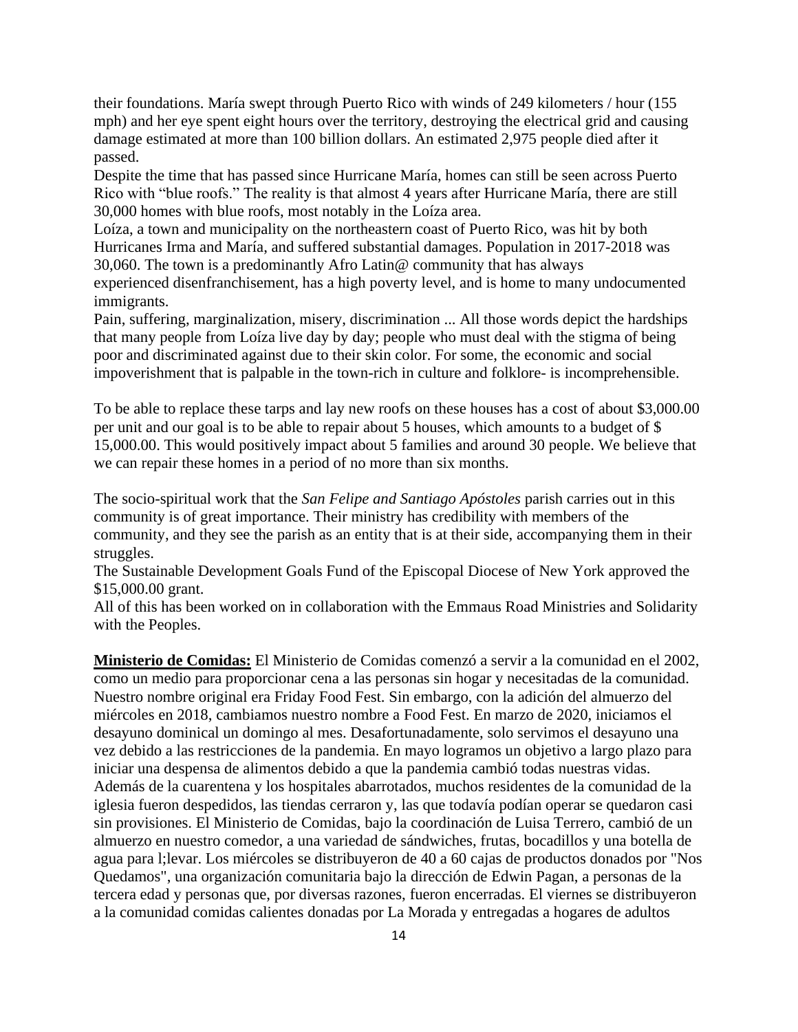their foundations. María swept through Puerto Rico with winds of 249 kilometers / hour (155 mph) and her eye spent eight hours over the territory, destroying the electrical grid and causing damage estimated at more than 100 billion dollars. An estimated 2,975 people died after it passed.

Despite the time that has passed since Hurricane María, homes can still be seen across Puerto Rico with "blue roofs." The reality is that almost 4 years after Hurricane María, there are still 30,000 homes with blue roofs, most notably in the Loíza area.

Loíza, a town and municipality on the northeastern coast of Puerto Rico, was hit by both Hurricanes Irma and María, and suffered substantial damages. Population in 2017-2018 was 30,060. The town is a predominantly Afro Latin@ community that has always experienced disenfranchisement, has a high poverty level, and is home to many undocumented immigrants.

Pain, suffering, marginalization, misery, discrimination ... All those words depict the hardships that many people from Loíza live day by day; people who must deal with the stigma of being poor and discriminated against due to their skin color. For some, the economic and social impoverishment that is palpable in the town-rich in culture and folklore- is incomprehensible.

To be able to replace these tarps and lay new roofs on these houses has a cost of about $3,000.00 per unit and our goal is to be able to repair about 5 houses, which amounts to a budget of $ 15,000.00. This would positively impact about 5 families and around 30 people. We believe that we can repair these homes in a period of no more than six months.

The socio-spiritual work that the *San Felipe and Santiago Apóstoles* parish carries out in this community is of great importance. Their ministry has credibility with members of the community, and they see the parish as an entity that is at their side, accompanying them in their struggles.

The Sustainable Development Goals Fund of the Episcopal Diocese of New York approved the $15,000.00 grant.

All of this has been worked on in collaboration with the Emmaus Road Ministries and Solidarity with the Peoples.

**Ministerio de Comidas:** El Ministerio de Comidas comenzó a servir a la comunidad en el 2002, como un medio para proporcionar cena a las personas sin hogar y necesitadas de la comunidad. Nuestro nombre original era Friday Food Fest. Sin embargo, con la adición del almuerzo del miércoles en 2018, cambiamos nuestro nombre a Food Fest. En marzo de 2020, iniciamos el desayuno dominical un domingo al mes. Desafortunadamente, solo servimos el desayuno una vez debido a las restricciones de la pandemia. En mayo logramos un objetivo a largo plazo para iniciar una despensa de alimentos debido a que la pandemia cambió todas nuestras vidas. Además de la cuarentena y los hospitales abarrotados, muchos residentes de la comunidad de la iglesia fueron despedidos, las tiendas cerraron y, las que todavía podían operar se quedaron casi sin provisiones. El Ministerio de Comidas, bajo la coordinación de Luisa Terrero, cambió de un almuerzo en nuestro comedor, a una variedad de sándwiches, frutas, bocadillos y una botella de agua para l;levar. Los miércoles se distribuyeron de 40 a 60 cajas de productos donados por "Nos Quedamos", una organización comunitaria bajo la dirección de Edwin Pagan, a personas de la tercera edad y personas que, por diversas razones, fueron encerradas. El viernes se distribuyeron a la comunidad comidas calientes donadas por La Morada y entregadas a hogares de adultos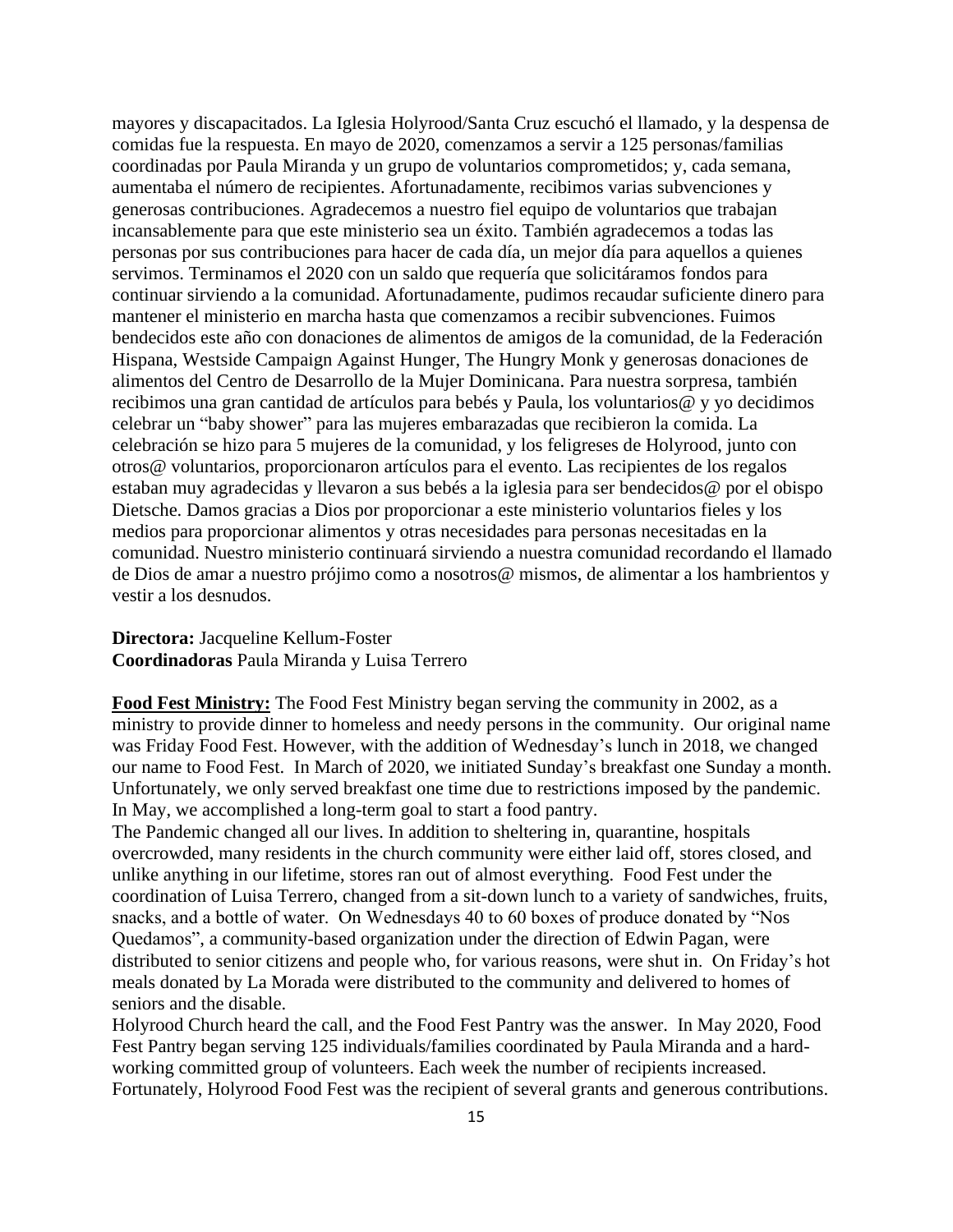mayores y discapacitados. La Iglesia Holyrood/Santa Cruz escuchó el llamado, y la despensa de comidas fue la respuesta. En mayo de 2020, comenzamos a servir a 125 personas/familias coordinadas por Paula Miranda y un grupo de voluntarios comprometidos; y, cada semana, aumentaba el número de recipientes. Afortunadamente, recibimos varias subvenciones y generosas contribuciones. Agradecemos a nuestro fiel equipo de voluntarios que trabajan incansablemente para que este ministerio sea un éxito. También agradecemos a todas las personas por sus contribuciones para hacer de cada día, un mejor día para aquellos a quienes servimos. Terminamos el 2020 con un saldo que requería que solicitáramos fondos para continuar sirviendo a la comunidad. Afortunadamente, pudimos recaudar suficiente dinero para mantener el ministerio en marcha hasta que comenzamos a recibir subvenciones. Fuimos bendecidos este año con donaciones de alimentos de amigos de la comunidad, de la Federación Hispana, Westside Campaign Against Hunger, The Hungry Monk y generosas donaciones de alimentos del Centro de Desarrollo de la Mujer Dominicana. Para nuestra sorpresa, también recibimos una gran cantidad de artículos para bebés y Paula, los voluntarios@ y yo decidimos celebrar un "baby shower" para las mujeres embarazadas que recibieron la comida. La celebración se hizo para 5 mujeres de la comunidad, y los feligreses de Holyrood, junto con otros@ voluntarios, proporcionaron artículos para el evento. Las recipientes de los regalos estaban muy agradecidas y llevaron a sus bebés a la iglesia para ser bendecidos@ por el obispo Dietsche. Damos gracias a Dios por proporcionar a este ministerio voluntarios fieles y los medios para proporcionar alimentos y otras necesidades para personas necesitadas en la comunidad. Nuestro ministerio continuará sirviendo a nuestra comunidad recordando el llamado de Dios de amar a nuestro prójimo como a nosotros@ mismos, de alimentar a los hambrientos y vestir a los desnudos.

**Directora:** Jacqueline Kellum-Foster
**Coordinadoras** Paula Miranda y Luisa Terrero

**Food Fest Ministry:** The Food Fest Ministry began serving the community in 2002, as a ministry to provide dinner to homeless and needy persons in the community. Our original name was Friday Food Fest. However, with the addition of Wednesday's lunch in 2018, we changed our name to Food Fest. In March of 2020, we initiated Sunday's breakfast one Sunday a month. Unfortunately, we only served breakfast one time due to restrictions imposed by the pandemic. In May, we accomplished a long-term goal to start a food pantry.

The Pandemic changed all our lives. In addition to sheltering in, quarantine, hospitals overcrowded, many residents in the church community were either laid off, stores closed, and unlike anything in our lifetime, stores ran out of almost everything. Food Fest under the coordination of Luisa Terrero, changed from a sit-down lunch to a variety of sandwiches, fruits, snacks, and a bottle of water. On Wednesdays 40 to 60 boxes of produce donated by "Nos Quedamos", a community-based organization under the direction of Edwin Pagan, were distributed to senior citizens and people who, for various reasons, were shut in. On Friday's hot meals donated by La Morada were distributed to the community and delivered to homes of seniors and the disable.

Holyrood Church heard the call, and the Food Fest Pantry was the answer. In May 2020, Food Fest Pantry began serving 125 individuals/families coordinated by Paula Miranda and a hard-working committed group of volunteers. Each week the number of recipients increased. Fortunately, Holyrood Food Fest was the recipient of several grants and generous contributions.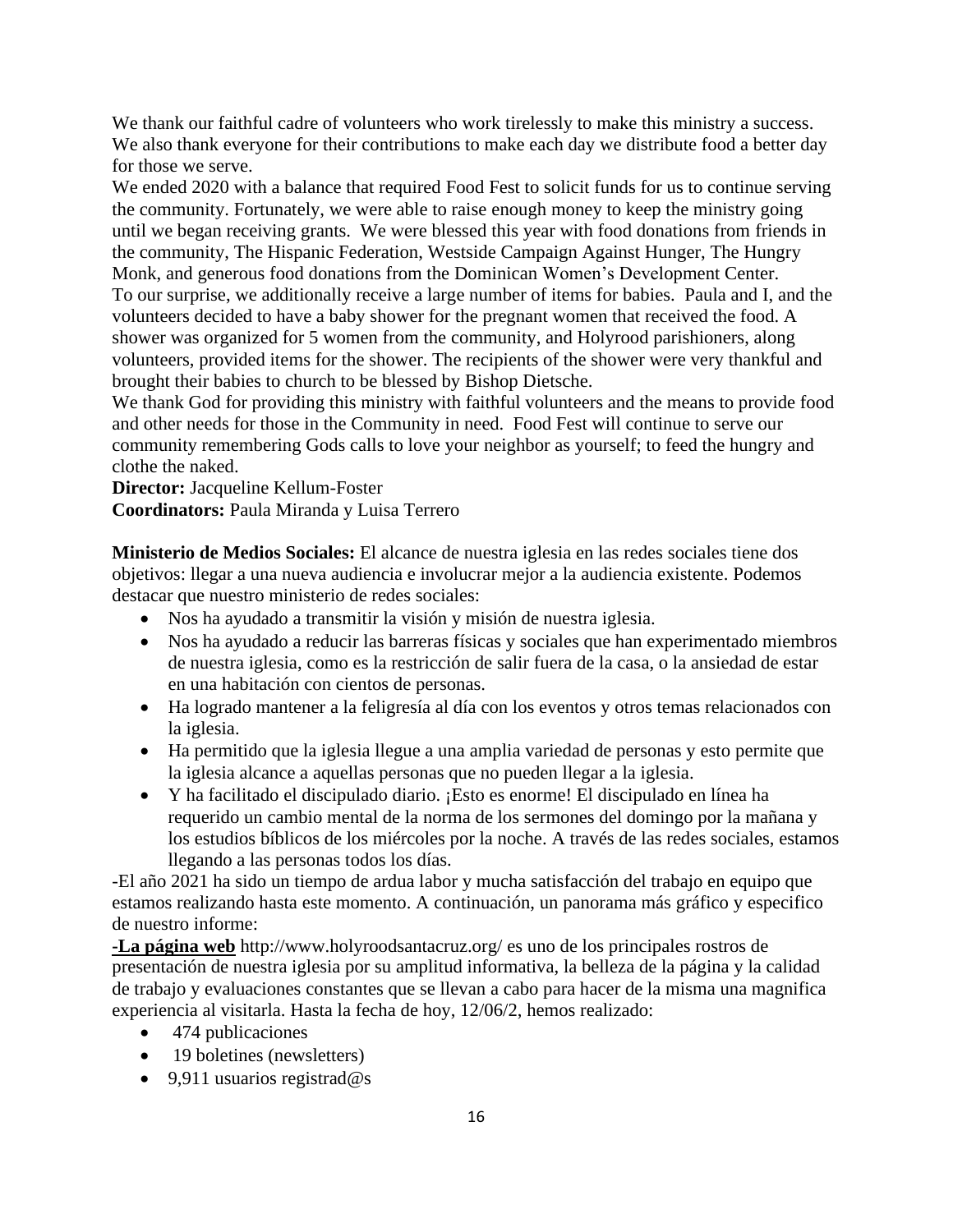We thank our faithful cadre of volunteers who work tirelessly to make this ministry a success. We also thank everyone for their contributions to make each day we distribute food a better day for those we serve.

We ended 2020 with a balance that required Food Fest to solicit funds for us to continue serving the community. Fortunately, we were able to raise enough money to keep the ministry going until we began receiving grants. We were blessed this year with food donations from friends in the community, The Hispanic Federation, Westside Campaign Against Hunger, The Hungry Monk, and generous food donations from the Dominican Women's Development Center.

To our surprise, we additionally receive a large number of items for babies. Paula and I, and the volunteers decided to have a baby shower for the pregnant women that received the food. A shower was organized for 5 women from the community, and Holyrood parishioners, along volunteers, provided items for the shower. The recipients of the shower were very thankful and brought their babies to church to be blessed by Bishop Dietsche.

We thank God for providing this ministry with faithful volunteers and the means to provide food and other needs for those in the Community in need. Food Fest will continue to serve our community remembering Gods calls to love your neighbor as yourself; to feed the hungry and clothe the naked.

**Director:** Jacqueline Kellum-Foster

**Coordinators:** Paula Miranda y Luisa Terrero

**Ministerio de Medios Sociales:** El alcance de nuestra iglesia en las redes sociales tiene dos objetivos: llegar a una nueva audiencia e involucrar mejor a la audiencia existente. Podemos destacar que nuestro ministerio de redes sociales:

- Nos ha ayudado a transmitir la visión y misión de nuestra iglesia.
- Nos ha ayudado a reducir las barreras físicas y sociales que han experimentado miembros de nuestra iglesia, como es la restricción de salir fuera de la casa, o la ansiedad de estar en una habitación con cientos de personas.
- Ha logrado mantener a la feligresía al día con los eventos y otros temas relacionados con la iglesia.
- Ha permitido que la iglesia llegue a una amplia variedad de personas y esto permite que la iglesia alcance a aquellas personas que no pueden llegar a la iglesia.
- Y ha facilitado el discipulado diario. ¡Esto es enorme! El discipulado en línea ha requerido un cambio mental de la norma de los sermones del domingo por la mañana y los estudios bíblicos de los miércoles por la noche. A través de las redes sociales, estamos llegando a las personas todos los días.

-El año 2021 ha sido un tiempo de ardua labor y mucha satisfacción del trabajo en equipo que estamos realizando hasta este momento. A continuación, un panorama más gráfico y especifico de nuestro informe:

**-La página web** http://www.holyroodsantacruz.org/ es uno de los principales rostros de presentación de nuestra iglesia por su amplitud informativa, la belleza de la página y la calidad de trabajo y evaluaciones constantes que se llevan a cabo para hacer de la misma una magnifica experiencia al visitarla. Hasta la fecha de hoy, 12/06/2, hemos realizado:

- 474 publicaciones
- 19 boletines (newsletters)
- 9,911 usuarios registrad@s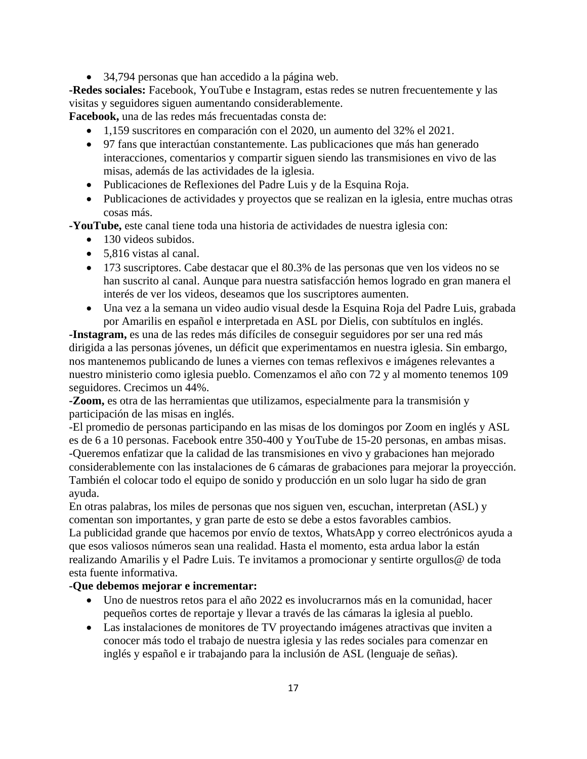- 34,794 personas que han accedido a la página web.

**-Redes sociales:** Facebook, YouTube e Instagram, estas redes se nutren frecuentemente y las visitas y seguidores siguen aumentando considerablemente.

**Facebook,** una de las redes más frecuentadas consta de:

- 1,159 suscritores en comparación con el 2020, un aumento del 32% el 2021.
- 97 fans que interactúan constantemente. Las publicaciones que más han generado interacciones, comentarios y compartir siguen siendo las transmisiones en vivo de las misas, además de las actividades de la iglesia.
- Publicaciones de Reflexiones del Padre Luis y de la Esquina Roja.
- Publicaciones de actividades y proyectos que se realizan en la iglesia, entre muchas otras cosas más.

**-YouTube,** este canal tiene toda una historia de actividades de nuestra iglesia con:

- 130 videos subidos.
- 5,816 vistas al canal.
- 173 suscriptores. Cabe destacar que el 80.3% de las personas que ven los videos no se han suscrito al canal. Aunque para nuestra satisfacción hemos logrado en gran manera el interés de ver los videos, deseamos que los suscriptores aumenten.
- Una vez a la semana un video audio visual desde la Esquina Roja del Padre Luis, grabada por Amarilis en español e interpretada en ASL por Dielis, con subtítulos en inglés.

**-Instagram,** es una de las redes más difíciles de conseguir seguidores por ser una red más dirigida a las personas jóvenes, un déficit que experimentamos en nuestra iglesia. Sin embargo, nos mantenemos publicando de lunes a viernes con temas reflexivos e imágenes relevantes a nuestro ministerio como iglesia pueblo. Comenzamos el año con 72 y al momento tenemos 109 seguidores. Crecimos un 44%.

**-Zoom,** es otra de las herramientas que utilizamos, especialmente para la transmisión y participación de las misas en inglés.

-El promedio de personas participando en las misas de los domingos por Zoom en inglés y ASL es de 6 a 10 personas. Facebook entre 350-400 y YouTube de 15-20 personas, en ambas misas.

-Queremos enfatizar que la calidad de las transmisiones en vivo y grabaciones han mejorado considerablemente con las instalaciones de 6 cámaras de grabaciones para mejorar la proyección. También el colocar todo el equipo de sonido y producción en un solo lugar ha sido de gran ayuda.

En otras palabras, los miles de personas que nos siguen ven, escuchan, interpretan (ASL) y comentan son importantes, y gran parte de esto se debe a estos favorables cambios.

La publicidad grande que hacemos por envío de textos, WhatsApp y correo electrónicos ayuda a que esos valiosos números sean una realidad. Hasta el momento, esta ardua labor la están realizando Amarilis y el Padre Luis. Te invitamos a promocionar y sentirte orgullos@ de toda esta fuente informativa.

**-Que debemos mejorar e incrementar:**

- Uno de nuestros retos para el año 2022 es involucrarnos más en la comunidad, hacer pequeños cortes de reportaje y llevar a través de las cámaras la iglesia al pueblo.
- Las instalaciones de monitores de TV proyectando imágenes atractivas que inviten a conocer más todo el trabajo de nuestra iglesia y las redes sociales para comenzar en inglés y español e ir trabajando para la inclusión de ASL (lenguaje de señas).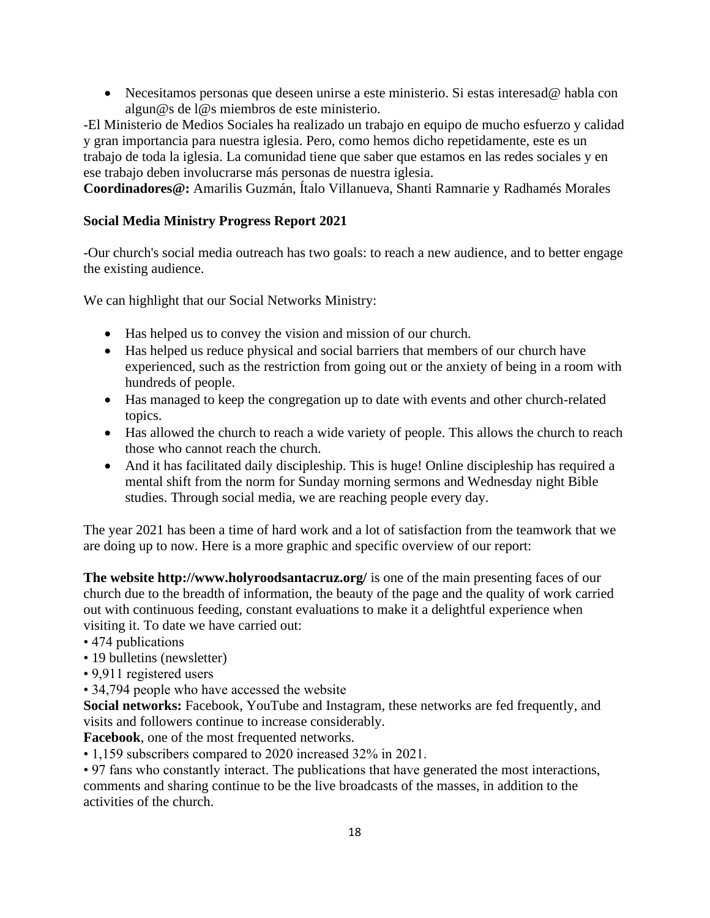- Necesitamos personas que deseen unirse a este ministerio. Si estas interesad@ habla con algun@s de l@s miembros de este ministerio.

-El Ministerio de Medios Sociales ha realizado un trabajo en equipo de mucho esfuerzo y calidad y gran importancia para nuestra iglesia. Pero, como hemos dicho repetidamente, este es un trabajo de toda la iglesia. La comunidad tiene que saber que estamos en las redes sociales y en ese trabajo deben involucrarse más personas de nuestra iglesia.

**Coordinadores@:** Amarilis Guzmán, Ítalo Villanueva, Shanti Ramnarie y Radhamés Morales

**Social Media Ministry Progress Report 2021**

-Our church's social media outreach has two goals: to reach a new audience, and to better engage the existing audience.

We can highlight that our Social Networks Ministry:

- Has helped us to convey the vision and mission of our church.
- Has helped us reduce physical and social barriers that members of our church have experienced, such as the restriction from going out or the anxiety of being in a room with hundreds of people.
- Has managed to keep the congregation up to date with events and other church-related topics.
- Has allowed the church to reach a wide variety of people. This allows the church to reach those who cannot reach the church.
- And it has facilitated daily discipleship. This is huge! Online discipleship has required a mental shift from the norm for Sunday morning sermons and Wednesday night Bible studies. Through social media, we are reaching people every day.

The year 2021 has been a time of hard work and a lot of satisfaction from the teamwork that we are doing up to now. Here is a more graphic and specific overview of our report:

**The website http://www.holyroodsantacruz.org/** is one of the main presenting faces of our church due to the breadth of information, the beauty of the page and the quality of work carried out with continuous feeding, constant evaluations to make it a delightful experience when visiting it. To date we have carried out:

- 474 publications
- 19 bulletins (newsletter)
- 9,911 registered users
- 34,794 people who have accessed the website

**Social networks:** Facebook, YouTube and Instagram, these networks are fed frequently, and visits and followers continue to increase considerably.

**Facebook**, one of the most frequented networks.

- 1,159 subscribers compared to 2020 increased 32% in 2021.
- 97 fans who constantly interact. The publications that have generated the most interactions, comments and sharing continue to be the live broadcasts of the masses, in addition to the activities of the church.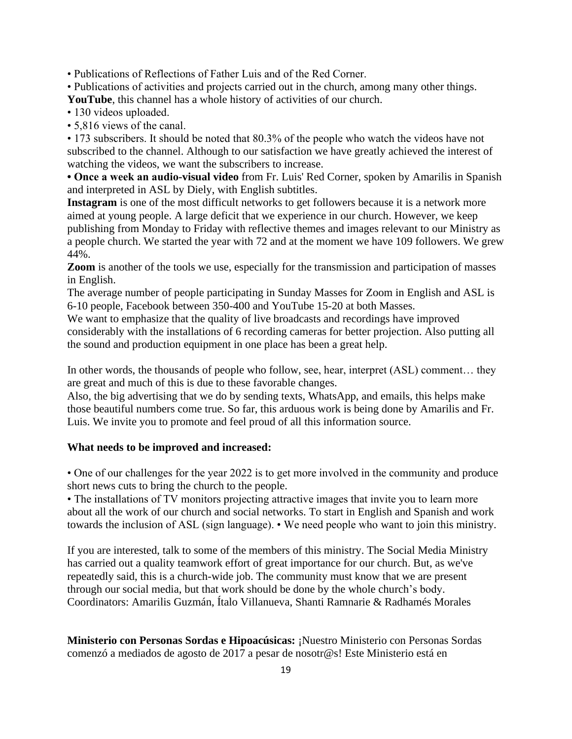• Publications of Reflections of Father Luis and of the Red Corner.

• Publications of activities and projects carried out in the church, among many other things.

**YouTube**, this channel has a whole history of activities of our church.

• 130 videos uploaded.

• 5,816 views of the canal.

• 173 subscribers. It should be noted that 80.3% of the people who watch the videos have not subscribed to the channel. Although to our satisfaction we have greatly achieved the interest of watching the videos, we want the subscribers to increase.

**• Once a week an audio-visual video** from Fr. Luis' Red Corner, spoken by Amarilis in Spanish and interpreted in ASL by Diely, with English subtitles.

**Instagram** is one of the most difficult networks to get followers because it is a network more aimed at young people. A large deficit that we experience in our church. However, we keep publishing from Monday to Friday with reflective themes and images relevant to our Ministry as a people church. We started the year with 72 and at the moment we have 109 followers. We grew 44%.

**Zoom** is another of the tools we use, especially for the transmission and participation of masses in English.

The average number of people participating in Sunday Masses for Zoom in English and ASL is 6-10 people, Facebook between 350-400 and YouTube 15-20 at both Masses.

We want to emphasize that the quality of live broadcasts and recordings have improved considerably with the installations of 6 recording cameras for better projection. Also putting all the sound and production equipment in one place has been a great help.

In other words, the thousands of people who follow, see, hear, interpret (ASL) comment… they are great and much of this is due to these favorable changes.

Also, the big advertising that we do by sending texts, WhatsApp, and emails, this helps make those beautiful numbers come true. So far, this arduous work is being done by Amarilis and Fr. Luis. We invite you to promote and feel proud of all this information source.

**What needs to be improved and increased:**

• One of our challenges for the year 2022 is to get more involved in the community and produce short news cuts to bring the church to the people.

• The installations of TV monitors projecting attractive images that invite you to learn more about all the work of our church and social networks. To start in English and Spanish and work towards the inclusion of ASL (sign language). • We need people who want to join this ministry.

If you are interested, talk to some of the members of this ministry. The Social Media Ministry has carried out a quality teamwork effort of great importance for our church. But, as we've repeatedly said, this is a church-wide job. The community must know that we are present through our social media, but that work should be done by the whole church's body.

Coordinators: Amarilis Guzmán, Ítalo Villanueva, Shanti Ramnarie & Radhamés Morales

**Ministerio con Personas Sordas e Hipoacúsicas:** ¡Nuestro Ministerio con Personas Sordas comenzó a mediados de agosto de 2017 a pesar de nosotr@s! Este Ministerio está en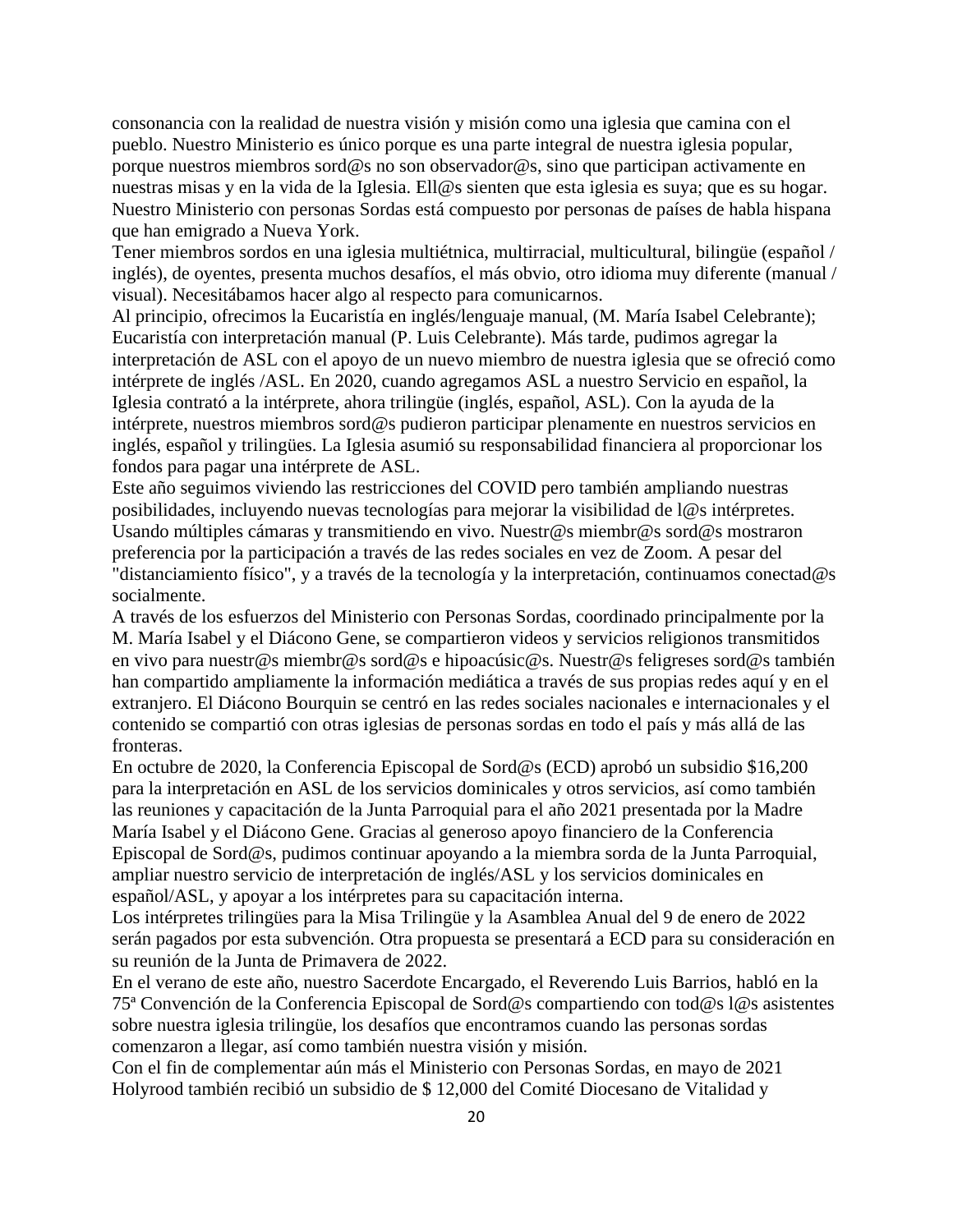consonancia con la realidad de nuestra visión y misión como una iglesia que camina con el pueblo. Nuestro Ministerio es único porque es una parte integral de nuestra iglesia popular, porque nuestros miembros sord@s no son observador@s, sino que participan activamente en nuestras misas y en la vida de la Iglesia. Ell@s sienten que esta iglesia es suya; que es su hogar. Nuestro Ministerio con personas Sordas está compuesto por personas de países de habla hispana que han emigrado a Nueva York.

Tener miembros sordos en una iglesia multiétnica, multirracial, multicultural, bilingüe (español / inglés), de oyentes, presenta muchos desafíos, el más obvio, otro idioma muy diferente (manual / visual). Necesitábamos hacer algo al respecto para comunicarnos.

Al principio, ofrecimos la Eucaristía en inglés/lenguaje manual, (M. María Isabel Celebrante); Eucaristía con interpretación manual (P. Luis Celebrante). Más tarde, pudimos agregar la interpretación de ASL con el apoyo de un nuevo miembro de nuestra iglesia que se ofreció como intérprete de inglés /ASL. En 2020, cuando agregamos ASL a nuestro Servicio en español, la Iglesia contrató a la intérprete, ahora trilingüe (inglés, español, ASL). Con la ayuda de la intérprete, nuestros miembros sord@s pudieron participar plenamente en nuestros servicios en inglés, español y trilingües. La Iglesia asumió su responsabilidad financiera al proporcionar los fondos para pagar una intérprete de ASL.

Este año seguimos viviendo las restricciones del COVID pero también ampliando nuestras posibilidades, incluyendo nuevas tecnologías para mejorar la visibilidad de l@s intérpretes. Usando múltiples cámaras y transmitiendo en vivo. Nuestr@s miembr@s sord@s mostraron preferencia por la participación a través de las redes sociales en vez de Zoom. A pesar del "distanciamiento físico", y a través de la tecnología y la interpretación, continuamos conectad@s socialmente.

A través de los esfuerzos del Ministerio con Personas Sordas, coordinado principalmente por la M. María Isabel y el Diácono Gene, se compartieron videos y servicios religionos transmitidos en vivo para nuestr@s miembr@s sord@s e hipoacúsic@s. Nuestr@s feligreses sord@s también han compartido ampliamente la información mediática a través de sus propias redes aquí y en el extranjero. El Diácono Bourquin se centró en las redes sociales nacionales e internacionales y el contenido se compartió con otras iglesias de personas sordas en todo el país y más allá de las fronteras.

En octubre de 2020, la Conferencia Episcopal de Sord@s (ECD) aprobó un subsidio $16,200 para la interpretación en ASL de los servicios dominicales y otros servicios, así como también las reuniones y capacitación de la Junta Parroquial para el año 2021 presentada por la Madre María Isabel y el Diácono Gene. Gracias al generoso apoyo financiero de la Conferencia Episcopal de Sord@s, pudimos continuar apoyando a la miembra sorda de la Junta Parroquial, ampliar nuestro servicio de interpretación de inglés/ASL y los servicios dominicales en español/ASL, y apoyar a los intérpretes para su capacitación interna.

Los intérpretes trilingües para la Misa Trilingüe y la Asamblea Anual del 9 de enero de 2022 serán pagados por esta subvención. Otra propuesta se presentará a ECD para su consideración en su reunión de la Junta de Primavera de 2022.

En el verano de este año, nuestro Sacerdote Encargado, el Reverendo Luis Barrios, habló en la 75ª Convención de la Conferencia Episcopal de Sord@s compartiendo con tod@s l@s asistentes sobre nuestra iglesia trilingüe, los desafíos que encontramos cuando las personas sordas comenzaron a llegar, así como también nuestra visión y misión.

Con el fin de complementar aún más el Ministerio con Personas Sordas, en mayo de 2021 Holyrood también recibió un subsidio de $ 12,000 del Comité Diocesano de Vitalidad y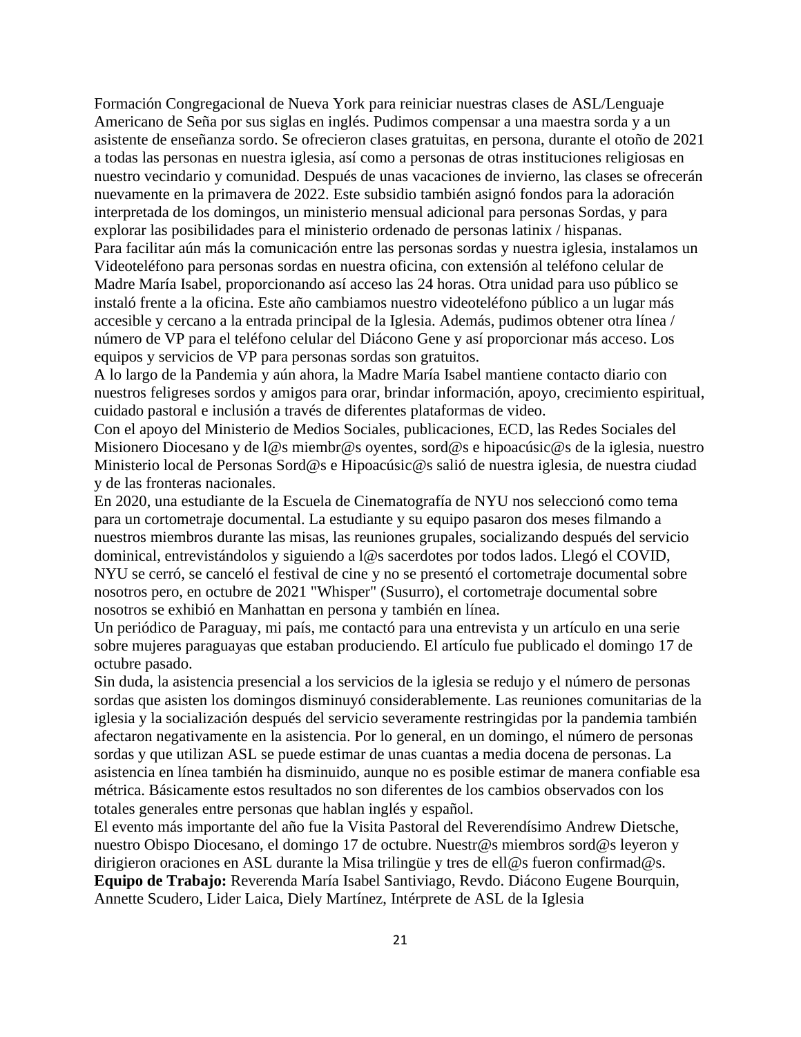Formación Congregacional de Nueva York para reiniciar nuestras clases de ASL/Lenguaje Americano de Seña por sus siglas en inglés. Pudimos compensar a una maestra sorda y a un asistente de enseñanza sordo. Se ofrecieron clases gratuitas, en persona, durante el otoño de 2021 a todas las personas en nuestra iglesia, así como a personas de otras instituciones religiosas en nuestro vecindario y comunidad. Después de unas vacaciones de invierno, las clases se ofrecerán nuevamente en la primavera de 2022. Este subsidio también asignó fondos para la adoración interpretada de los domingos, un ministerio mensual adicional para personas Sordas, y para explorar las posibilidades para el ministerio ordenado de personas latinix / hispanas.

Para facilitar aún más la comunicación entre las personas sordas y nuestra iglesia, instalamos un Videoteléfono para personas sordas en nuestra oficina, con extensión al teléfono celular de Madre María Isabel, proporcionando así acceso las 24 horas. Otra unidad para uso público se instaló frente a la oficina. Este año cambiamos nuestro videoteléfono público a un lugar más accesible y cercano a la entrada principal de la Iglesia. Además, pudimos obtener otra línea / número de VP para el teléfono celular del Diácono Gene y así proporcionar más acceso. Los equipos y servicios de VP para personas sordas son gratuitos.

A lo largo de la Pandemia y aún ahora, la Madre María Isabel mantiene contacto diario con nuestros feligreses sordos y amigos para orar, brindar información, apoyo, crecimiento espiritual, cuidado pastoral e inclusión a través de diferentes plataformas de video.

Con el apoyo del Ministerio de Medios Sociales, publicaciones, ECD, las Redes Sociales del Misionero Diocesano y de l@s miembr@s oyentes, sord@s e hipoacúsic@s de la iglesia, nuestro Ministerio local de Personas Sord@s e Hipoacúsic@s salió de nuestra iglesia, de nuestra ciudad y de las fronteras nacionales.

En 2020, una estudiante de la Escuela de Cinematografía de NYU nos seleccionó como tema para un cortometraje documental. La estudiante y su equipo pasaron dos meses filmando a nuestros miembros durante las misas, las reuniones grupales, socializando después del servicio dominical, entrevistándolos y siguiendo a l@s sacerdotes por todos lados. Llegó el COVID, NYU se cerró, se canceló el festival de cine y no se presentó el cortometraje documental sobre nosotros pero, en octubre de 2021 "Whisper" (Susurro), el cortometraje documental sobre nosotros se exhibió en Manhattan en persona y también en línea.

Un periódico de Paraguay, mi país, me contactó para una entrevista y un artículo en una serie sobre mujeres paraguayas que estaban produciendo. El artículo fue publicado el domingo 17 de octubre pasado.

Sin duda, la asistencia presencial a los servicios de la iglesia se redujo y el número de personas sordas que asisten los domingos disminuyó considerablemente. Las reuniones comunitarias de la iglesia y la socialización después del servicio severamente restringidas por la pandemia también afectaron negativamente en la asistencia. Por lo general, en un domingo, el número de personas sordas y que utilizan ASL se puede estimar de unas cuantas a media docena de personas. La asistencia en línea también ha disminuido, aunque no es posible estimar de manera confiable esa métrica. Básicamente estos resultados no son diferentes de los cambios observados con los totales generales entre personas que hablan inglés y español.

El evento más importante del año fue la Visita Pastoral del Reverendísimo Andrew Dietsche, nuestro Obispo Diocesano, el domingo 17 de octubre. Nuestr@s miembros sord@s leyeron y dirigieron oraciones en ASL durante la Misa trilingüe y tres de ell@s fueron confirmad@s.

**Equipo de Trabajo:** Reverenda María Isabel Santiviago, Revdo. Diácono Eugene Bourquin, Annette Scudero, Lider Laica, Diely Martínez, Intérprete de ASL de la Iglesia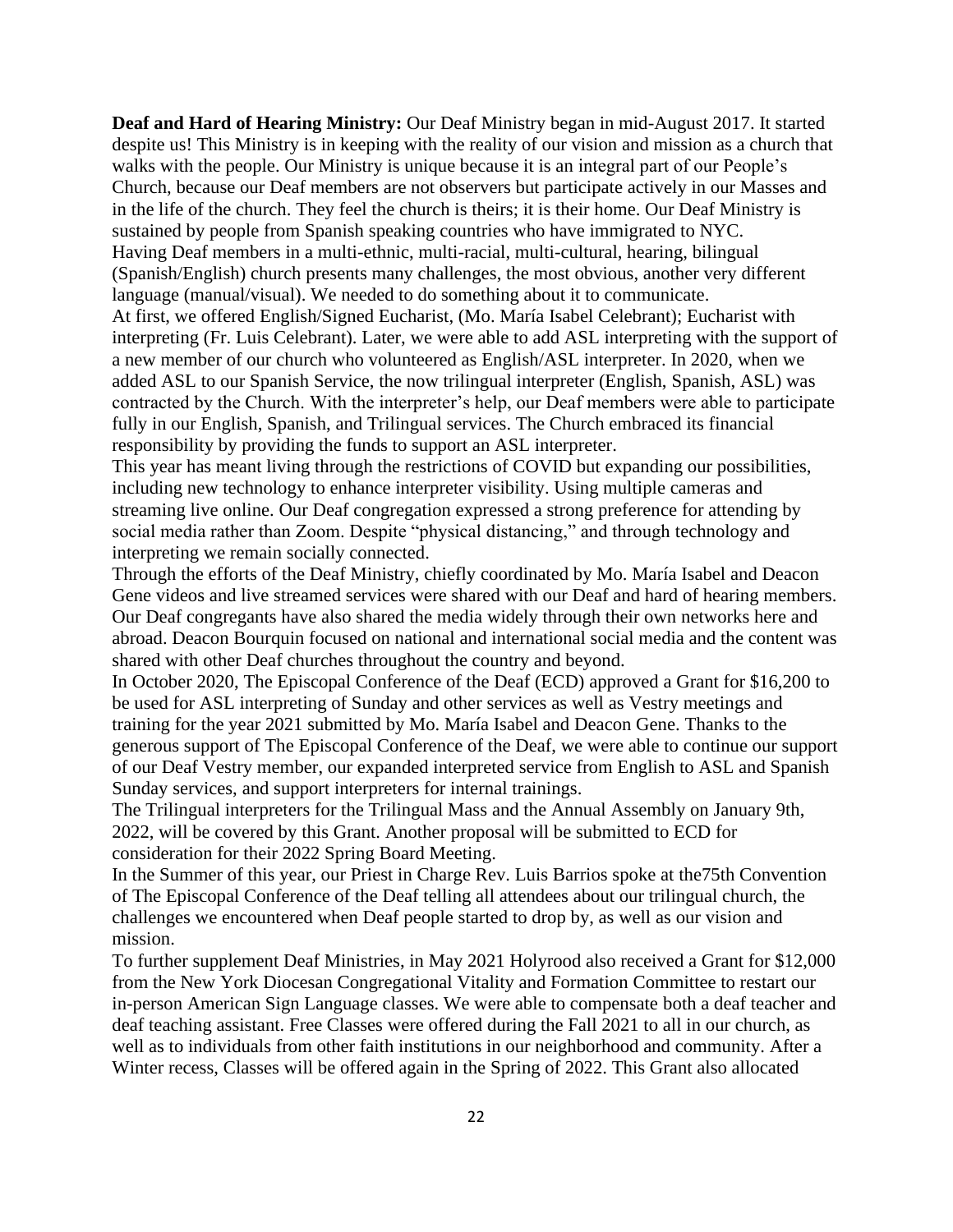**Deaf and Hard of Hearing Ministry:** Our Deaf Ministry began in mid-August 2017. It started despite us! This Ministry is in keeping with the reality of our vision and mission as a church that walks with the people. Our Ministry is unique because it is an integral part of our People's Church, because our Deaf members are not observers but participate actively in our Masses and in the life of the church. They feel the church is theirs; it is their home. Our Deaf Ministry is sustained by people from Spanish speaking countries who have immigrated to NYC.

Having Deaf members in a multi-ethnic, multi-racial, multi-cultural, hearing, bilingual (Spanish/English) church presents many challenges, the most obvious, another very different language (manual/visual). We needed to do something about it to communicate.

At first, we offered English/Signed Eucharist, (Mo. María Isabel Celebrant); Eucharist with interpreting (Fr. Luis Celebrant). Later, we were able to add ASL interpreting with the support of a new member of our church who volunteered as English/ASL interpreter. In 2020, when we added ASL to our Spanish Service, the now trilingual interpreter (English, Spanish, ASL) was contracted by the Church. With the interpreter's help, our Deaf members were able to participate fully in our English, Spanish, and Trilingual services. The Church embraced its financial responsibility by providing the funds to support an ASL interpreter.

This year has meant living through the restrictions of COVID but expanding our possibilities, including new technology to enhance interpreter visibility. Using multiple cameras and streaming live online. Our Deaf congregation expressed a strong preference for attending by social media rather than Zoom. Despite "physical distancing," and through technology and interpreting we remain socially connected.

Through the efforts of the Deaf Ministry, chiefly coordinated by Mo. María Isabel and Deacon Gene videos and live streamed services were shared with our Deaf and hard of hearing members. Our Deaf congregants have also shared the media widely through their own networks here and abroad. Deacon Bourquin focused on national and international social media and the content was shared with other Deaf churches throughout the country and beyond.

In October 2020, The Episcopal Conference of the Deaf (ECD) approved a Grant for $16,200 to be used for ASL interpreting of Sunday and other services as well as Vestry meetings and training for the year 2021 submitted by Mo. María Isabel and Deacon Gene. Thanks to the generous support of The Episcopal Conference of the Deaf, we were able to continue our support of our Deaf Vestry member, our expanded interpreted service from English to ASL and Spanish Sunday services, and support interpreters for internal trainings.

The Trilingual interpreters for the Trilingual Mass and the Annual Assembly on January 9th, 2022, will be covered by this Grant. Another proposal will be submitted to ECD for consideration for their 2022 Spring Board Meeting.

In the Summer of this year, our Priest in Charge Rev. Luis Barrios spoke at the75th Convention of The Episcopal Conference of the Deaf telling all attendees about our trilingual church, the challenges we encountered when Deaf people started to drop by, as well as our vision and mission.

To further supplement Deaf Ministries, in May 2021 Holyrood also received a Grant for $12,000 from the New York Diocesan Congregational Vitality and Formation Committee to restart our in-person American Sign Language classes. We were able to compensate both a deaf teacher and deaf teaching assistant. Free Classes were offered during the Fall 2021 to all in our church, as well as to individuals from other faith institutions in our neighborhood and community. After a Winter recess, Classes will be offered again in the Spring of 2022. This Grant also allocated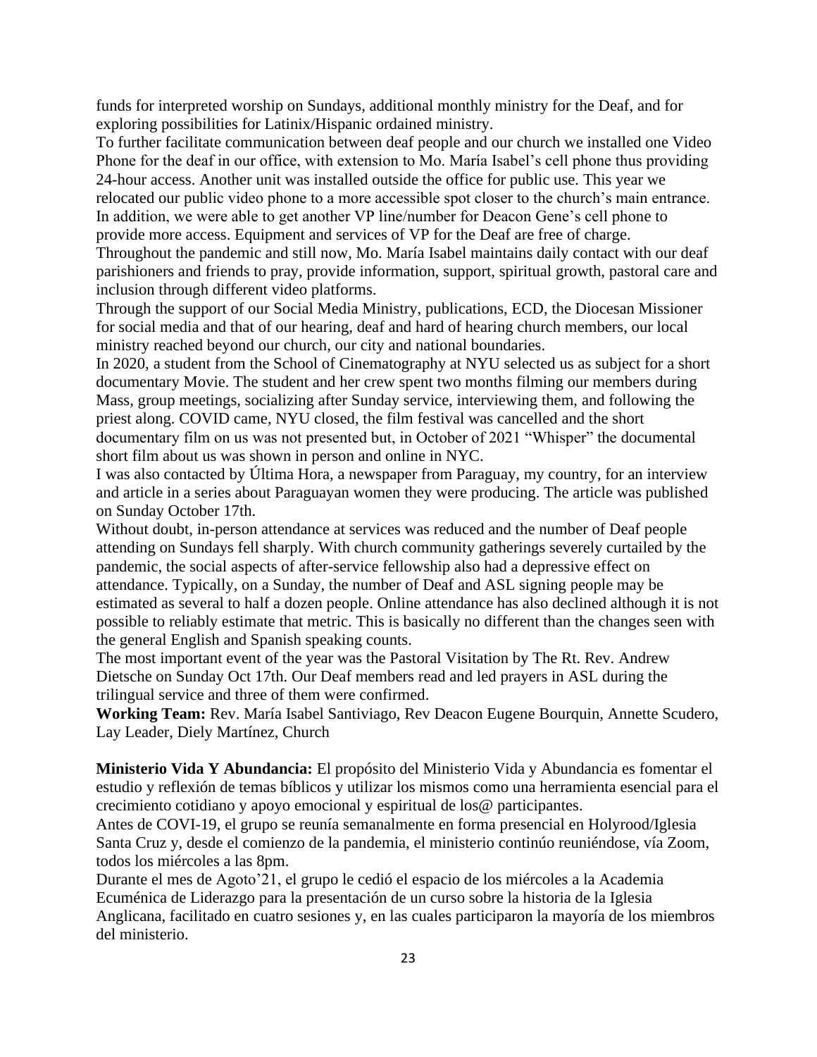funds for interpreted worship on Sundays, additional monthly ministry for the Deaf, and for exploring possibilities for Latinix/Hispanic ordained ministry.

To further facilitate communication between deaf people and our church we installed one Video Phone for the deaf in our office, with extension to Mo. María Isabel's cell phone thus providing 24-hour access. Another unit was installed outside the office for public use. This year we relocated our public video phone to a more accessible spot closer to the church's main entrance. In addition, we were able to get another VP line/number for Deacon Gene's cell phone to provide more access. Equipment and services of VP for the Deaf are free of charge.

Throughout the pandemic and still now, Mo. María Isabel maintains daily contact with our deaf parishioners and friends to pray, provide information, support, spiritual growth, pastoral care and inclusion through different video platforms.

Through the support of our Social Media Ministry, publications, ECD, the Diocesan Missioner for social media and that of our hearing, deaf and hard of hearing church members, our local ministry reached beyond our church, our city and national boundaries.

In 2020, a student from the School of Cinematography at NYU selected us as subject for a short documentary Movie. The student and her crew spent two months filming our members during Mass, group meetings, socializing after Sunday service, interviewing them, and following the priest along. COVID came, NYU closed, the film festival was cancelled and the short documentary film on us was not presented but, in October of 2021 "Whisper" the documental short film about us was shown in person and online in NYC.

I was also contacted by Última Hora, a newspaper from Paraguay, my country, for an interview and article in a series about Paraguayan women they were producing. The article was published on Sunday October 17th.

Without doubt, in-person attendance at services was reduced and the number of Deaf people attending on Sundays fell sharply. With church community gatherings severely curtailed by the pandemic, the social aspects of after-service fellowship also had a depressive effect on attendance. Typically, on a Sunday, the number of Deaf and ASL signing people may be estimated as several to half a dozen people. Online attendance has also declined although it is not possible to reliably estimate that metric. This is basically no different than the changes seen with the general English and Spanish speaking counts.

The most important event of the year was the Pastoral Visitation by The Rt. Rev. Andrew Dietsche on Sunday Oct 17th. Our Deaf members read and led prayers in ASL during the trilingual service and three of them were confirmed.

**Working Team:** Rev. María Isabel Santiviago, Rev Deacon Eugene Bourquin, Annette Scudero, Lay Leader, Diely Martínez, Church

**Ministerio Vida Y Abundancia:** El propósito del Ministerio Vida y Abundancia es fomentar el estudio y reflexión de temas bíblicos y utilizar los mismos como una herramienta esencial para el crecimiento cotidiano y apoyo emocional y espiritual de los@ participantes.

Antes de COVI-19, el grupo se reunía semanalmente en forma presencial en Holyrood/Iglesia Santa Cruz y, desde el comienzo de la pandemia, el ministerio continúo reuniéndose, vía Zoom, todos los miércoles a las 8pm.

Durante el mes de Agoto'21, el grupo le cedió el espacio de los miércoles a la Academia Ecuménica de Liderazgo para la presentación de un curso sobre la historia de la Iglesia Anglicana, facilitado en cuatro sesiones y, en las cuales participaron la mayoría de los miembros del ministerio.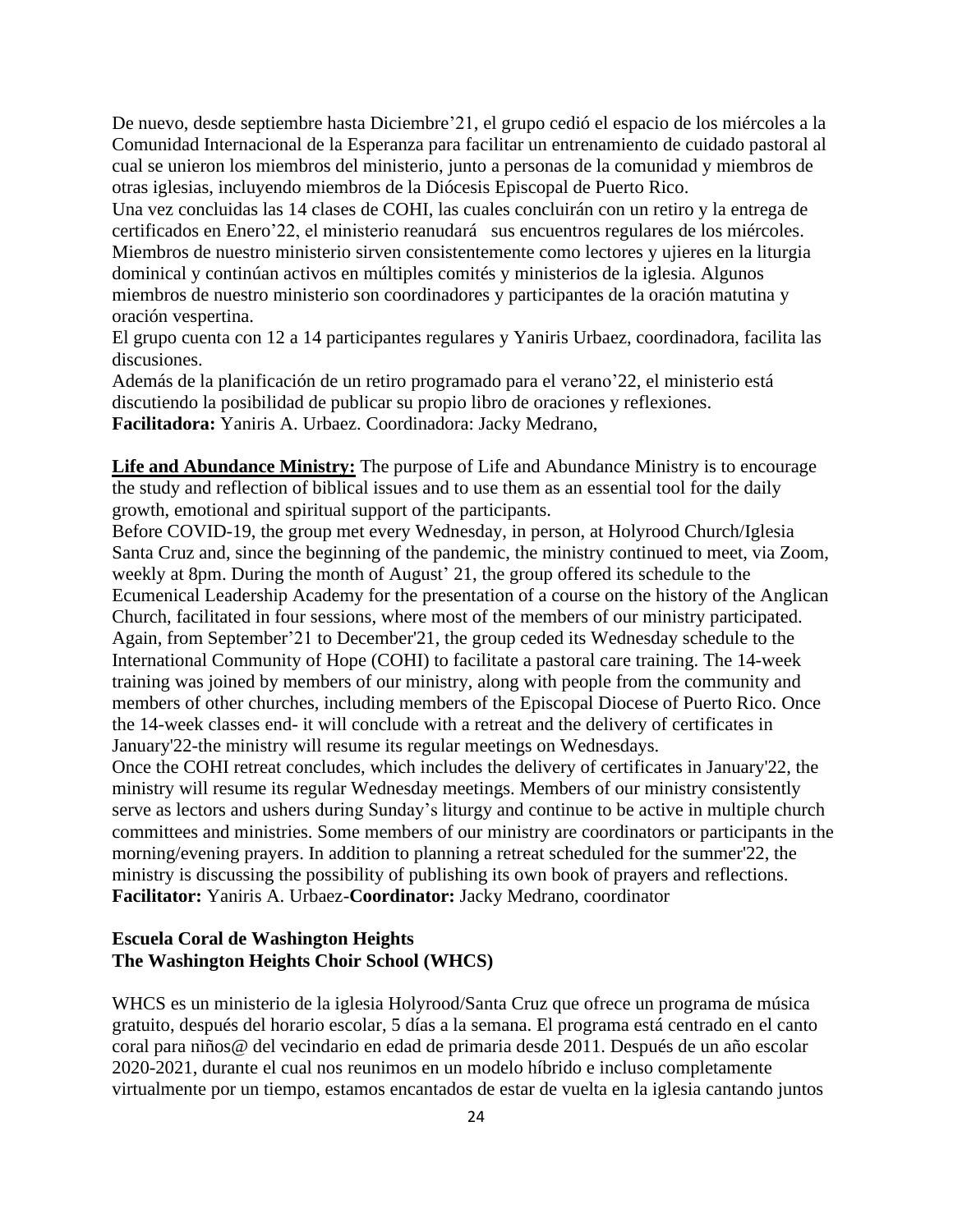De nuevo, desde septiembre hasta Diciembre'21, el grupo cedió el espacio de los miércoles a la Comunidad Internacional de la Esperanza para facilitar un entrenamiento de cuidado pastoral al cual se unieron los miembros del ministerio, junto a personas de la comunidad y miembros de otras iglesias, incluyendo miembros de la Diócesis Episcopal de Puerto Rico.
Una vez concluidas las 14 clases de COHI, las cuales concluirán con un retiro y la entrega de certificados en Enero'22, el ministerio reanudará sus encuentros regulares de los miércoles.
Miembros de nuestro ministerio sirven consistentemente como lectores y ujieres en la liturgia dominical y continúan activos en múltiples comités y ministerios de la iglesia. Algunos miembros de nuestro ministerio son coordinadores y participantes de la oración matutina y oración vespertina.
El grupo cuenta con 12 a 14 participantes regulares y Yaniris Urbaez, coordinadora, facilita las discusiones.
Además de la planificación de un retiro programado para el verano'22, el ministerio está discutiendo la posibilidad de publicar su propio libro de oraciones y reflexiones.
**Facilitadora:** Yaniris A. Urbaez. Coordinadora: Jacky Medrano,

**Life and Abundance Ministry:** The purpose of Life and Abundance Ministry is to encourage the study and reflection of biblical issues and to use them as an essential tool for the daily growth, emotional and spiritual support of the participants.
Before COVID-19, the group met every Wednesday, in person, at Holyrood Church/Iglesia Santa Cruz and, since the beginning of the pandemic, the ministry continued to meet, via Zoom, weekly at 8pm. During the month of August' 21, the group offered its schedule to the Ecumenical Leadership Academy for the presentation of a course on the history of the Anglican Church, facilitated in four sessions, where most of the members of our ministry participated.
Again, from September'21 to December'21, the group ceded its Wednesday schedule to the International Community of Hope (COHI) to facilitate a pastoral care training. The 14-week training was joined by members of our ministry, along with people from the community and members of other churches, including members of the Episcopal Diocese of Puerto Rico. Once the 14-week classes end- it will conclude with a retreat and the delivery of certificates in January'22-the ministry will resume its regular meetings on Wednesdays.
Once the COHI retreat concludes, which includes the delivery of certificates in January'22, the ministry will resume its regular Wednesday meetings. Members of our ministry consistently serve as lectors and ushers during Sunday's liturgy and continue to be active in multiple church committees and ministries. Some members of our ministry are coordinators or participants in the morning/evening prayers. In addition to planning a retreat scheduled for the summer'22, the ministry is discussing the possibility of publishing its own book of prayers and reflections.
**Facilitator:** Yaniris A. Urbaez-**Coordinator:** Jacky Medrano, coordinator

### Escuela Coral de Washington Heights
### The Washington Heights Choir School (WHCS)

WHCS es un ministerio de la iglesia Holyrood/Santa Cruz que ofrece un programa de música gratuito, después del horario escolar, 5 días a la semana. El programa está centrado en el canto coral para niños@ del vecindario en edad de primaria desde 2011. Después de un año escolar 2020-2021, durante el cual nos reunimos en un modelo híbrido e incluso completamente virtualmente por un tiempo, estamos encantados de estar de vuelta en la iglesia cantando juntos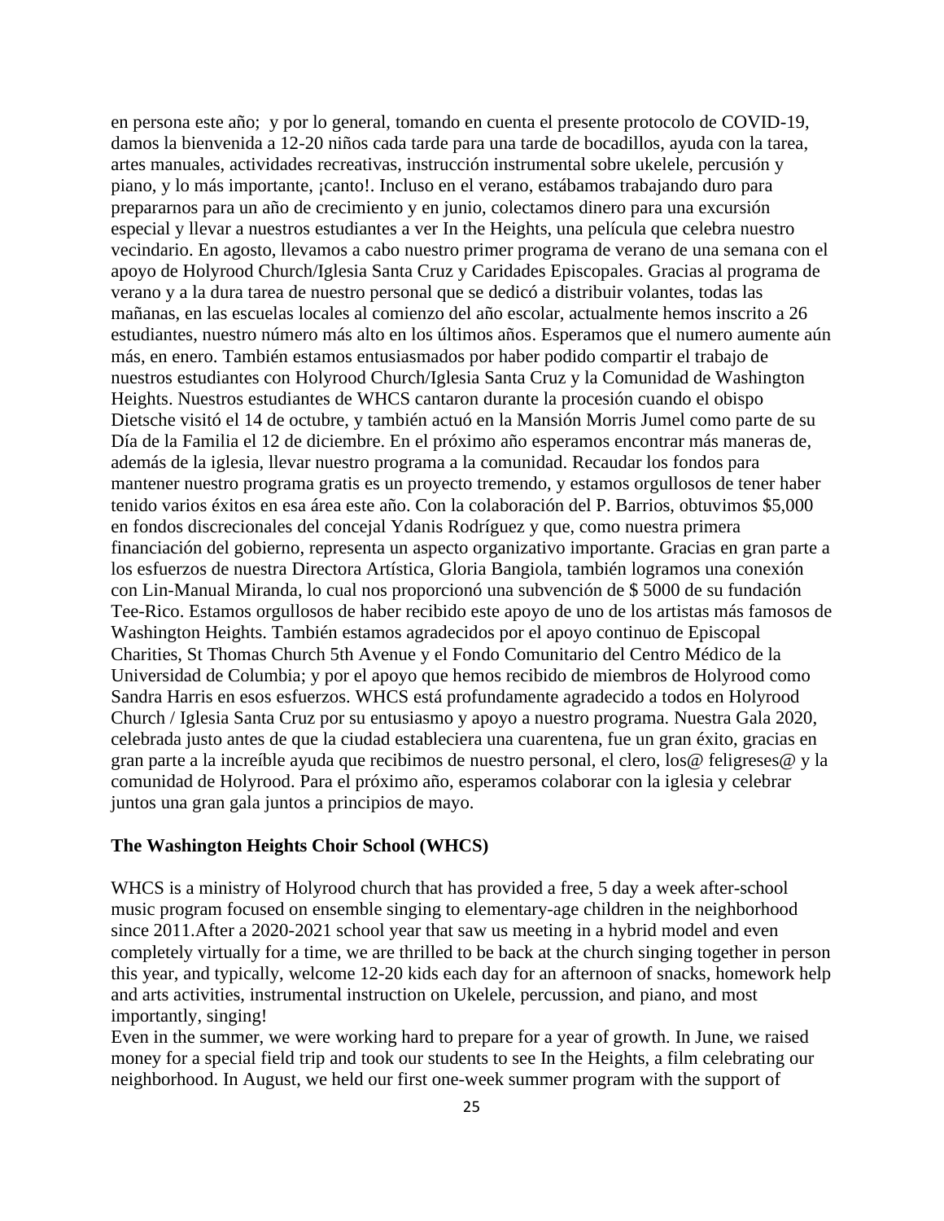en persona este año; y por lo general, tomando en cuenta el presente protocolo de COVID-19, damos la bienvenida a 12-20 niños cada tarde para una tarde de bocadillos, ayuda con la tarea, artes manuales, actividades recreativas, instrucción instrumental sobre ukelele, percusión y piano, y lo más importante, ¡canto!. Incluso en el verano, estábamos trabajando duro para prepararnos para un año de crecimiento y en junio, colectamos dinero para una excursión especial y llevar a nuestros estudiantes a ver In the Heights, una película que celebra nuestro vecindario. En agosto, llevamos a cabo nuestro primer programa de verano de una semana con el apoyo de Holyrood Church/Iglesia Santa Cruz y Caridades Episcopales. Gracias al programa de verano y a la dura tarea de nuestro personal que se dedicó a distribuir volantes, todas las mañanas, en las escuelas locales al comienzo del año escolar, actualmente hemos inscrito a 26 estudiantes, nuestro número más alto en los últimos años. Esperamos que el numero aumente aún más, en enero. También estamos entusiasmados por haber podido compartir el trabajo de nuestros estudiantes con Holyrood Church/Iglesia Santa Cruz y la Comunidad de Washington Heights. Nuestros estudiantes de WHCS cantaron durante la procesión cuando el obispo Dietsche visitó el 14 de octubre, y también actuó en la Mansión Morris Jumel como parte de su Día de la Familia el 12 de diciembre. En el próximo año esperamos encontrar más maneras de, además de la iglesia, llevar nuestro programa a la comunidad. Recaudar los fondos para mantener nuestro programa gratis es un proyecto tremendo, y estamos orgullosos de tener haber tenido varios éxitos en esa área este año. Con la colaboración del P. Barrios, obtuvimos $5,000 en fondos discrecionales del concejal Ydanis Rodríguez y que, como nuestra primera financiación del gobierno, representa un aspecto organizativo importante. Gracias en gran parte a los esfuerzos de nuestra Directora Artística, Gloria Bangiola, también logramos una conexión con Lin-Manual Miranda, lo cual nos proporcionó una subvención de $ 5000 de su fundación Tee-Rico. Estamos orgullosos de haber recibido este apoyo de uno de los artistas más famosos de Washington Heights. También estamos agradecidos por el apoyo continuo de Episcopal Charities, St Thomas Church 5th Avenue y el Fondo Comunitario del Centro Médico de la Universidad de Columbia; y por el apoyo que hemos recibido de miembros de Holyrood como Sandra Harris en esos esfuerzos. WHCS está profundamente agradecido a todos en Holyrood Church / Iglesia Santa Cruz por su entusiasmo y apoyo a nuestro programa. Nuestra Gala 2020, celebrada justo antes de que la ciudad estableciera una cuarentena, fue un gran éxito, gracias en gran parte a la increíble ayuda que recibimos de nuestro personal, el clero, los@ feligreses@ y la comunidad de Holyrood. Para el próximo año, esperamos colaborar con la iglesia y celebrar juntos una gran gala juntos a principios de mayo.

**The Washington Heights Choir School (WHCS)**

WHCS is a ministry of Holyrood church that has provided a free, 5 day a week after-school music program focused on ensemble singing to elementary-age children in the neighborhood since 2011.After a 2020-2021 school year that saw us meeting in a hybrid model and even completely virtually for a time, we are thrilled to be back at the church singing together in person this year, and typically, welcome 12-20 kids each day for an afternoon of snacks, homework help and arts activities, instrumental instruction on Ukelele, percussion, and piano, and most importantly, singing!
Even in the summer, we were working hard to prepare for a year of growth. In June, we raised money for a special field trip and took our students to see In the Heights, a film celebrating our neighborhood. In August, we held our first one-week summer program with the support of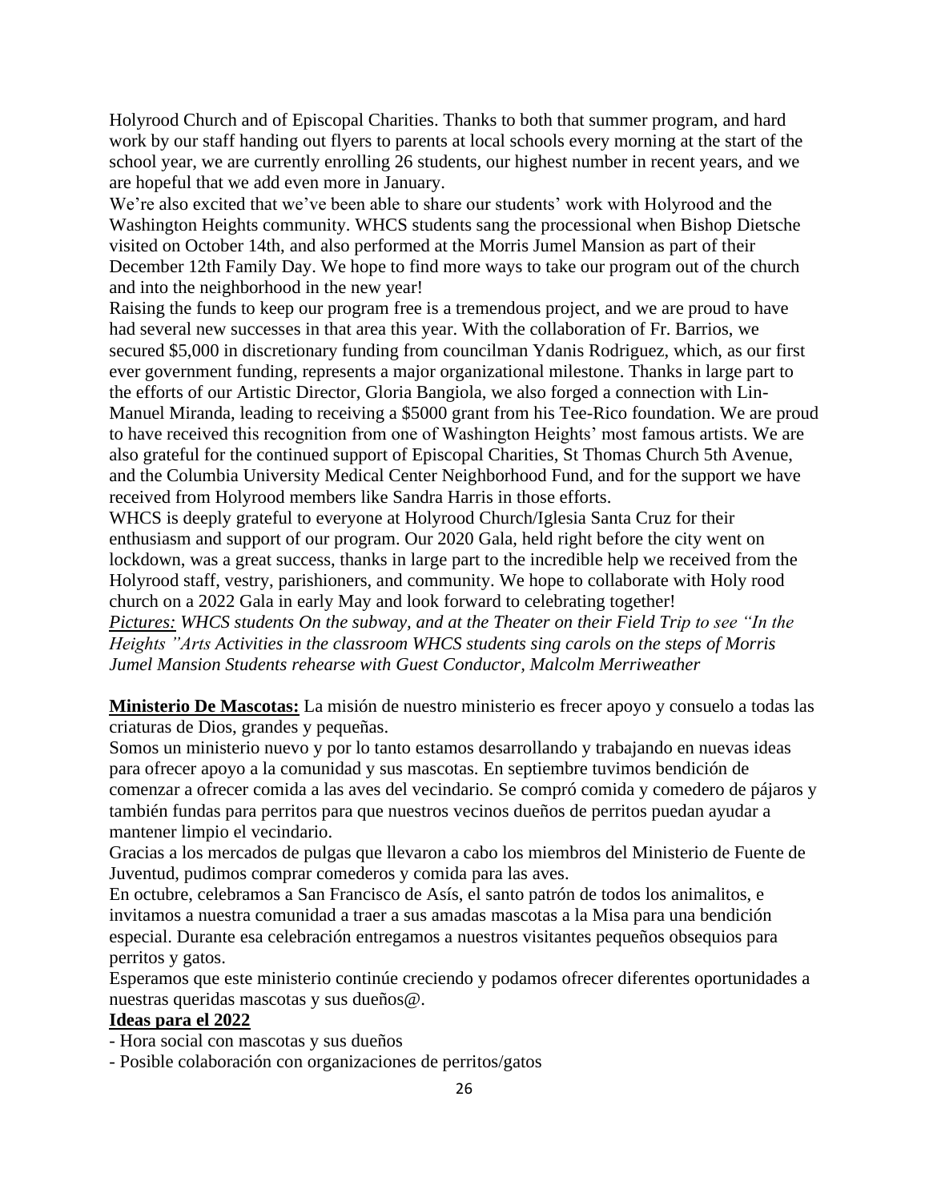Holyrood Church and of Episcopal Charities. Thanks to both that summer program, and hard work by our staff handing out flyers to parents at local schools every morning at the start of the school year, we are currently enrolling 26 students, our highest number in recent years, and we are hopeful that we add even more in January.

We're also excited that we've been able to share our students' work with Holyrood and the Washington Heights community. WHCS students sang the processional when Bishop Dietsche visited on October 14th, and also performed at the Morris Jumel Mansion as part of their December 12th Family Day. We hope to find more ways to take our program out of the church and into the neighborhood in the new year!

Raising the funds to keep our program free is a tremendous project, and we are proud to have had several new successes in that area this year. With the collaboration of Fr. Barrios, we secured $5,000 in discretionary funding from councilman Ydanis Rodriguez, which, as our first ever government funding, represents a major organizational milestone. Thanks in large part to the efforts of our Artistic Director, Gloria Bangiola, we also forged a connection with Lin-Manuel Miranda, leading to receiving a $5000 grant from his Tee-Rico foundation. We are proud to have received this recognition from one of Washington Heights' most famous artists. We are also grateful for the continued support of Episcopal Charities, St Thomas Church 5th Avenue, and the Columbia University Medical Center Neighborhood Fund, and for the support we have received from Holyrood members like Sandra Harris in those efforts.

WHCS is deeply grateful to everyone at Holyrood Church/Iglesia Santa Cruz for their enthusiasm and support of our program. Our 2020 Gala, held right before the city went on lockdown, was a great success, thanks in large part to the incredible help we received from the Holyrood staff, vestry, parishioners, and community. We hope to collaborate with Holy rood church on a 2022 Gala in early May and look forward to celebrating together!

*Pictures: WHCS students On the subway, and at the Theater on their Field Trip to see "In the Heights "Arts Activities in the classroom WHCS students sing carols on the steps of Morris Jumel Mansion Students rehearse with Guest Conductor, Malcolm Merriweather*

**Ministerio De Mascotas:** La misión de nuestro ministerio es frecer apoyo y consuelo a todas las criaturas de Dios, grandes y pequeñas.

Somos un ministerio nuevo y por lo tanto estamos desarrollando y trabajando en nuevas ideas para ofrecer apoyo a la comunidad y sus mascotas. En septiembre tuvimos bendición de comenzar a ofrecer comida a las aves del vecindario. Se compró comida y comedero de pájaros y también fundas para perritos para que nuestros vecinos dueños de perritos puedan ayudar a mantener limpio el vecindario.

Gracias a los mercados de pulgas que llevaron a cabo los miembros del Ministerio de Fuente de Juventud, pudimos comprar comederos y comida para las aves.

En octubre, celebramos a San Francisco de Asís, el santo patrón de todos los animalitos, e invitamos a nuestra comunidad a traer a sus amadas mascotas a la Misa para una bendición especial. Durante esa celebración entregamos a nuestros visitantes pequeños obsequios para perritos y gatos.

Esperamos que este ministerio continúe creciendo y podamos ofrecer diferentes oportunidades a nuestras queridas mascotas y sus dueños@.

**Ideas para el 2022**

- Hora social con mascotas y sus dueños
- Posible colaboración con organizaciones de perritos/gatos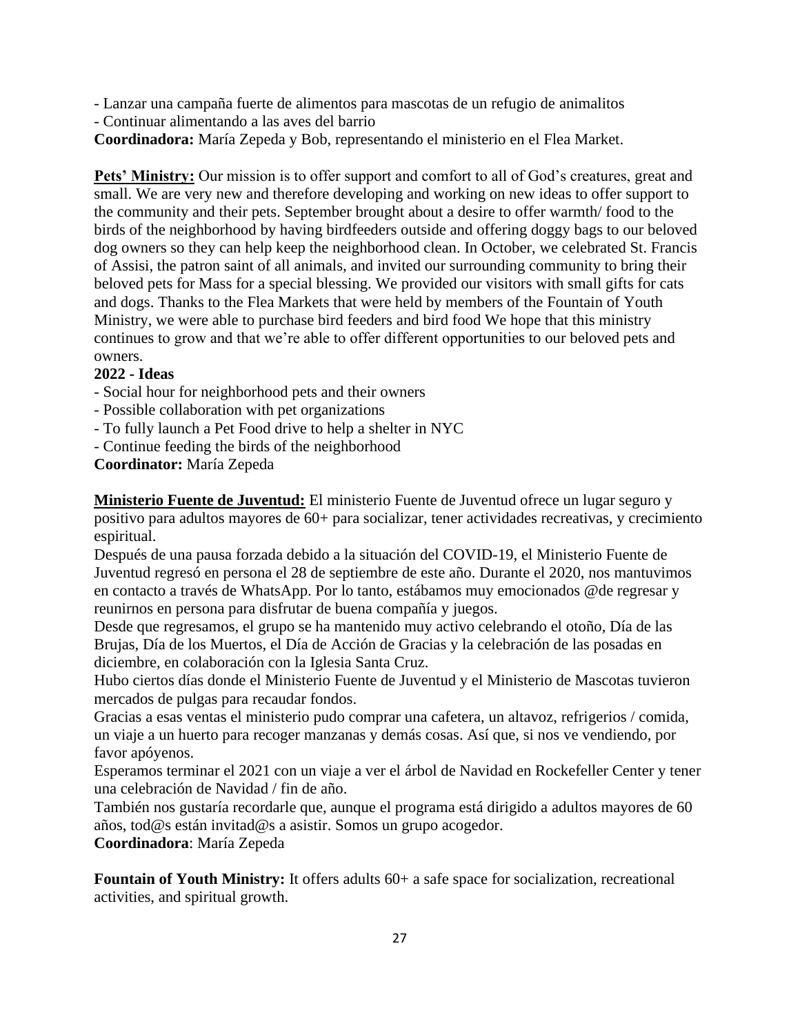- Lanzar una campaña fuerte de alimentos para mascotas de un refugio de animalitos
- Continuar alimentando a las aves del barrio

**Coordinadora:** María Zepeda y Bob, representando el ministerio en el Flea Market.

**Pets' Ministry:** Our mission is to offer support and comfort to all of God's creatures, great and small. We are very new and therefore developing and working on new ideas to offer support to the community and their pets. September brought about a desire to offer warmth/ food to the birds of the neighborhood by having birdfeeders outside and offering doggy bags to our beloved dog owners so they can help keep the neighborhood clean. In October, we celebrated St. Francis of Assisi, the patron saint of all animals, and invited our surrounding community to bring their beloved pets for Mass for a special blessing. We provided our visitors with small gifts for cats and dogs. Thanks to the Flea Markets that were held by members of the Fountain of Youth Ministry, we were able to purchase bird feeders and bird food We hope that this ministry continues to grow and that we're able to offer different opportunities to our beloved pets and owners.

**2022 - Ideas**

- Social hour for neighborhood pets and their owners
- Possible collaboration with pet organizations
- To fully launch a Pet Food drive to help a shelter in NYC
- Continue feeding the birds of the neighborhood

**Coordinator:** María Zepeda

**Ministerio Fuente de Juventud:** El ministerio Fuente de Juventud ofrece un lugar seguro y positivo para adultos mayores de 60+ para socializar, tener actividades recreativas, y crecimiento espiritual.

Después de una pausa forzada debido a la situación del COVID-19, el Ministerio Fuente de Juventud regresó en persona el 28 de septiembre de este año. Durante el 2020, nos mantuvimos en contacto a través de WhatsApp. Por lo tanto, estábamos muy emocionados @de regresar y reunirnos en persona para disfrutar de buena compañía y juegos.

Desde que regresamos, el grupo se ha mantenido muy activo celebrando el otoño, Día de las Brujas, Día de los Muertos, el Día de Acción de Gracias y la celebración de las posadas en diciembre, en colaboración con la Iglesia Santa Cruz.

Hubo ciertos días donde el Ministerio Fuente de Juventud y el Ministerio de Mascotas tuvieron mercados de pulgas para recaudar fondos.

Gracias a esas ventas el ministerio pudo comprar una cafetera, un altavoz, refrigerios / comida, un viaje a un huerto para recoger manzanas y demás cosas. Así que, si nos ve vendiendo, por favor apóyenos.

Esperamos terminar el 2021 con un viaje a ver el árbol de Navidad en Rockefeller Center y tener una celebración de Navidad / fin de año.

También nos gustaría recordarle que, aunque el programa está dirigido a adultos mayores de 60 años, tod@s están invitad@s a asistir. Somos un grupo acogedor.

**Coordinadora**: María Zepeda

**Fountain of Youth Ministry:** It offers adults 60+ a safe space for socialization, recreational activities, and spiritual growth.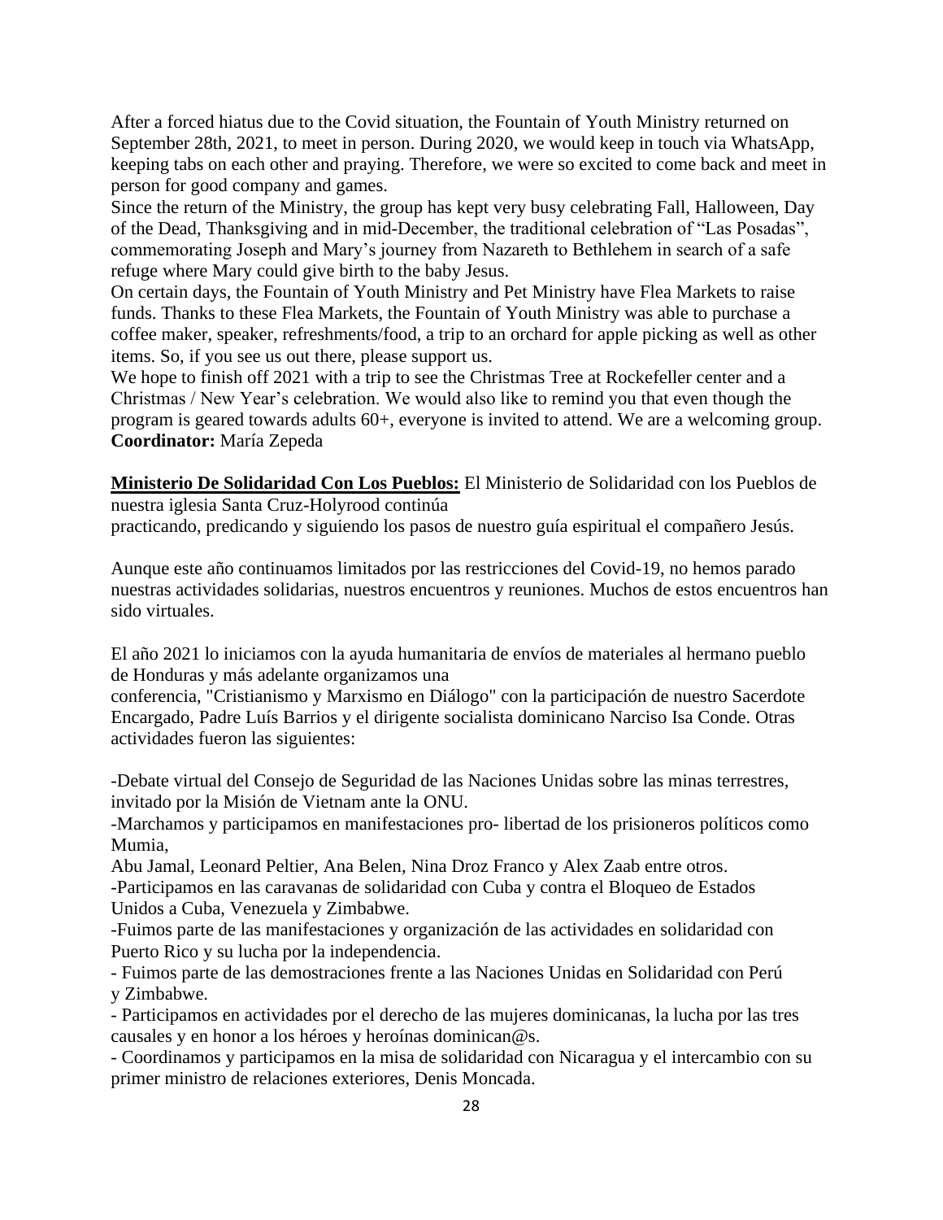After a forced hiatus due to the Covid situation, the Fountain of Youth Ministry returned on September 28th, 2021, to meet in person. During 2020, we would keep in touch via WhatsApp, keeping tabs on each other and praying. Therefore, we were so excited to come back and meet in person for good company and games.
Since the return of the Ministry, the group has kept very busy celebrating Fall, Halloween, Day of the Dead, Thanksgiving and in mid-December, the traditional celebration of "Las Posadas", commemorating Joseph and Mary's journey from Nazareth to Bethlehem in search of a safe refuge where Mary could give birth to the baby Jesus.
On certain days, the Fountain of Youth Ministry and Pet Ministry have Flea Markets to raise funds. Thanks to these Flea Markets, the Fountain of Youth Ministry was able to purchase a coffee maker, speaker, refreshments/food, a trip to an orchard for apple picking as well as other items. So, if you see us out there, please support us.
We hope to finish off 2021 with a trip to see the Christmas Tree at Rockefeller center and a Christmas / New Year's celebration. We would also like to remind you that even though the program is geared towards adults 60+, everyone is invited to attend. We are a welcoming group.
**Coordinator:** María Zepeda

**Ministerio De Solidaridad Con Los Pueblos:** El Ministerio de Solidaridad con los Pueblos de nuestra iglesia Santa Cruz-Holyrood continúa
practicando, predicando y siguiendo los pasos de nuestro guía espiritual el compañero Jesús.

Aunque este año continuamos limitados por las restricciones del Covid-19, no hemos parado nuestras actividades solidarias, nuestros encuentros y reuniones. Muchos de estos encuentros han sido virtuales.

El año 2021 lo iniciamos con la ayuda humanitaria de envíos de materiales al hermano pueblo de Honduras y más adelante organizamos una
conferencia, "Cristianismo y Marxismo en Diálogo" con la participación de nuestro Sacerdote Encargado, Padre Luís Barrios y el dirigente socialista dominicano Narciso Isa Conde. Otras actividades fueron las siguientes:

-Debate virtual del Consejo de Seguridad de las Naciones Unidas sobre las minas terrestres, invitado por la Misión de Vietnam ante la ONU.
-Marchamos y participamos en manifestaciones pro- libertad de los prisioneros políticos como Mumia,
Abu Jamal, Leonard Peltier, Ana Belen, Nina Droz Franco y Alex Zaab entre otros.
-Participamos en las caravanas de solidaridad con Cuba y contra el Bloqueo de Estados Unidos a Cuba, Venezuela y Zimbabwe.
-Fuimos parte de las manifestaciones y organización de las actividades en solidaridad con Puerto Rico y su lucha por la independencia.
- Fuimos parte de las demostraciones frente a las Naciones Unidas en Solidaridad con Perú y Zimbabwe.
- Participamos en actividades por el derecho de las mujeres dominicanas, la lucha por las tres causales y en honor a los héroes y heroínas dominican@s.
- Coordinamos y participamos en la misa de solidaridad con Nicaragua y el intercambio con su primer ministro de relaciones exteriores, Denis Moncada.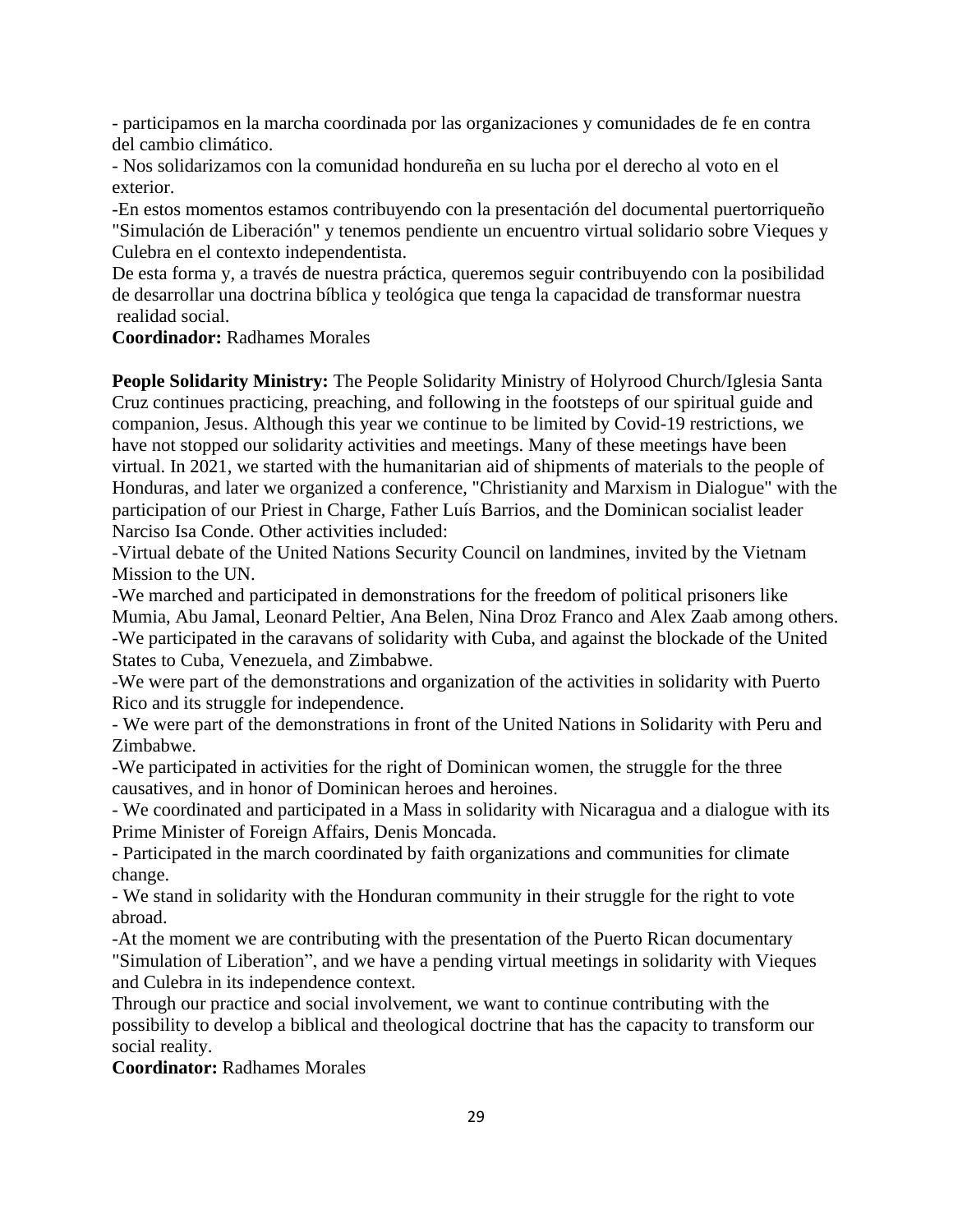- participamos en la marcha coordinada por las organizaciones y comunidades de fe en contra del cambio climático.

- Nos solidarizamos con la comunidad hondureña en su lucha por el derecho al voto en el exterior.

-En estos momentos estamos contribuyendo con la presentación del documental puertorriqueño "Simulación de Liberación" y tenemos pendiente un encuentro virtual solidario sobre Vieques y Culebra en el contexto independentista.

De esta forma y, a través de nuestra práctica, queremos seguir contribuyendo con la posibilidad de desarrollar una doctrina bíblica y teológica que tenga la capacidad de transformar nuestra realidad social.

**Coordinador:** Radhames Morales

**People Solidarity Ministry:** The People Solidarity Ministry of Holyrood Church/Iglesia Santa Cruz continues practicing, preaching, and following in the footsteps of our spiritual guide and companion, Jesus. Although this year we continue to be limited by Covid-19 restrictions, we have not stopped our solidarity activities and meetings. Many of these meetings have been virtual. In 2021, we started with the humanitarian aid of shipments of materials to the people of Honduras, and later we organized a conference, "Christianity and Marxism in Dialogue" with the participation of our Priest in Charge, Father Luís Barrios, and the Dominican socialist leader Narciso Isa Conde. Other activities included:

-Virtual debate of the United Nations Security Council on landmines, invited by the Vietnam Mission to the UN.

-We marched and participated in demonstrations for the freedom of political prisoners like Mumia, Abu Jamal, Leonard Peltier, Ana Belen, Nina Droz Franco and Alex Zaab among others.

-We participated in the caravans of solidarity with Cuba, and against the blockade of the United States to Cuba, Venezuela, and Zimbabwe.

-We were part of the demonstrations and organization of the activities in solidarity with Puerto Rico and its struggle for independence.

- We were part of the demonstrations in front of the United Nations in Solidarity with Peru and Zimbabwe.

-We participated in activities for the right of Dominican women, the struggle for the three causatives, and in honor of Dominican heroes and heroines.

- We coordinated and participated in a Mass in solidarity with Nicaragua and a dialogue with its Prime Minister of Foreign Affairs, Denis Moncada.

- Participated in the march coordinated by faith organizations and communities for climate change.

- We stand in solidarity with the Honduran community in their struggle for the right to vote abroad.

-At the moment we are contributing with the presentation of the Puerto Rican documentary "Simulation of Liberation", and we have a pending virtual meetings in solidarity with Vieques and Culebra in its independence context.

Through our practice and social involvement, we want to continue contributing with the possibility to develop a biblical and theological doctrine that has the capacity to transform our social reality.

**Coordinator:** Radhames Morales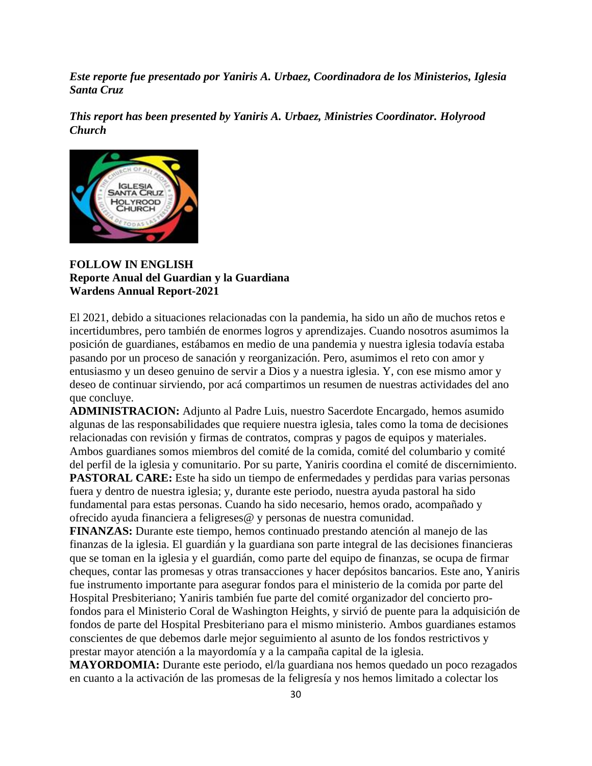***Este reporte fue presentado por Yaniris A. Urbaez, Coordinadora de los Ministerios, Iglesia Santa Cruz***

***This report has been presented by Yaniris A. Urbaez, Ministries Coordinator. Holyrood Church***

**FOLLOW IN ENGLISH**
**Reporte Anual del Guardian y la Guardiana**
**Wardens Annual Report-2021**

El 2021, debido a situaciones relacionadas con la pandemia, ha sido un año de muchos retos e incertidumbres, pero también de enormes logros y aprendizajes. Cuando nosotros asumimos la posición de guardianes, estábamos en medio de una pandemia y nuestra iglesia todavía estaba pasando por un proceso de sanación y reorganización. Pero, asumimos el reto con amor y entusiasmo y un deseo genuino de servir a Dios y a nuestra iglesia. Y, con ese mismo amor y deseo de continuar sirviendo, por acá compartimos un resumen de nuestras actividades del ano que concluye.

**ADMINISTRACION:** Adjunto al Padre Luis, nuestro Sacerdote Encargado, hemos asumido algunas de las responsabilidades que requiere nuestra iglesia, tales como la toma de decisiones relacionadas con revisión y firmas de contratos, compras y pagos de equipos y materiales. Ambos guardianes somos miembros del comité de la comida, comité del columbario y comité del perfil de la iglesia y comunitario. Por su parte, Yaniris coordina el comité de discernimiento.

**PASTORAL CARE:** Este ha sido un tiempo de enfermedades y perdidas para varias personas fuera y dentro de nuestra iglesia; y, durante este periodo, nuestra ayuda pastoral ha sido fundamental para estas personas. Cuando ha sido necesario, hemos orado, acompañado y ofrecido ayuda financiera a feligreses@ y personas de nuestra comunidad.

**FINANZAS:** Durante este tiempo, hemos continuado prestando atención al manejo de las finanzas de la iglesia. El guardián y la guardiana son parte integral de las decisiones financieras que se toman en la iglesia y el guardián, como parte del equipo de finanzas, se ocupa de firmar cheques, contar las promesas y otras transacciones y hacer depósitos bancarios. Este ano, Yaniris fue instrumento importante para asegurar fondos para el ministerio de la comida por parte del Hospital Presbiteriano; Yaniris también fue parte del comité organizador del concierto pro-fondos para el Ministerio Coral de Washington Heights, y sirvió de puente para la adquisición de fondos de parte del Hospital Presbiteriano para el mismo ministerio. Ambos guardianes estamos conscientes de que debemos darle mejor seguimiento al asunto de los fondos restrictivos y prestar mayor atención a la mayordomía y a la campaña capital de la iglesia.

**MAYORDOMIA:** Durante este periodo, el/la guardiana nos hemos quedado un poco rezagados en cuanto a la activación de las promesas de la feligresía y nos hemos limitado a colectar los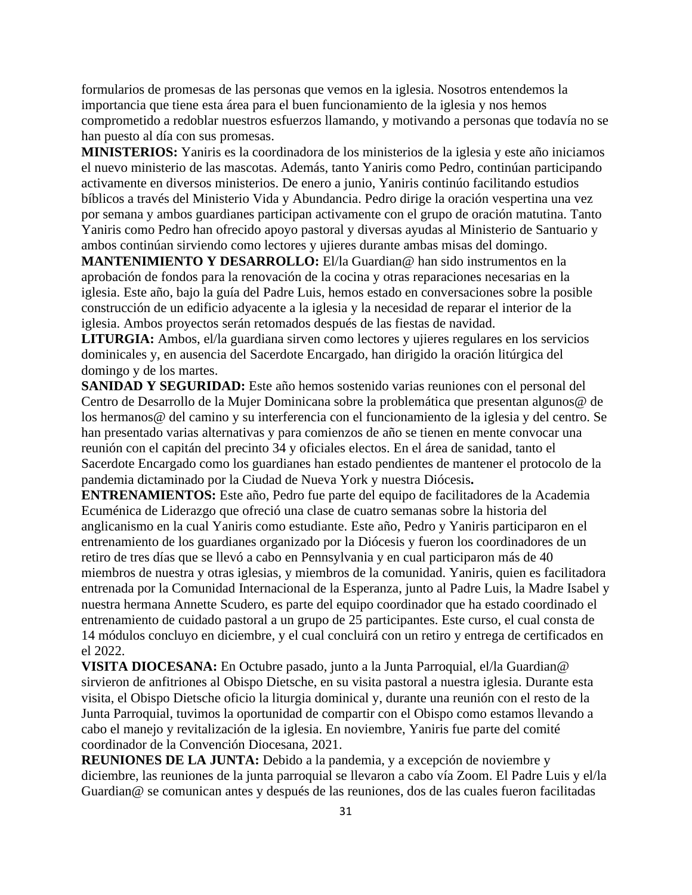formularios de promesas de las personas que vemos en la iglesia. Nosotros entendemos la importancia que tiene esta área para el buen funcionamiento de la iglesia y nos hemos comprometido a redoblar nuestros esfuerzos llamando, y motivando a personas que todavía no se han puesto al día con sus promesas.

**MINISTERIOS:** Yaniris es la coordinadora de los ministerios de la iglesia y este año iniciamos el nuevo ministerio de las mascotas. Además, tanto Yaniris como Pedro, continúan participando activamente en diversos ministerios. De enero a junio, Yaniris continúo facilitando estudios bíblicos a través del Ministerio Vida y Abundancia. Pedro dirige la oración vespertina una vez por semana y ambos guardianes participan activamente con el grupo de oración matutina. Tanto Yaniris como Pedro han ofrecido apoyo pastoral y diversas ayudas al Ministerio de Santuario y ambos continúan sirviendo como lectores y ujieres durante ambas misas del domingo.

**MANTENIMIENTO Y DESARROLLO:** El/la Guardian@ han sido instrumentos en la aprobación de fondos para la renovación de la cocina y otras reparaciones necesarias en la iglesia. Este año, bajo la guía del Padre Luis, hemos estado en conversaciones sobre la posible construcción de un edificio adyacente a la iglesia y la necesidad de reparar el interior de la iglesia. Ambos proyectos serán retomados después de las fiestas de navidad.

**LITURGIA:** Ambos, el/la guardiana sirven como lectores y ujieres regulares en los servicios dominicales y, en ausencia del Sacerdote Encargado, han dirigido la oración litúrgica del domingo y de los martes.

**SANIDAD Y SEGURIDAD:** Este año hemos sostenido varias reuniones con el personal del Centro de Desarrollo de la Mujer Dominicana sobre la problemática que presentan algunos@ de los hermanos@ del camino y su interferencia con el funcionamiento de la iglesia y del centro. Se han presentado varias alternativas y para comienzos de año se tienen en mente convocar una reunión con el capitán del precinto 34 y oficiales electos. En el área de sanidad, tanto el Sacerdote Encargado como los guardianes han estado pendientes de mantener el protocolo de la pandemia dictaminado por la Ciudad de Nueva York y nuestra Diócesis**.**

**ENTRENAMIENTOS:** Este año, Pedro fue parte del equipo de facilitadores de la Academia Ecuménica de Liderazgo que ofreció una clase de cuatro semanas sobre la historia del anglicanismo en la cual Yaniris como estudiante. Este año, Pedro y Yaniris participaron en el entrenamiento de los guardianes organizado por la Diócesis y fueron los coordinadores de un retiro de tres días que se llevó a cabo en Pennsylvania y en cual participaron más de 40 miembros de nuestra y otras iglesias, y miembros de la comunidad. Yaniris, quien es facilitadora entrenada por la Comunidad Internacional de la Esperanza, junto al Padre Luis, la Madre Isabel y nuestra hermana Annette Scudero, es parte del equipo coordinador que ha estado coordinado el entrenamiento de cuidado pastoral a un grupo de 25 participantes. Este curso, el cual consta de 14 módulos concluyo en diciembre, y el cual concluirá con un retiro y entrega de certificados en el 2022.

**VISITA DIOCESANA:** En Octubre pasado, junto a la Junta Parroquial, el/la Guardian@ sirvieron de anfitriones al Obispo Dietsche, en su visita pastoral a nuestra iglesia. Durante esta visita, el Obispo Dietsche oficio la liturgia dominical y, durante una reunión con el resto de la Junta Parroquial, tuvimos la oportunidad de compartir con el Obispo como estamos llevando a cabo el manejo y revitalización de la iglesia. En noviembre, Yaniris fue parte del comité coordinador de la Convención Diocesana, 2021.

**REUNIONES DE LA JUNTA:** Debido a la pandemia, y a excepción de noviembre y diciembre, las reuniones de la junta parroquial se llevaron a cabo vía Zoom. El Padre Luis y el/la Guardian@ se comunican antes y después de las reuniones, dos de las cuales fueron facilitadas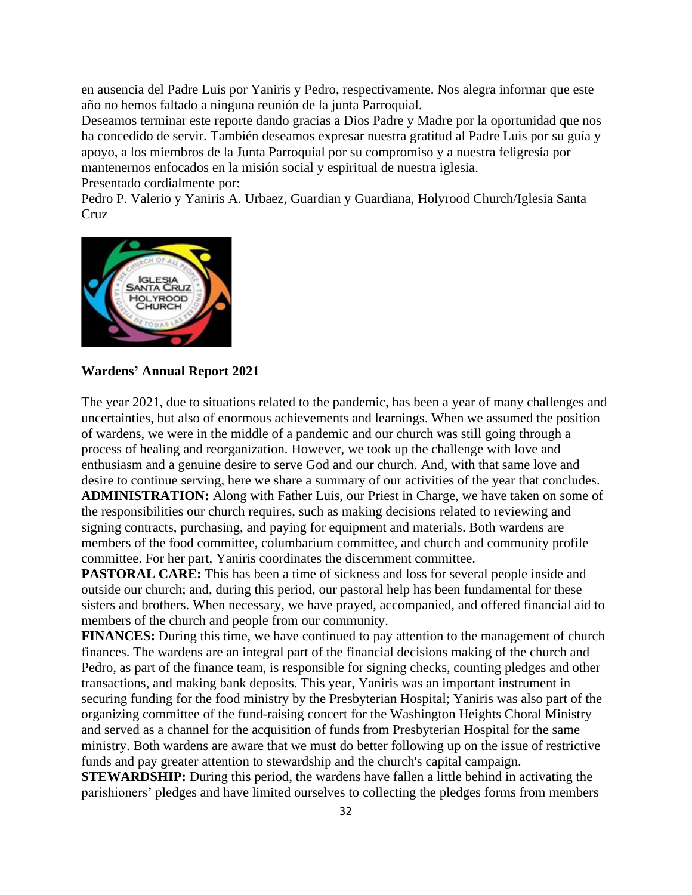en ausencia del Padre Luis por Yaniris y Pedro, respectivamente. Nos alegra informar que este año no hemos faltado a ninguna reunión de la junta Parroquial.

Deseamos terminar este reporte dando gracias a Dios Padre y Madre por la oportunidad que nos ha concedido de servir. También deseamos expresar nuestra gratitud al Padre Luis por su guía y apoyo, a los miembros de la Junta Parroquial por su compromiso y a nuestra feligresía por mantenernos enfocados en la misión social y espiritual de nuestra iglesia.

Presentado cordialmente por:

Pedro P. Valerio y Yaniris A. Urbaez, Guardian y Guardiana, Holyrood Church/Iglesia Santa Cruz

**Wardens' Annual Report 2021**

The year 2021, due to situations related to the pandemic, has been a year of many challenges and uncertainties, but also of enormous achievements and learnings. When we assumed the position of wardens, we were in the middle of a pandemic and our church was still going through a process of healing and reorganization. However, we took up the challenge with love and enthusiasm and a genuine desire to serve God and our church. And, with that same love and desire to continue serving, here we share a summary of our activities of the year that concludes.

**ADMINISTRATION:** Along with Father Luis, our Priest in Charge, we have taken on some of the responsibilities our church requires, such as making decisions related to reviewing and signing contracts, purchasing, and paying for equipment and materials. Both wardens are members of the food committee, columbarium committee, and church and community profile committee. For her part, Yaniris coordinates the discernment committee.

**PASTORAL CARE:** This has been a time of sickness and loss for several people inside and outside our church; and, during this period, our pastoral help has been fundamental for these sisters and brothers. When necessary, we have prayed, accompanied, and offered financial aid to members of the church and people from our community.

**FINANCES:** During this time, we have continued to pay attention to the management of church finances. The wardens are an integral part of the financial decisions making of the church and Pedro, as part of the finance team, is responsible for signing checks, counting pledges and other transactions, and making bank deposits. This year, Yaniris was an important instrument in securing funding for the food ministry by the Presbyterian Hospital; Yaniris was also part of the organizing committee of the fund-raising concert for the Washington Heights Choral Ministry and served as a channel for the acquisition of funds from Presbyterian Hospital for the same ministry. Both wardens are aware that we must do better following up on the issue of restrictive funds and pay greater attention to stewardship and the church's capital campaign.

**STEWARDSHIP:** During this period, the wardens have fallen a little behind in activating the parishioners' pledges and have limited ourselves to collecting the pledges forms from members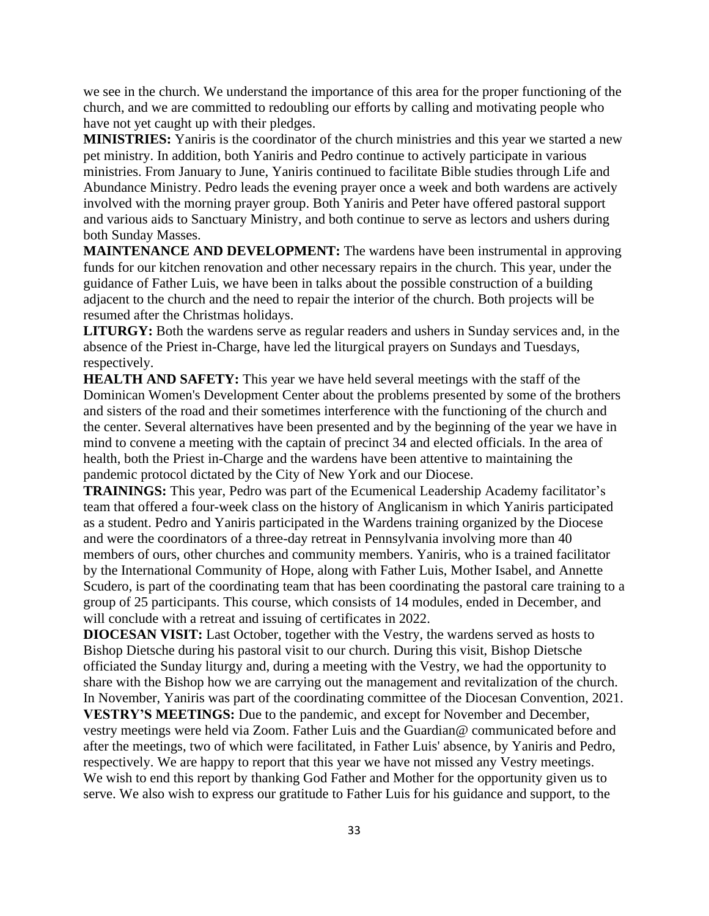we see in the church. We understand the importance of this area for the proper functioning of the church, and we are committed to redoubling our efforts by calling and motivating people who have not yet caught up with their pledges.

**MINISTRIES:** Yaniris is the coordinator of the church ministries and this year we started a new pet ministry. In addition, both Yaniris and Pedro continue to actively participate in various ministries. From January to June, Yaniris continued to facilitate Bible studies through Life and Abundance Ministry. Pedro leads the evening prayer once a week and both wardens are actively involved with the morning prayer group. Both Yaniris and Peter have offered pastoral support and various aids to Sanctuary Ministry, and both continue to serve as lectors and ushers during both Sunday Masses.

**MAINTENANCE AND DEVELOPMENT:** The wardens have been instrumental in approving funds for our kitchen renovation and other necessary repairs in the church. This year, under the guidance of Father Luis, we have been in talks about the possible construction of a building adjacent to the church and the need to repair the interior of the church. Both projects will be resumed after the Christmas holidays.

**LITURGY:** Both the wardens serve as regular readers and ushers in Sunday services and, in the absence of the Priest in-Charge, have led the liturgical prayers on Sundays and Tuesdays, respectively.

**HEALTH AND SAFETY:** This year we have held several meetings with the staff of the Dominican Women's Development Center about the problems presented by some of the brothers and sisters of the road and their sometimes interference with the functioning of the church and the center. Several alternatives have been presented and by the beginning of the year we have in mind to convene a meeting with the captain of precinct 34 and elected officials. In the area of health, both the Priest in-Charge and the wardens have been attentive to maintaining the pandemic protocol dictated by the City of New York and our Diocese.

**TRAININGS:** This year, Pedro was part of the Ecumenical Leadership Academy facilitator's team that offered a four-week class on the history of Anglicanism in which Yaniris participated as a student. Pedro and Yaniris participated in the Wardens training organized by the Diocese and were the coordinators of a three-day retreat in Pennsylvania involving more than 40 members of ours, other churches and community members. Yaniris, who is a trained facilitator by the International Community of Hope, along with Father Luis, Mother Isabel, and Annette Scudero, is part of the coordinating team that has been coordinating the pastoral care training to a group of 25 participants. This course, which consists of 14 modules, ended in December, and will conclude with a retreat and issuing of certificates in 2022.

**DIOCESAN VISIT:** Last October, together with the Vestry, the wardens served as hosts to Bishop Dietsche during his pastoral visit to our church. During this visit, Bishop Dietsche officiated the Sunday liturgy and, during a meeting with the Vestry, we had the opportunity to share with the Bishop how we are carrying out the management and revitalization of the church. In November, Yaniris was part of the coordinating committee of the Diocesan Convention, 2021.

**VESTRY'S MEETINGS:** Due to the pandemic, and except for November and December, vestry meetings were held via Zoom. Father Luis and the Guardian@ communicated before and after the meetings, two of which were facilitated, in Father Luis' absence, by Yaniris and Pedro, respectively. We are happy to report that this year we have not missed any Vestry meetings.

We wish to end this report by thanking God Father and Mother for the opportunity given us to serve. We also wish to express our gratitude to Father Luis for his guidance and support, to the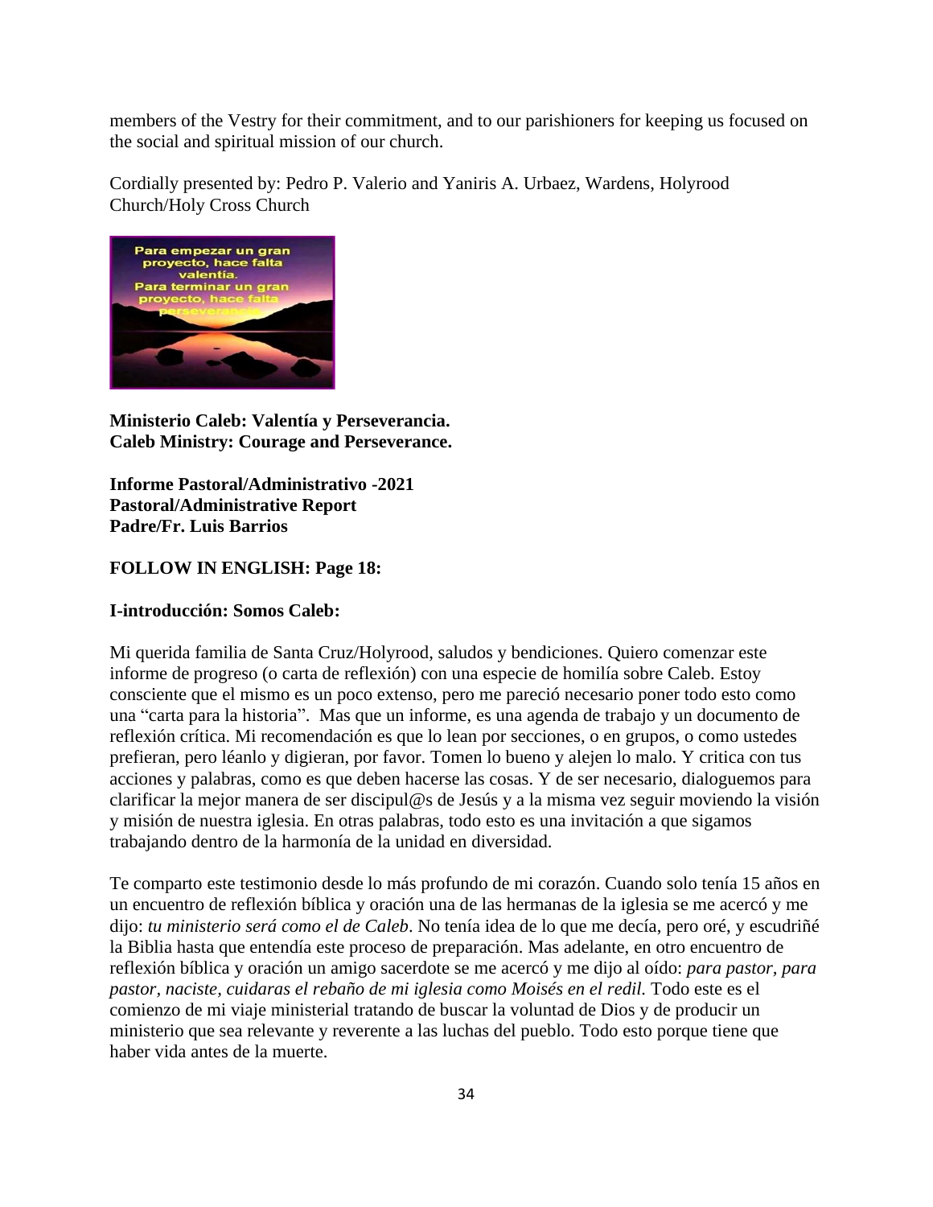members of the Vestry for their commitment, and to our parishioners for keeping us focused on the social and spiritual mission of our church.

Cordially presented by: Pedro P. Valerio and Yaniris A. Urbaez, Wardens, Holyrood Church/Holy Cross Church

Para empezar un gran proyecto, hace falta valentía. Para terminar un gran proyecto, hace falta perseverancia.

**Ministerio Caleb: Valentía y Perseverancia.**
**Caleb Ministry: Courage and Perseverance.**

**Informe Pastoral/Administrativo -2021**
**Pastoral/Administrative Report**
**Padre/Fr. Luis Barrios**

**FOLLOW IN ENGLISH: Page 18:**

**I-introducción: Somos Caleb:**

Mi querida familia de Santa Cruz/Holyrood, saludos y bendiciones. Quiero comenzar este informe de progreso (o carta de reflexión) con una especie de homilía sobre Caleb. Estoy consciente que el mismo es un poco extenso, pero me pareció necesario poner todo esto como una "carta para la historia". Mas que un informe, es una agenda de trabajo y un documento de reflexión crítica. Mi recomendación es que lo lean por secciones, o en grupos, o como ustedes prefieran, pero léanlo y digieran, por favor. Tomen lo bueno y alejen lo malo. Y critica con tus acciones y palabras, como es que deben hacerse las cosas. Y de ser necesario, dialoguemos para clarificar la mejor manera de ser discipul@s de Jesús y a la misma vez seguir moviendo la visión y misión de nuestra iglesia. En otras palabras, todo esto es una invitación a que sigamos trabajando dentro de la harmonía de la unidad en diversidad.

Te comparto este testimonio desde lo más profundo de mi corazón. Cuando solo tenía 15 años en un encuentro de reflexión bíblica y oración una de las hermanas de la iglesia se me acercó y me dijo: *tu ministerio será como el de Caleb*. No tenía idea de lo que me decía, pero oré, y escudriñé la Biblia hasta que entendía este proceso de preparación. Mas adelante, en otro encuentro de reflexión bíblica y oración un amigo sacerdote se me acercó y me dijo al oído: *para pastor, para pastor, naciste, cuidaras el rebaño de mi iglesia como Moisés en el redil.* Todo este es el comienzo de mi viaje ministerial tratando de buscar la voluntad de Dios y de producir un ministerio que sea relevante y reverente a las luchas del pueblo. Todo esto porque tiene que haber vida antes de la muerte.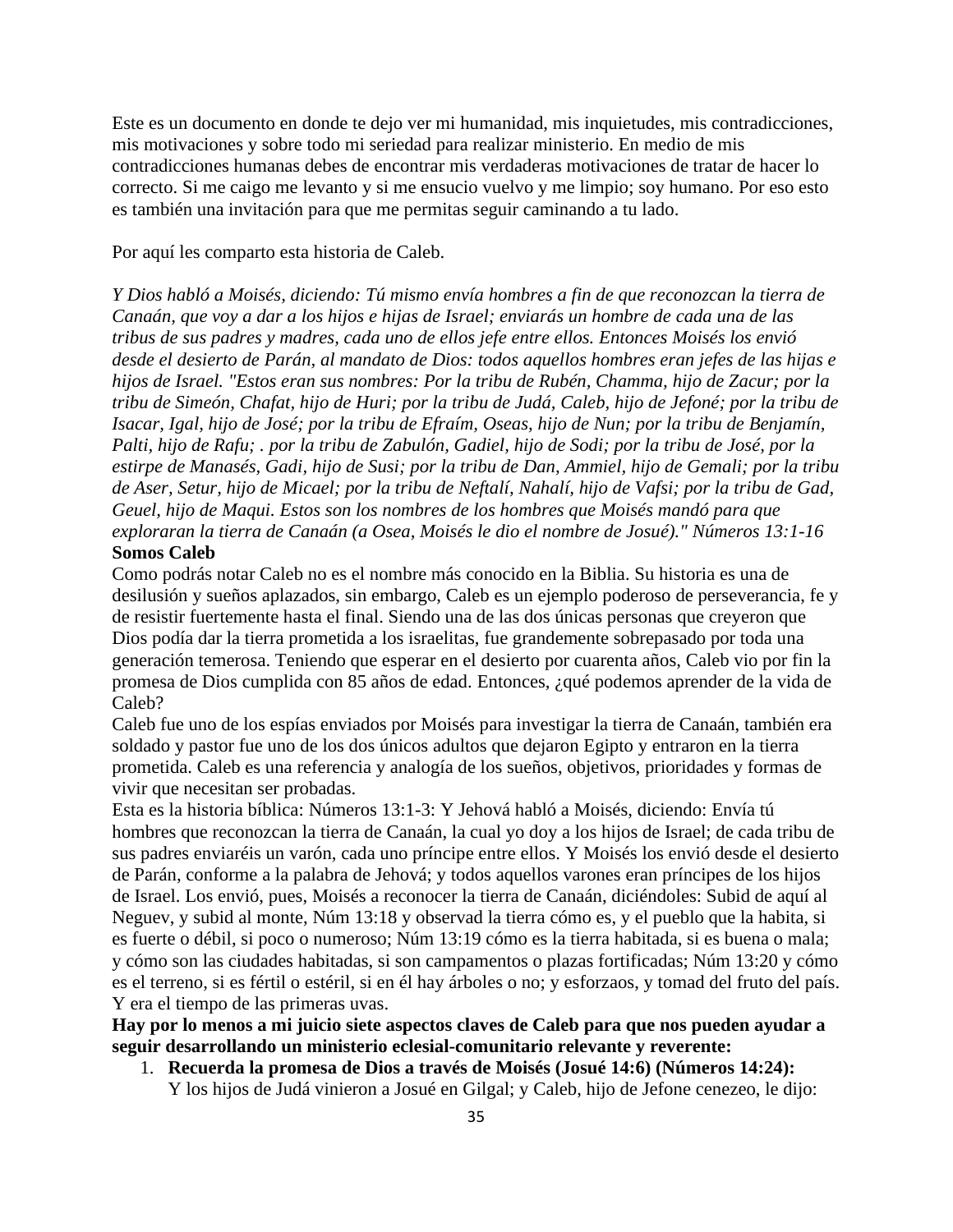Este es un documento en donde te dejo ver mi humanidad, mis inquietudes, mis contradicciones, mis motivaciones y sobre todo mi seriedad para realizar ministerio. En medio de mis contradicciones humanas debes de encontrar mis verdaderas motivaciones de tratar de hacer lo correcto. Si me caigo me levanto y si me ensucio vuelvo y me limpio; soy humano. Por eso esto es también una invitación para que me permitas seguir caminando a tu lado.

Por aquí les comparto esta historia de Caleb.

*Y Dios habló a Moisés, diciendo: Tú mismo envía hombres a fin de que reconozcan la tierra de Canaán, que voy a dar a los hijos e hijas de Israel; enviarás un hombre de cada una de las tribus de sus padres y madres, cada uno de ellos jefe entre ellos. Entonces Moisés los envió desde el desierto de Parán, al mandato de Dios: todos aquellos hombres eran jefes de las hijas e hijos de Israel. "Estos eran sus nombres: Por la tribu de Rubén, Chamma, hijo de Zacur; por la tribu de Simeón, Chafat, hijo de Huri; por la tribu de Judá, Caleb, hijo de Jefoné; por la tribu de Isacar, Igal, hijo de José; por la tribu de Efraím, Oseas, hijo de Nun; por la tribu de Benjamín, Palti, hijo de Rafu; . por la tribu de Zabulón, Gadiel, hijo de Sodi; por la tribu de José, por la estirpe de Manasés, Gadi, hijo de Susi; por la tribu de Dan, Ammiel, hijo de Gemali; por la tribu de Aser, Setur, hijo de Micael; por la tribu de Neftalí, Nahalí, hijo de Vafsi; por la tribu de Gad, Geuel, hijo de Maqui. Estos son los nombres de los hombres que Moisés mandó para que exploraran la tierra de Canaán (a Osea, Moisés le dio el nombre de Josué)." Números 13:1-16*

**Somos Caleb**

Como podrás notar Caleb no es el nombre más conocido en la Biblia. Su historia es una de desilusión y sueños aplazados, sin embargo, Caleb es un ejemplo poderoso de perseverancia, fe y de resistir fuertemente hasta el final. Siendo una de las dos únicas personas que creyeron que Dios podía dar la tierra prometida a los israelitas, fue grandemente sobrepasado por toda una generación temerosa. Teniendo que esperar en el desierto por cuarenta años, Caleb vio por fin la promesa de Dios cumplida con 85 años de edad. Entonces, ¿qué podemos aprender de la vida de Caleb?

Caleb fue uno de los espías enviados por Moisés para investigar la tierra de Canaán, también era soldado y pastor fue uno de los dos únicos adultos que dejaron Egipto y entraron en la tierra prometida. Caleb es una referencia y analogía de los sueños, objetivos, prioridades y formas de vivir que necesitan ser probadas.

Esta es la historia bíblica: Números 13:1-3: Y Jehová habló a Moisés, diciendo: Envía tú hombres que reconozcan la tierra de Canaán, la cual yo doy a los hijos de Israel; de cada tribu de sus padres enviaréis un varón, cada uno príncipe entre ellos. Y Moisés los envió desde el desierto de Parán, conforme a la palabra de Jehová; y todos aquellos varones eran príncipes de los hijos de Israel. Los envió, pues, Moisés a reconocer la tierra de Canaán, diciéndoles: Subid de aquí al Neguev, y subid al monte, Núm 13:18 y observad la tierra cómo es, y el pueblo que la habita, si es fuerte o débil, si poco o numeroso; Núm 13:19 cómo es la tierra habitada, si es buena o mala; y cómo son las ciudades habitadas, si son campamentos o plazas fortificadas; Núm 13:20 y cómo es el terreno, si es fértil o estéril, si en él hay árboles o no; y esforzaos, y tomad del fruto del país. Y era el tiempo de las primeras uvas.

**Hay por lo menos a mi juicio siete aspectos claves de Caleb para que nos pueden ayudar a seguir desarrollando un ministerio eclesial-comunitario relevante y reverente:**

1. **Recuerda la promesa de Dios a través de Moisés (Josué 14:6) (Números 14:24):** Y los hijos de Judá vinieron a Josué en Gilgal; y Caleb, hijo de Jefone cenezeo, le dijo: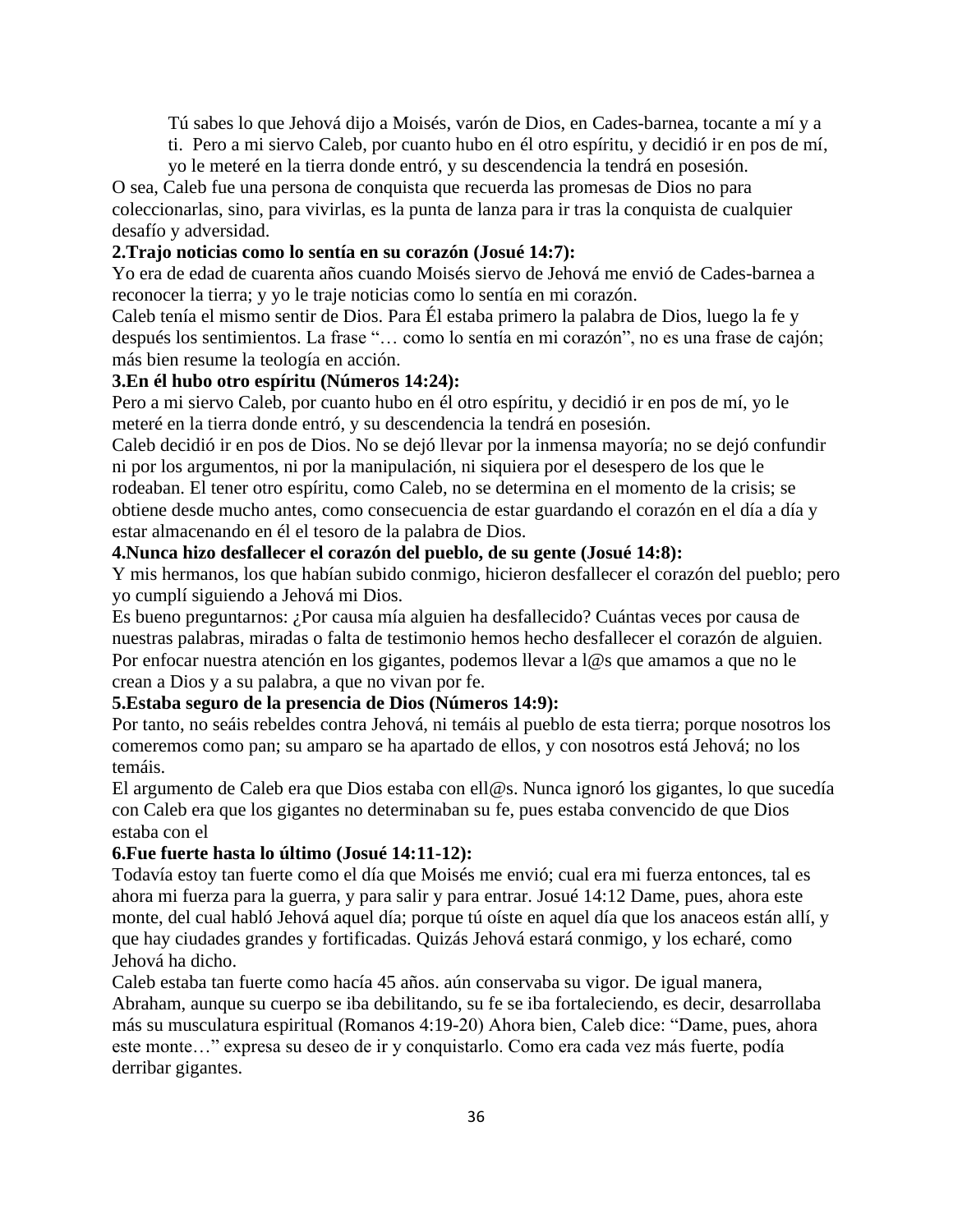> Tú sabes lo que Jehová dijo a Moisés, varón de Dios, en Cades-barnea, tocante a mí y a ti. Pero a mi siervo Caleb, por cuanto hubo en él otro espíritu, y decidió ir en pos de mí, yo le meteré en la tierra donde entró, y su descendencia la tendrá en posesión.

O sea, Caleb fue una persona de conquista que recuerda las promesas de Dios no para coleccionarlas, sino, para vivirlas, es la punta de lanza para ir tras la conquista de cualquier desafío y adversidad.

**2.Trajo noticias como lo sentía en su corazón (Josué 14:7):**

Yo era de edad de cuarenta años cuando Moisés siervo de Jehová me envió de Cades-barnea a reconocer la tierra; y yo le traje noticias como lo sentía en mi corazón.

Caleb tenía el mismo sentir de Dios. Para Él estaba primero la palabra de Dios, luego la fe y después los sentimientos. La frase "… como lo sentía en mi corazón", no es una frase de cajón; más bien resume la teología en acción.

**3.En él hubo otro espíritu (Números 14:24):**

Pero a mi siervo Caleb, por cuanto hubo en él otro espíritu, y decidió ir en pos de mí, yo le meteré en la tierra donde entró, y su descendencia la tendrá en posesión.

Caleb decidió ir en pos de Dios. No se dejó llevar por la inmensa mayoría; no se dejó confundir ni por los argumentos, ni por la manipulación, ni siquiera por el desespero de los que le rodeaban. El tener otro espíritu, como Caleb, no se determina en el momento de la crisis; se obtiene desde mucho antes, como consecuencia de estar guardando el corazón en el día a día y estar almacenando en él el tesoro de la palabra de Dios.

**4.Nunca hizo desfallecer el corazón del pueblo, de su gente (Josué 14:8):**

Y mis hermanos, los que habían subido conmigo, hicieron desfallecer el corazón del pueblo; pero yo cumplí siguiendo a Jehová mi Dios.

Es bueno preguntarnos: ¿Por causa mía alguien ha desfallecido? Cuántas veces por causa de nuestras palabras, miradas o falta de testimonio hemos hecho desfallecer el corazón de alguien. Por enfocar nuestra atención en los gigantes, podemos llevar a l@s que amamos a que no le crean a Dios y a su palabra, a que no vivan por fe.

**5.Estaba seguro de la presencia de Dios (Números 14:9):**

Por tanto, no seáis rebeldes contra Jehová, ni temáis al pueblo de esta tierra; porque nosotros los comeremos como pan; su amparo se ha apartado de ellos, y con nosotros está Jehová; no los temáis.

El argumento de Caleb era que Dios estaba con ell@s. Nunca ignoró los gigantes, lo que sucedía con Caleb era que los gigantes no determinaban su fe, pues estaba convencido de que Dios estaba con el

**6.Fue fuerte hasta lo último (Josué 14:11-12):**

Todavía estoy tan fuerte como el día que Moisés me envió; cual era mi fuerza entonces, tal es ahora mi fuerza para la guerra, y para salir y para entrar. Josué 14:12 Dame, pues, ahora este monte, del cual habló Jehová aquel día; porque tú oíste en aquel día que los anaceos están allí, y que hay ciudades grandes y fortificadas. Quizás Jehová estará conmigo, y los echaré, como Jehová ha dicho.

Caleb estaba tan fuerte como hacía 45 años. aún conservaba su vigor. De igual manera, Abraham, aunque su cuerpo se iba debilitando, su fe se iba fortaleciendo, es decir, desarrollaba más su musculatura espiritual (Romanos 4:19-20) Ahora bien, Caleb dice: "Dame, pues, ahora este monte…" expresa su deseo de ir y conquistarlo. Como era cada vez más fuerte, podía derribar gigantes.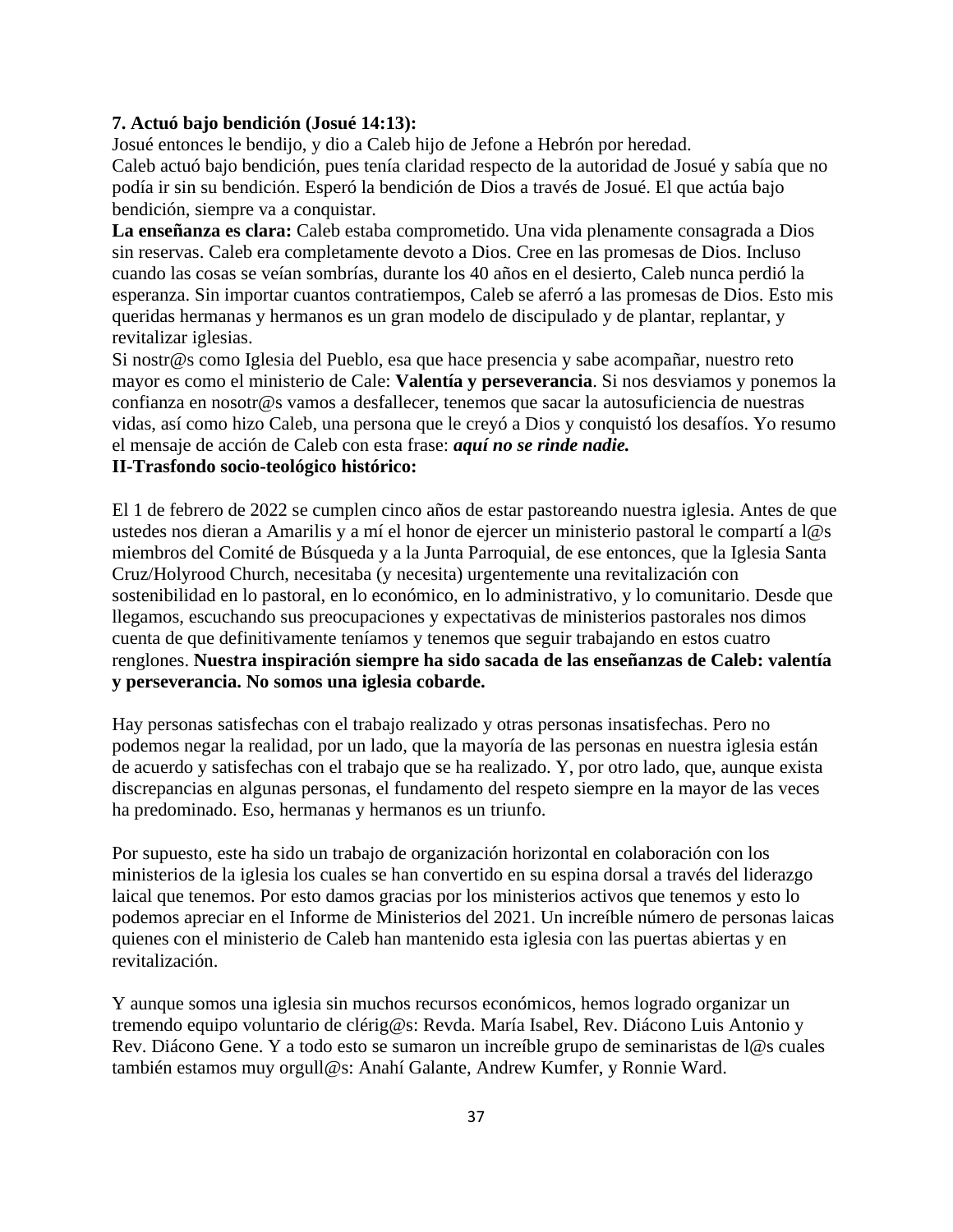**7. Actuó bajo bendición (Josué 14:13):**
Josué entonces le bendijo, y dio a Caleb hijo de Jefone a Hebrón por heredad.
Caleb actuó bajo bendición, pues tenía claridad respecto de la autoridad de Josué y sabía que no podía ir sin su bendición. Esperó la bendición de Dios a través de Josué. El que actúa bajo bendición, siempre va a conquistar.
**La enseñanza es clara:** Caleb estaba comprometido. Una vida plenamente consagrada a Dios sin reservas. Caleb era completamente devoto a Dios. Cree en las promesas de Dios. Incluso cuando las cosas se veían sombrías, durante los 40 años en el desierto, Caleb nunca perdió la esperanza. Sin importar cuantos contratiempos, Caleb se aferró a las promesas de Dios. Esto mis queridas hermanas y hermanos es un gran modelo de discipulado y de plantar, replantar, y revitalizar iglesias.
Si nostr@s como Iglesia del Pueblo, esa que hace presencia y sabe acompañar, nuestro reto mayor es como el ministerio de Cale: **Valentía y perseverancia**. Si nos desviamos y ponemos la confianza en nosotr@s vamos a desfallecer, tenemos que sacar la autosuficiencia de nuestras vidas, así como hizo Caleb, una persona que le creyó a Dios y conquistó los desafíos. Yo resumo el mensaje de acción de Caleb con esta frase: ***aquí no se rinde nadie.***

**II-Trasfondo socio-teológico histórico:**

El 1 de febrero de 2022 se cumplen cinco años de estar pastoreando nuestra iglesia. Antes de que ustedes nos dieran a Amarilis y a mí el honor de ejercer un ministerio pastoral le compartí a l@s miembros del Comité de Búsqueda y a la Junta Parroquial, de ese entonces, que la Iglesia Santa Cruz/Holyrood Church, necesitaba (y necesita) urgentemente una revitalización con sostenibilidad en lo pastoral, en lo económico, en lo administrativo, y lo comunitario. Desde que llegamos, escuchando sus preocupaciones y expectativas de ministerios pastorales nos dimos cuenta de que definitivamente teníamos y tenemos que seguir trabajando en estos cuatro renglones. **Nuestra inspiración siempre ha sido sacada de las enseñanzas de Caleb: valentía y perseverancia. No somos una iglesia cobarde.**

Hay personas satisfechas con el trabajo realizado y otras personas insatisfechas. Pero no podemos negar la realidad, por un lado, que la mayoría de las personas en nuestra iglesia están de acuerdo y satisfechas con el trabajo que se ha realizado. Y, por otro lado, que, aunque exista discrepancias en algunas personas, el fundamento del respeto siempre en la mayor de las veces ha predominado. Eso, hermanas y hermanos es un triunfo.

Por supuesto, este ha sido un trabajo de organización horizontal en colaboración con los ministerios de la iglesia los cuales se han convertido en su espina dorsal a través del liderazgo laical que tenemos. Por esto damos gracias por los ministerios activos que tenemos y esto lo podemos apreciar en el Informe de Ministerios del 2021. Un increíble número de personas laicas quienes con el ministerio de Caleb han mantenido esta iglesia con las puertas abiertas y en revitalización.

Y aunque somos una iglesia sin muchos recursos económicos, hemos logrado organizar un tremendo equipo voluntario de clérig@s: Revda. María Isabel, Rev. Diácono Luis Antonio y Rev. Diácono Gene. Y a todo esto se sumaron un increíble grupo de seminaristas de l@s cuales también estamos muy orgull@s: Anahí Galante, Andrew Kumfer, y Ronnie Ward.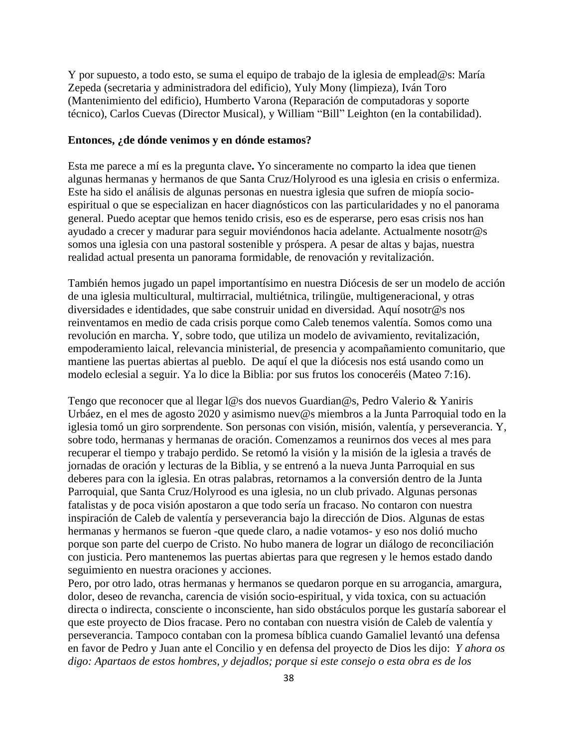Y por supuesto, a todo esto, se suma el equipo de trabajo de la iglesia de emplead@s: María Zepeda (secretaria y administradora del edificio), Yuly Mony (limpieza), Iván Toro (Mantenimiento del edificio), Humberto Varona (Reparación de computadoras y soporte técnico), Carlos Cuevas (Director Musical), y William "Bill" Leighton (en la contabilidad).

**Entonces, ¿de dónde venimos y en dónde estamos?**

Esta me parece a mí es la pregunta clave**.** Yo sinceramente no comparto la idea que tienen algunas hermanas y hermanos de que Santa Cruz/Holyrood es una iglesia en crisis o enfermiza. Este ha sido el análisis de algunas personas en nuestra iglesia que sufren de miopía socio-espiritual o que se especializan en hacer diagnósticos con las particularidades y no el panorama general. Puedo aceptar que hemos tenido crisis, eso es de esperarse, pero esas crisis nos han ayudado a crecer y madurar para seguir moviéndonos hacia adelante. Actualmente nosotr@s somos una iglesia con una pastoral sostenible y próspera. A pesar de altas y bajas, nuestra realidad actual presenta un panorama formidable, de renovación y revitalización.

También hemos jugado un papel importantísimo en nuestra Diócesis de ser un modelo de acción de una iglesia multicultural, multirracial, multiétnica, trilingüe, multigeneracional, y otras diversidades e identidades, que sabe construir unidad en diversidad. Aquí nosotr@s nos reinventamos en medio de cada crisis porque como Caleb tenemos valentía. Somos como una revolución en marcha. Y, sobre todo, que utiliza un modelo de avivamiento, revitalización, empoderamiento laical, relevancia ministerial, de presencia y acompañamiento comunitario, que mantiene las puertas abiertas al pueblo. De aquí el que la diócesis nos está usando como un modelo eclesial a seguir. Ya lo dice la Biblia: por sus frutos los conoceréis (Mateo 7:16).

Tengo que reconocer que al llegar l@s dos nuevos Guardian@s, Pedro Valerio & Yaniris Urbáez, en el mes de agosto 2020 y asimismo nuev@s miembros a la Junta Parroquial todo en la iglesia tomó un giro sorprendente. Son personas con visión, misión, valentía, y perseverancia. Y, sobre todo, hermanas y hermanas de oración. Comenzamos a reunirnos dos veces al mes para recuperar el tiempo y trabajo perdido. Se retomó la visión y la misión de la iglesia a través de jornadas de oración y lecturas de la Biblia, y se entrenó a la nueva Junta Parroquial en sus deberes para con la iglesia. En otras palabras, retornamos a la conversión dentro de la Junta Parroquial, que Santa Cruz/Holyrood es una iglesia, no un club privado. Algunas personas fatalistas y de poca visión apostaron a que todo sería un fracaso. No contaron con nuestra inspiración de Caleb de valentía y perseverancia bajo la dirección de Dios. Algunas de estas hermanas y hermanos se fueron -que quede claro, a nadie votamos- y eso nos dolió mucho porque son parte del cuerpo de Cristo. No hubo manera de lograr un diálogo de reconciliación con justicia. Pero mantenemos las puertas abiertas para que regresen y le hemos estado dando seguimiento en nuestra oraciones y acciones.
Pero, por otro lado, otras hermanas y hermanos se quedaron porque en su arrogancia, amargura, dolor, deseo de revancha, carencia de visión socio-espiritual, y vida toxica, con su actuación directa o indirecta, consciente o inconsciente, han sido obstáculos porque les gustaría saborear el que este proyecto de Dios fracase. Pero no contaban con nuestra visión de Caleb de valentía y perseverancia. Tampoco contaban con la promesa bíblica cuando Gamaliel levantó una defensa en favor de Pedro y Juan ante el Concilio y en defensa del proyecto de Dios les dijo: *Y ahora os digo: Apartaos de estos hombres, y dejadlos; porque si este consejo o esta obra es de los*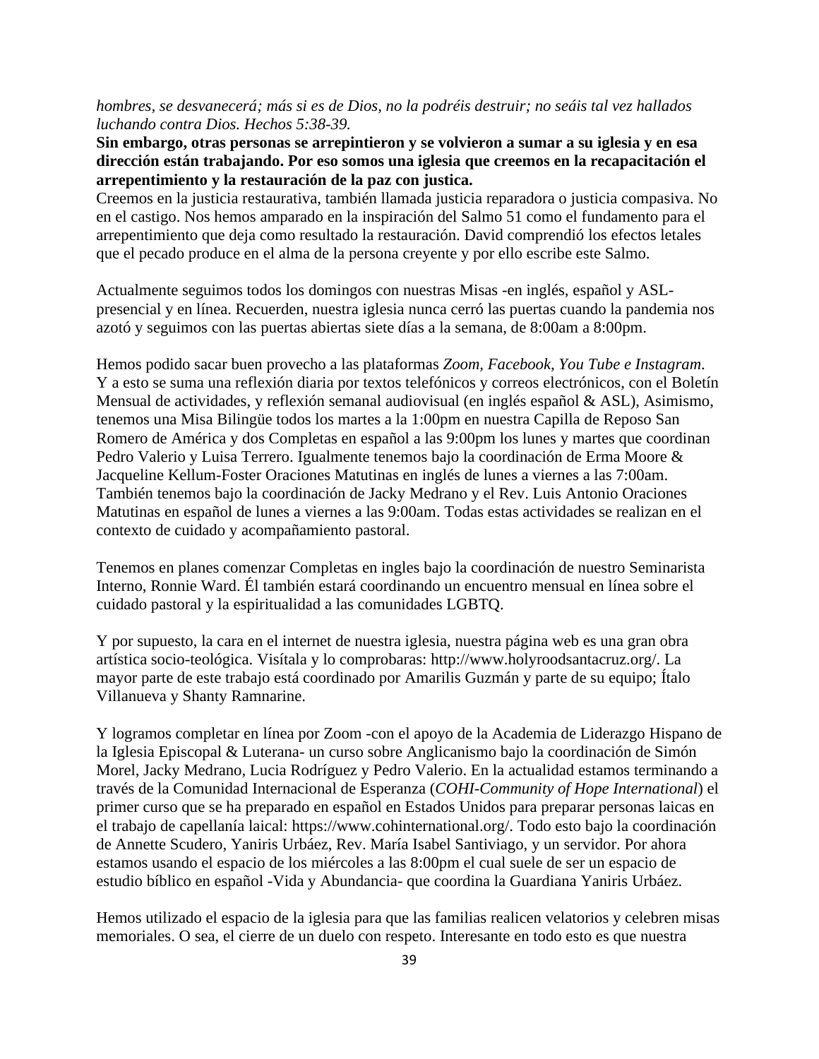*hombres, se desvanecerá; más si es de Dios, no la podréis destruir; no seáis tal vez hallados luchando contra Dios. Hechos 5:38-39.*

**Sin embargo, otras personas se arrepintieron y se volvieron a sumar a su iglesia y en esa dirección están trabajando. Por eso somos una iglesia que creemos en la recapacitación el arrepentimiento y la restauración de la paz con justica.**

Creemos en la justicia restaurativa, también llamada justicia reparadora o justicia compasiva. No en el castigo. Nos hemos amparado en la inspiración del Salmo 51 como el fundamento para el arrepentimiento que deja como resultado la restauración. David comprendió los efectos letales que el pecado produce en el alma de la persona creyente y por ello escribe este Salmo.

Actualmente seguimos todos los domingos con nuestras Misas -en inglés, español y ASL- presencial y en línea. Recuerden, nuestra iglesia nunca cerró las puertas cuando la pandemia nos azotó y seguimos con las puertas abiertas siete días a la semana, de 8:00am a 8:00pm.

Hemos podido sacar buen provecho a las plataformas *Zoom, Facebook, You Tube e Instagram*. Y a esto se suma una reflexión diaria por textos telefónicos y correos electrónicos, con el Boletín Mensual de actividades, y reflexión semanal audiovisual (en inglés español & ASL), Asimismo, tenemos una Misa Bilingüe todos los martes a la 1:00pm en nuestra Capilla de Reposo San Romero de América y dos Completas en español a las 9:00pm los lunes y martes que coordinan Pedro Valerio y Luisa Terrero. Igualmente tenemos bajo la coordinación de Erma Moore & Jacqueline Kellum-Foster Oraciones Matutinas en inglés de lunes a viernes a las 7:00am. También tenemos bajo la coordinación de Jacky Medrano y el Rev. Luis Antonio Oraciones Matutinas en español de lunes a viernes a las 9:00am. Todas estas actividades se realizan en el contexto de cuidado y acompañamiento pastoral.

Tenemos en planes comenzar Completas en ingles bajo la coordinación de nuestro Seminarista Interno, Ronnie Ward. Él también estará coordinando un encuentro mensual en línea sobre el cuidado pastoral y la espiritualidad a las comunidades LGBTQ.

Y por supuesto, la cara en el internet de nuestra iglesia, nuestra página web es una gran obra artística socio-teológica. Visítala y lo comprobaras: http://www.holyroodsantacruz.org/. La mayor parte de este trabajo está coordinado por Amarilis Guzmán y parte de su equipo; Ítalo Villanueva y Shanty Ramnarine.

Y logramos completar en línea por Zoom -con el apoyo de la Academia de Liderazgo Hispano de la Iglesia Episcopal & Luterana- un curso sobre Anglicanismo bajo la coordinación de Simón Morel, Jacky Medrano, Lucia Rodríguez y Pedro Valerio. En la actualidad estamos terminando a través de la Comunidad Internacional de Esperanza (*COHI-Community of Hope International*) el primer curso que se ha preparado en español en Estados Unidos para preparar personas laicas en el trabajo de capellanía laical: https://www.cohinternational.org/. Todo esto bajo la coordinación de Annette Scudero, Yaniris Urbáez, Rev. María Isabel Santiviago, y un servidor. Por ahora estamos usando el espacio de los miércoles a las 8:00pm el cual suele de ser un espacio de estudio bíblico en español -Vida y Abundancia- que coordina la Guardiana Yaniris Urbáez.

Hemos utilizado el espacio de la iglesia para que las familias realicen velatorios y celebren misas memoriales. O sea, el cierre de un duelo con respeto. Interesante en todo esto es que nuestra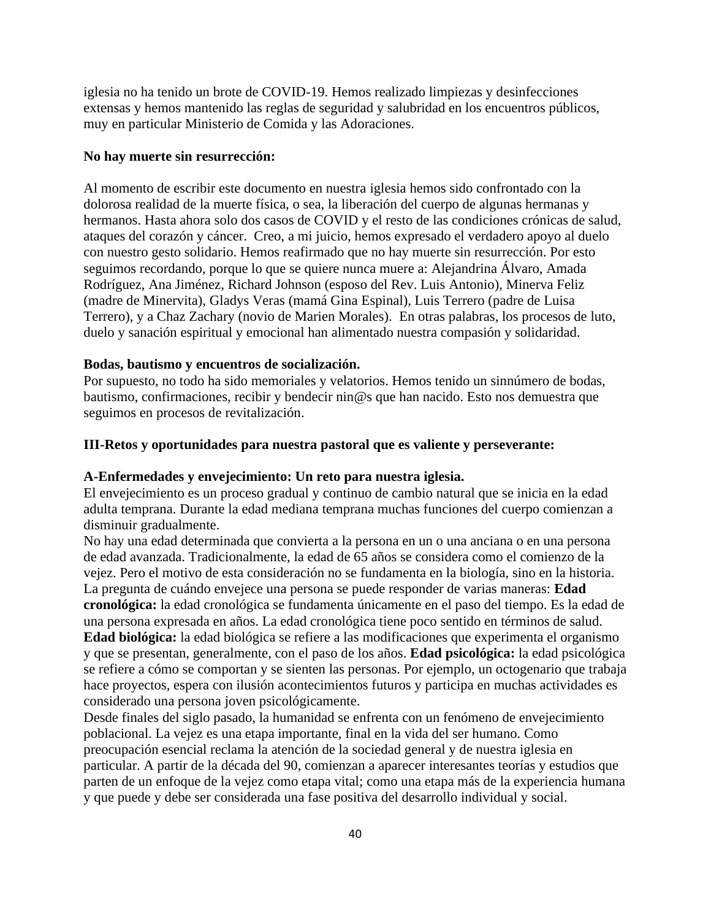iglesia no ha tenido un brote de COVID-19. Hemos realizado limpiezas y desinfecciones extensas y hemos mantenido las reglas de seguridad y salubridad en los encuentros públicos, muy en particular Ministerio de Comida y las Adoraciones.

**No hay muerte sin resurrección:**

Al momento de escribir este documento en nuestra iglesia hemos sido confrontado con la dolorosa realidad de la muerte física, o sea, la liberación del cuerpo de algunas hermanas y hermanos. Hasta ahora solo dos casos de COVID y el resto de las condiciones crónicas de salud, ataques del corazón y cáncer. Creo, a mi juicio, hemos expresado el verdadero apoyo al duelo con nuestro gesto solidario. Hemos reafirmado que no hay muerte sin resurrección. Por esto seguimos recordando, porque lo que se quiere nunca muere a: Alejandrina Álvaro, Amada Rodríguez, Ana Jiménez, Richard Johnson (esposo del Rev. Luis Antonio), Minerva Feliz (madre de Minervita), Gladys Veras (mamá Gina Espinal), Luis Terrero (padre de Luisa Terrero), y a Chaz Zachary (novio de Marien Morales). En otras palabras, los procesos de luto, duelo y sanación espiritual y emocional han alimentado nuestra compasión y solidaridad.

**Bodas, bautismo y encuentros de socialización.**

Por supuesto, no todo ha sido memoriales y velatorios. Hemos tenido un sinnúmero de bodas, bautismo, confirmaciones, recibir y bendecir nin@s que han nacido. Esto nos demuestra que seguimos en procesos de revitalización.

**III-Retos y oportunidades para nuestra pastoral que es valiente y perseverante:**

**A-Enfermedades y envejecimiento: Un reto para nuestra iglesia.**

El envejecimiento es un proceso gradual y continuo de cambio natural que se inicia en la edad adulta temprana. Durante la edad mediana temprana muchas funciones del cuerpo comienzan a disminuir gradualmente.

No hay una edad determinada que convierta a la persona en un o una anciana o en una persona de edad avanzada. Tradicionalmente, la edad de 65 años se considera como el comienzo de la vejez. Pero el motivo de esta consideración no se fundamenta en la biología, sino en la historia. La pregunta de cuándo envejece una persona se puede responder de varias maneras: **Edad cronológica:** la edad cronológica se fundamenta únicamente en el paso del tiempo. Es la edad de una persona expresada en años. La edad cronológica tiene poco sentido en términos de salud. **Edad biológica:** la edad biológica se refiere a las modificaciones que experimenta el organismo y que se presentan, generalmente, con el paso de los años. **Edad psicológica:** la edad psicológica se refiere a cómo se comportan y se sienten las personas. Por ejemplo, un octogenario que trabaja hace proyectos, espera con ilusión acontecimientos futuros y participa en muchas actividades es considerado una persona joven psicológicamente.

Desde finales del siglo pasado, la humanidad se enfrenta con un fenómeno de envejecimiento poblacional. La vejez es una etapa importante, final en la vida del ser humano. Como preocupación esencial reclama la atención de la sociedad general y de nuestra iglesia en particular. A partir de la década del 90, comienzan a aparecer interesantes teorías y estudios que parten de un enfoque de la vejez como etapa vital; como una etapa más de la experiencia humana y que puede y debe ser considerada una fase positiva del desarrollo individual y social.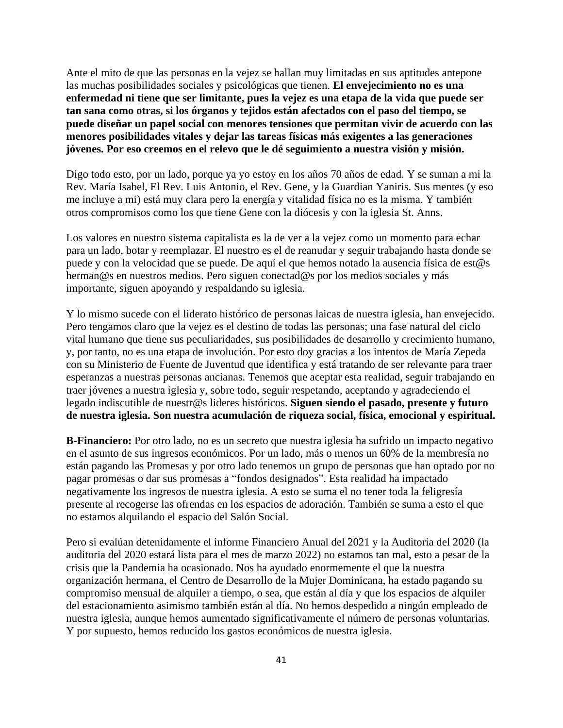Ante el mito de que las personas en la vejez se hallan muy limitadas en sus aptitudes antepone las muchas posibilidades sociales y psicológicas que tienen. **El envejecimiento no es una enfermedad ni tiene que ser limitante, pues la vejez es una etapa de la vida que puede ser tan sana como otras, si los órganos y tejidos están afectados con el paso del tiempo, se puede diseñar un papel social con menores tensiones que permitan vivir de acuerdo con las menores posibilidades vitales y dejar las tareas físicas más exigentes a las generaciones jóvenes. Por eso creemos en el relevo que le dé seguimiento a nuestra visión y misión.**

Digo todo esto, por un lado, porque ya yo estoy en los años 70 años de edad. Y se suman a mi la Rev. María Isabel, El Rev. Luis Antonio, el Rev. Gene, y la Guardian Yaniris. Sus mentes (y eso me incluye a mi) está muy clara pero la energía y vitalidad física no es la misma. Y también otros compromisos como los que tiene Gene con la diócesis y con la iglesia St. Anns.

Los valores en nuestro sistema capitalista es la de ver a la vejez como un momento para echar para un lado, botar y reemplazar. El nuestro es el de reanudar y seguir trabajando hasta donde se puede y con la velocidad que se puede. De aquí el que hemos notado la ausencia física de est@s herman@s en nuestros medios. Pero siguen conectad@s por los medios sociales y más importante, siguen apoyando y respaldando su iglesia.

Y lo mismo sucede con el liderato histórico de personas laicas de nuestra iglesia, han envejecido. Pero tengamos claro que la vejez es el destino de todas las personas; una fase natural del ciclo vital humano que tiene sus peculiaridades, sus posibilidades de desarrollo y crecimiento humano, y, por tanto, no es una etapa de involución. Por esto doy gracias a los intentos de María Zepeda con su Ministerio de Fuente de Juventud que identifica y está tratando de ser relevante para traer esperanzas a nuestras personas ancianas. Tenemos que aceptar esta realidad, seguir trabajando en traer jóvenes a nuestra iglesia y, sobre todo, seguir respetando, aceptando y agradeciendo el legado indiscutible de nuestr@s lideres históricos. **Siguen siendo el pasado, presente y futuro de nuestra iglesia. Son nuestra acumulación de riqueza social, física, emocional y espiritual.**

**B-Financiero:** Por otro lado, no es un secreto que nuestra iglesia ha sufrido un impacto negativo en el asunto de sus ingresos económicos. Por un lado, más o menos un 60% de la membresía no están pagando las Promesas y por otro lado tenemos un grupo de personas que han optado por no pagar promesas o dar sus promesas a "fondos designados". Esta realidad ha impactado negativamente los ingresos de nuestra iglesia. A esto se suma el no tener toda la feligresía presente al recogerse las ofrendas en los espacios de adoración. También se suma a esto el que no estamos alquilando el espacio del Salón Social.

Pero si evalúan detenidamente el informe Financiero Anual del 2021 y la Auditoria del 2020 (la auditoria del 2020 estará lista para el mes de marzo 2022) no estamos tan mal, esto a pesar de la crisis que la Pandemia ha ocasionado. Nos ha ayudado enormemente el que la nuestra organización hermana, el Centro de Desarrollo de la Mujer Dominicana, ha estado pagando su compromiso mensual de alquiler a tiempo, o sea, que están al día y que los espacios de alquiler del estacionamiento asimismo también están al día. No hemos despedido a ningún empleado de nuestra iglesia, aunque hemos aumentado significativamente el número de personas voluntarias. Y por supuesto, hemos reducido los gastos económicos de nuestra iglesia.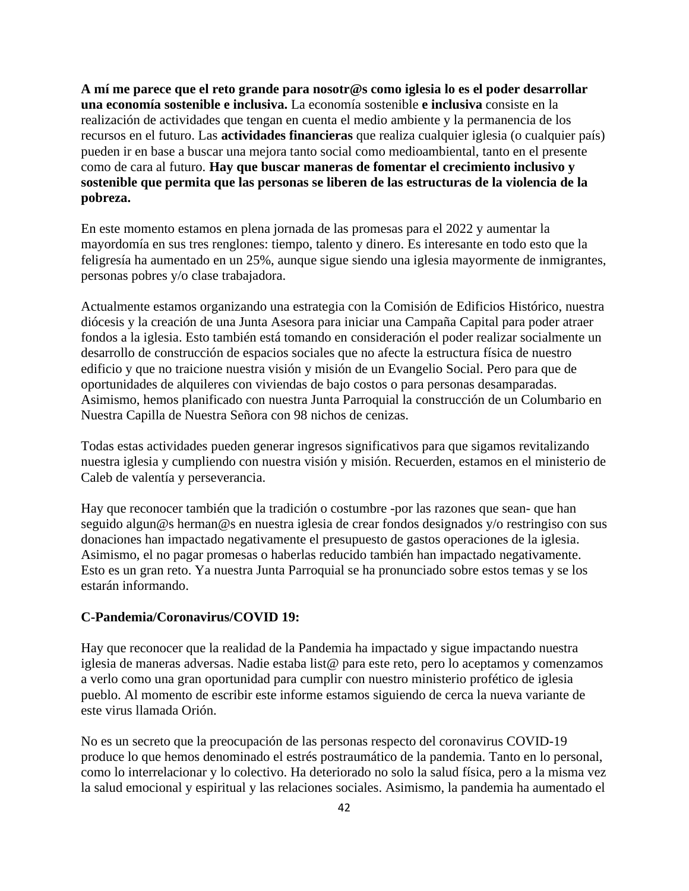**A mí me parece que el reto grande para nosotr@s como iglesia lo es el poder desarrollar una economía sostenible e inclusiva.** La economía sostenible **e inclusiva** consiste en la realización de actividades que tengan en cuenta el medio ambiente y la permanencia de los recursos en el futuro. Las **actividades financieras** que realiza cualquier iglesia (o cualquier país) pueden ir en base a buscar una mejora tanto social como medioambiental, tanto en el presente como de cara al futuro. **Hay que buscar maneras de fomentar el crecimiento inclusivo y sostenible que permita que las personas se liberen de las estructuras de la violencia de la pobreza.**

En este momento estamos en plena jornada de las promesas para el 2022 y aumentar la mayordomía en sus tres renglones: tiempo, talento y dinero. Es interesante en todo esto que la feligresía ha aumentado en un 25%, aunque sigue siendo una iglesia mayormente de inmigrantes, personas pobres y/o clase trabajadora.

Actualmente estamos organizando una estrategia con la Comisión de Edificios Histórico, nuestra diócesis y la creación de una Junta Asesora para iniciar una Campaña Capital para poder atraer fondos a la iglesia. Esto también está tomando en consideración el poder realizar socialmente un desarrollo de construcción de espacios sociales que no afecte la estructura física de nuestro edificio y que no traicione nuestra visión y misión de un Evangelio Social. Pero para que de oportunidades de alquileres con viviendas de bajo costos o para personas desamparadas. Asimismo, hemos planificado con nuestra Junta Parroquial la construcción de un Columbario en Nuestra Capilla de Nuestra Señora con 98 nichos de cenizas.

Todas estas actividades pueden generar ingresos significativos para que sigamos revitalizando nuestra iglesia y cumpliendo con nuestra visión y misión. Recuerden, estamos en el ministerio de Caleb de valentía y perseverancia.

Hay que reconocer también que la tradición o costumbre -por las razones que sean- que han seguido algun@s herman@s en nuestra iglesia de crear fondos designados y/o restringiso con sus donaciones han impactado negativamente el presupuesto de gastos operaciones de la iglesia. Asimismo, el no pagar promesas o haberlas reducido también han impactado negativamente. Esto es un gran reto. Ya nuestra Junta Parroquial se ha pronunciado sobre estos temas y se los estarán informando.

**C-Pandemia/Coronavirus/COVID 19:**

Hay que reconocer que la realidad de la Pandemia ha impactado y sigue impactando nuestra iglesia de maneras adversas. Nadie estaba list@ para este reto, pero lo aceptamos y comenzamos a verlo como una gran oportunidad para cumplir con nuestro ministerio profético de iglesia pueblo. Al momento de escribir este informe estamos siguiendo de cerca la nueva variante de este virus llamada Orión.

No es un secreto que la preocupación de las personas respecto del coronavirus COVID-19 produce lo que hemos denominado el estrés postraumático de la pandemia. Tanto en lo personal, como lo interrelacionar y lo colectivo. Ha deteriorado no solo la salud física, pero a la misma vez la salud emocional y espiritual y las relaciones sociales. Asimismo, la pandemia ha aumentado el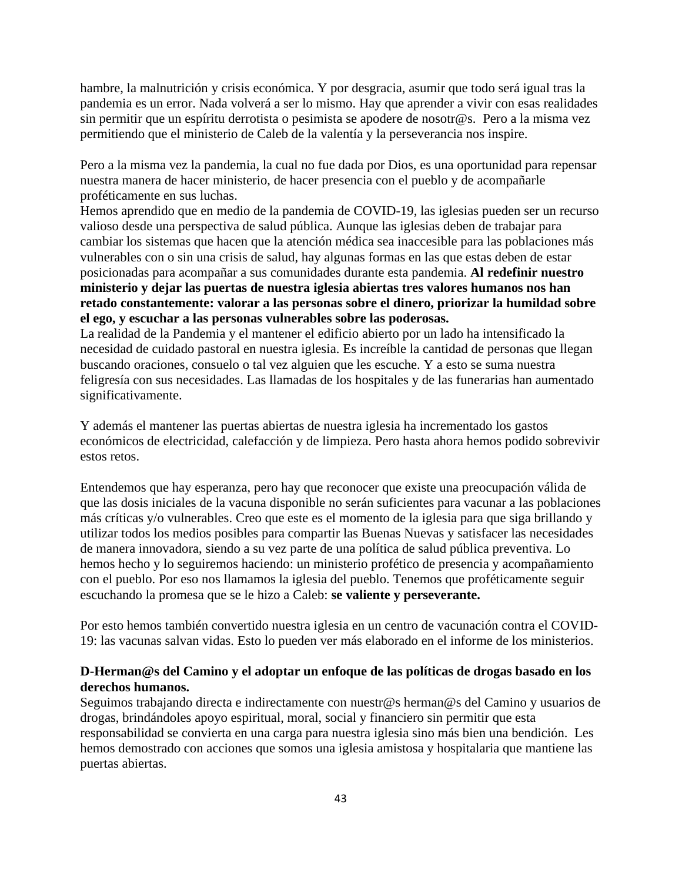hambre, la malnutrición y crisis económica. Y por desgracia, asumir que todo será igual tras la pandemia es un error. Nada volverá a ser lo mismo. Hay que aprender a vivir con esas realidades sin permitir que un espíritu derrotista o pesimista se apodere de nosotr@s. Pero a la misma vez permitiendo que el ministerio de Caleb de la valentía y la perseverancia nos inspire.

Pero a la misma vez la pandemia, la cual no fue dada por Dios, es una oportunidad para repensar nuestra manera de hacer ministerio, de hacer presencia con el pueblo y de acompañarle proféticamente en sus luchas.
Hemos aprendido que en medio de la pandemia de COVID-19, las iglesias pueden ser un recurso valioso desde una perspectiva de salud pública. Aunque las iglesias deben de trabajar para cambiar los sistemas que hacen que la atención médica sea inaccesible para las poblaciones más vulnerables con o sin una crisis de salud, hay algunas formas en las que estas deben de estar posicionadas para acompañar a sus comunidades durante esta pandemia. **Al redefinir nuestro ministerio y dejar las puertas de nuestra iglesia abiertas tres valores humanos nos han retado constantemente: valorar a las personas sobre el dinero, priorizar la humildad sobre el ego, y escuchar a las personas vulnerables sobre las poderosas.**
La realidad de la Pandemia y el mantener el edificio abierto por un lado ha intensificado la necesidad de cuidado pastoral en nuestra iglesia. Es increíble la cantidad de personas que llegan buscando oraciones, consuelo o tal vez alguien que les escuche. Y a esto se suma nuestra feligresía con sus necesidades. Las llamadas de los hospitales y de las funerarias han aumentado significativamente.

Y además el mantener las puertas abiertas de nuestra iglesia ha incrementado los gastos económicos de electricidad, calefacción y de limpieza. Pero hasta ahora hemos podido sobrevivir estos retos.

Entendemos que hay esperanza, pero hay que reconocer que existe una preocupación válida de que las dosis iniciales de la vacuna disponible no serán suficientes para vacunar a las poblaciones más críticas y/o vulnerables. Creo que este es el momento de la iglesia para que siga brillando y utilizar todos los medios posibles para compartir las Buenas Nuevas y satisfacer las necesidades de manera innovadora, siendo a su vez parte de una política de salud pública preventiva. Lo hemos hecho y lo seguiremos haciendo: un ministerio profético de presencia y acompañamiento con el pueblo. Por eso nos llamamos la iglesia del pueblo. Tenemos que proféticamente seguir escuchando la promesa que se le hizo a Caleb: **se valiente y perseverante.**

Por esto hemos también convertido nuestra iglesia en un centro de vacunación contra el COVID-19: las vacunas salvan vidas. Esto lo pueden ver más elaborado en el informe de los ministerios.

**D-Herman@s del Camino y el adoptar un enfoque de las políticas de drogas basado en los derechos humanos.**
Seguimos trabajando directa e indirectamente con nuestr@s herman@s del Camino y usuarios de drogas, brindándoles apoyo espiritual, moral, social y financiero sin permitir que esta responsabilidad se convierta en una carga para nuestra iglesia sino más bien una bendición. Les hemos demostrado con acciones que somos una iglesia amistosa y hospitalaria que mantiene las puertas abiertas.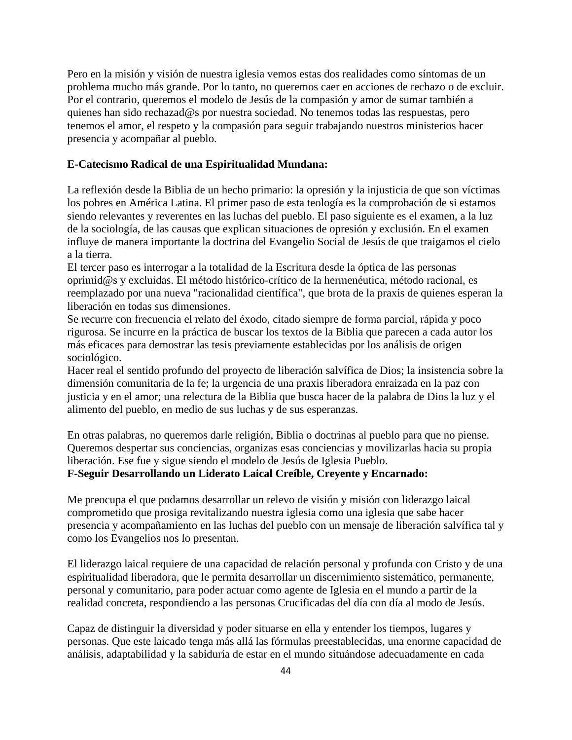Pero en la misión y visión de nuestra iglesia vemos estas dos realidades como síntomas de un problema mucho más grande. Por lo tanto, no queremos caer en acciones de rechazo o de excluir. Por el contrario, queremos el modelo de Jesús de la compasión y amor de sumar también a quienes han sido rechazad@s por nuestra sociedad. No tenemos todas las respuestas, pero tenemos el amor, el respeto y la compasión para seguir trabajando nuestros ministerios hacer presencia y acompañar al pueblo.

**E-Catecismo Radical de una Espiritualidad Mundana:**

La reflexión desde la Biblia de un hecho primario: la opresión y la injusticia de que son víctimas los pobres en América Latina. El primer paso de esta teología es la comprobación de si estamos siendo relevantes y reverentes en las luchas del pueblo. El paso siguiente es el examen, a la luz de la sociología, de las causas que explican situaciones de opresión y exclusión. En el examen influye de manera importante la doctrina del Evangelio Social de Jesús de que traigamos el cielo a la tierra.
El tercer paso es interrogar a la totalidad de la Escritura desde la óptica de las personas oprimid@s y excluidas. El método histórico-crítico de la hermenéutica, método racional, es reemplazado por una nueva "racionalidad científica", que brota de la praxis de quienes esperan la liberación en todas sus dimensiones.
Se recurre con frecuencia el relato del éxodo, citado siempre de forma parcial, rápida y poco rigurosa. Se incurre en la práctica de buscar los textos de la Biblia que parecen a cada autor los más eficaces para demostrar las tesis previamente establecidas por los análisis de origen sociológico.
Hacer real el sentido profundo del proyecto de liberación salvífica de Dios; la insistencia sobre la dimensión comunitaria de la fe; la urgencia de una praxis liberadora enraizada en la paz con justicia y en el amor; una relectura de la Biblia que busca hacer de la palabra de Dios la luz y el alimento del pueblo, en medio de sus luchas y de sus esperanzas.

En otras palabras, no queremos darle religión, Biblia o doctrinas al pueblo para que no piense. Queremos despertar sus conciencias, organizas esas conciencias y movilizarlas hacia su propia liberación. Ese fue y sigue siendo el modelo de Jesús de Iglesia Pueblo.

**F-Seguir Desarrollando un Liderato Laical Creíble, Creyente y Encarnado:**

Me preocupa el que podamos desarrollar un relevo de visión y misión con liderazgo laical comprometido que prosiga revitalizando nuestra iglesia como una iglesia que sabe hacer presencia y acompañamiento en las luchas del pueblo con un mensaje de liberación salvífica tal y como los Evangelios nos lo presentan.

El liderazgo laical requiere de una capacidad de relación personal y profunda con Cristo y de una espiritualidad liberadora, que le permita desarrollar un discernimiento sistemático, permanente, personal y comunitario, para poder actuar como agente de Iglesia en el mundo a partir de la realidad concreta, respondiendo a las personas Crucificadas del día con día al modo de Jesús.

Capaz de distinguir la diversidad y poder situarse en ella y entender los tiempos, lugares y personas. Que este laicado tenga más allá las fórmulas preestablecidas, una enorme capacidad de análisis, adaptabilidad y la sabiduría de estar en el mundo situándose adecuadamente en cada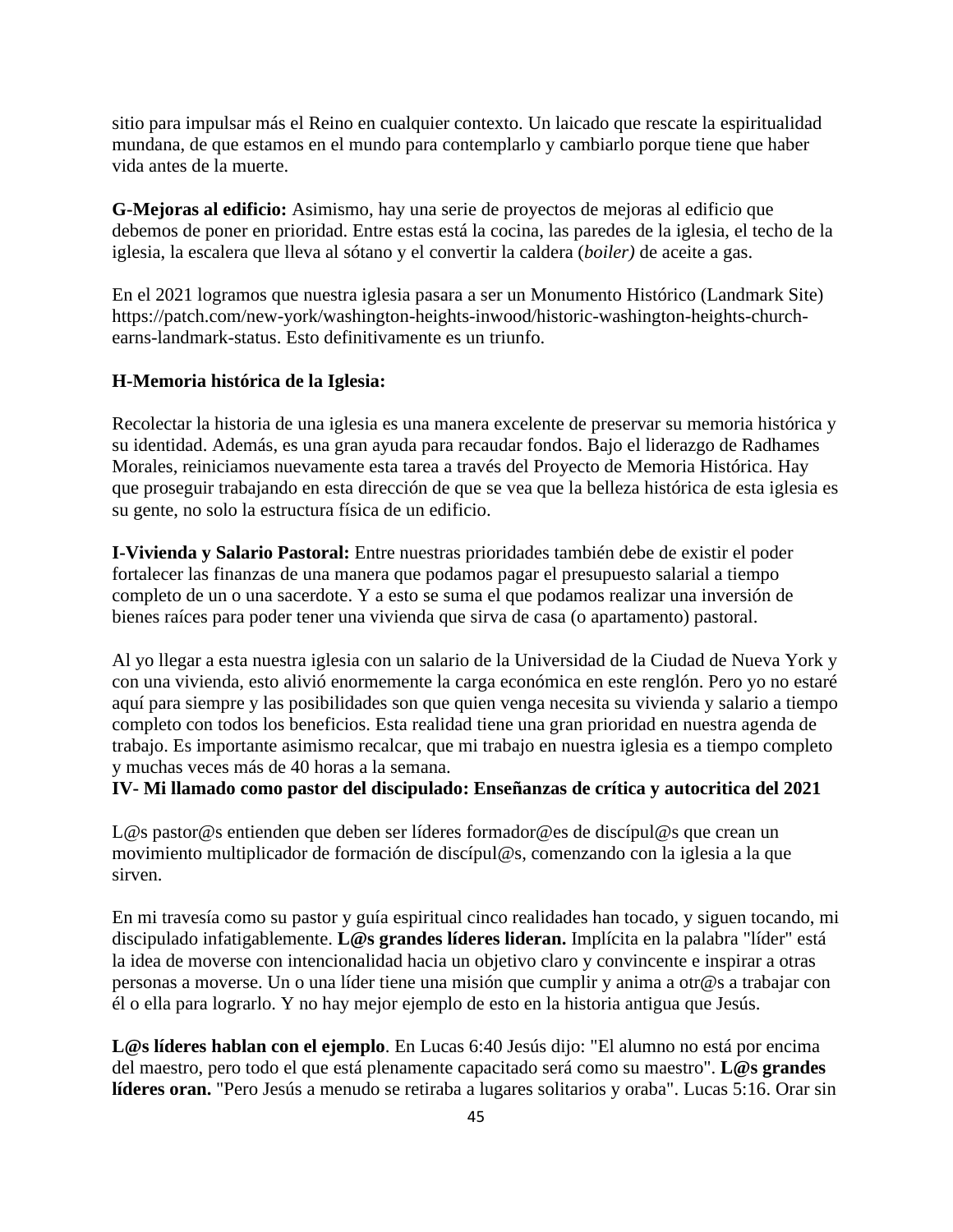sitio para impulsar más el Reino en cualquier contexto. Un laicado que rescate la espiritualidad mundana, de que estamos en el mundo para contemplarlo y cambiarlo porque tiene que haber vida antes de la muerte.

**G-Mejoras al edificio:** Asimismo, hay una serie de proyectos de mejoras al edificio que debemos de poner en prioridad. Entre estas está la cocina, las paredes de la iglesia, el techo de la iglesia, la escalera que lleva al sótano y el convertir la caldera (*boiler)* de aceite a gas.

En el 2021 logramos que nuestra iglesia pasara a ser un Monumento Histórico (Landmark Site) https://patch.com/new-york/washington-heights-inwood/historic-washington-heights-church-earns-landmark-status. Esto definitivamente es un triunfo.

**H-Memoria histórica de la Iglesia:**

Recolectar la historia de una iglesia es una manera excelente de preservar su memoria histórica y su identidad. Además, es una gran ayuda para recaudar fondos. Bajo el liderazgo de Radhames Morales, reiniciamos nuevamente esta tarea a través del Proyecto de Memoria Histórica. Hay que proseguir trabajando en esta dirección de que se vea que la belleza histórica de esta iglesia es su gente, no solo la estructura física de un edificio.

**I-Vivienda y Salario Pastoral:** Entre nuestras prioridades también debe de existir el poder fortalecer las finanzas de una manera que podamos pagar el presupuesto salarial a tiempo completo de un o una sacerdote. Y a esto se suma el que podamos realizar una inversión de bienes raíces para poder tener una vivienda que sirva de casa (o apartamento) pastoral.

Al yo llegar a esta nuestra iglesia con un salario de la Universidad de la Ciudad de Nueva York y con una vivienda, esto alivió enormemente la carga económica en este renglón. Pero yo no estaré aquí para siempre y las posibilidades son que quien venga necesita su vivienda y salario a tiempo completo con todos los beneficios. Esta realidad tiene una gran prioridad en nuestra agenda de trabajo. Es importante asimismo recalcar, que mi trabajo en nuestra iglesia es a tiempo completo y muchas veces más de 40 horas a la semana.

**IV- Mi llamado como pastor del discipulado: Enseñanzas de crítica y autocritica del 2021**

L@s pastor@s entienden que deben ser líderes formador@es de discípul@s que crean un movimiento multiplicador de formación de discípul@s, comenzando con la iglesia a la que sirven.

En mi travesía como su pastor y guía espiritual cinco realidades han tocado, y siguen tocando, mi discipulado infatigablemente. **L@s grandes líderes lideran.** Implícita en la palabra "líder" está la idea de moverse con intencionalidad hacia un objetivo claro y convincente e inspirar a otras personas a moverse. Un o una líder tiene una misión que cumplir y anima a otr@s a trabajar con él o ella para lograrlo. Y no hay mejor ejemplo de esto en la historia antigua que Jesús.

**L@s líderes hablan con el ejemplo**. En Lucas 6:40 Jesús dijo: "El alumno no está por encima del maestro, pero todo el que está plenamente capacitado será como su maestro". **L@s grandes líderes oran.** "Pero Jesús a menudo se retiraba a lugares solitarios y oraba". Lucas 5:16. Orar sin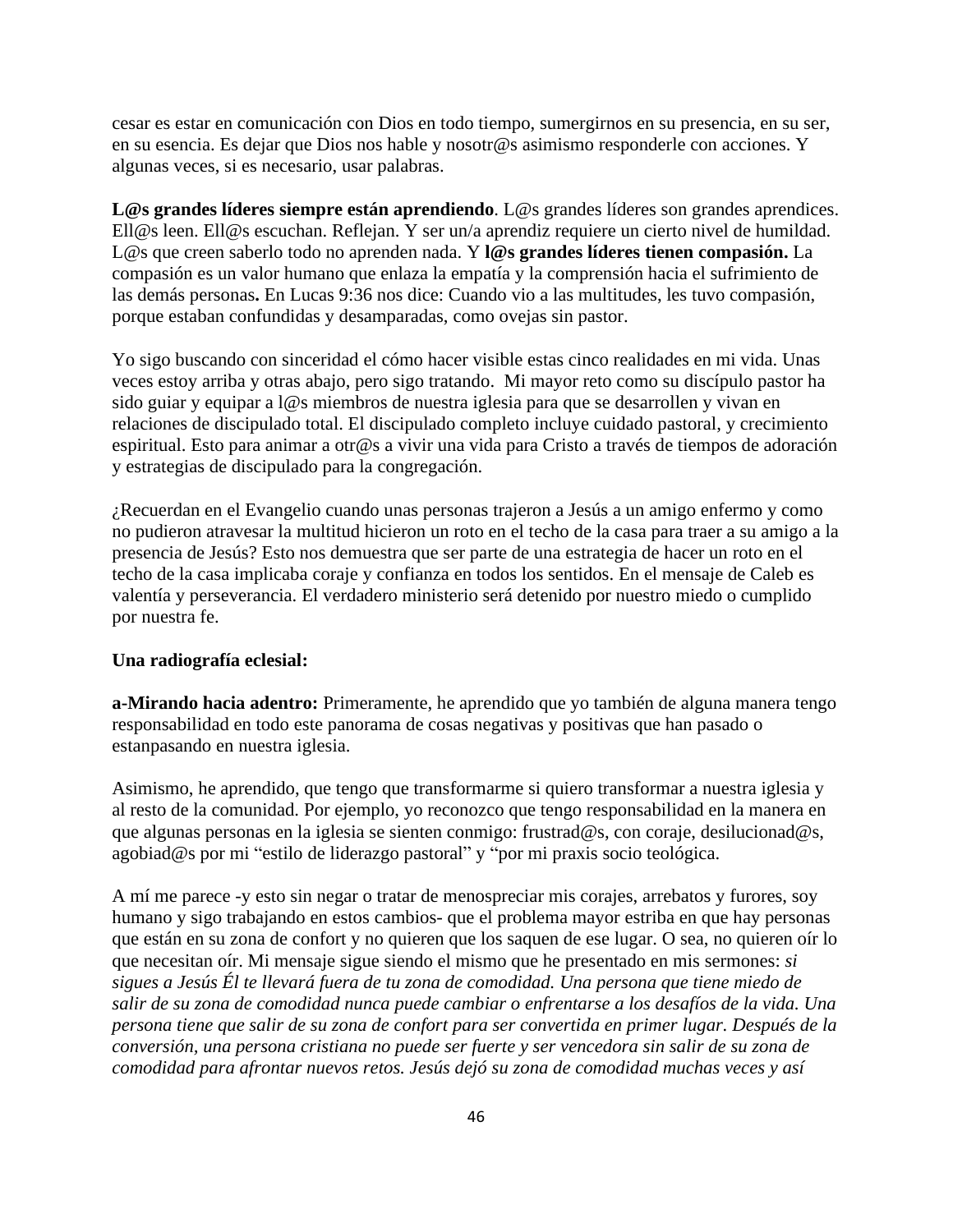cesar es estar en comunicación con Dios en todo tiempo, sumergirnos en su presencia, en su ser, en su esencia. Es dejar que Dios nos hable y nosotr@s asimismo responderle con acciones. Y algunas veces, si es necesario, usar palabras.

**L@s grandes líderes siempre están aprendiendo**. L@s grandes líderes son grandes aprendices. Ell@s leen. Ell@s escuchan. Reflejan. Y ser un/a aprendiz requiere un cierto nivel de humildad. L@s que creen saberlo todo no aprenden nada. Y **l@s grandes líderes tienen compasión.** La compasión es un valor humano que enlaza la empatía y la comprensión hacia el sufrimiento de las demás personas**.** En Lucas 9:36 nos dice: Cuando vio a las multitudes, les tuvo compasión, porque estaban confundidas y desamparadas, como ovejas sin pastor.

Yo sigo buscando con sinceridad el cómo hacer visible estas cinco realidades en mi vida. Unas veces estoy arriba y otras abajo, pero sigo tratando. Mi mayor reto como su discípulo pastor ha sido guiar y equipar a l@s miembros de nuestra iglesia para que se desarrollen y vivan en relaciones de discipulado total. El discipulado completo incluye cuidado pastoral, y crecimiento espiritual. Esto para animar a otr@s a vivir una vida para Cristo a través de tiempos de adoración y estrategias de discipulado para la congregación.

¿Recuerdan en el Evangelio cuando unas personas trajeron a Jesús a un amigo enfermo y como no pudieron atravesar la multitud hicieron un roto en el techo de la casa para traer a su amigo a la presencia de Jesús? Esto nos demuestra que ser parte de una estrategia de hacer un roto en el techo de la casa implicaba coraje y confianza en todos los sentidos. En el mensaje de Caleb es valentía y perseverancia. El verdadero ministerio será detenido por nuestro miedo o cumplido por nuestra fe.

**Una radiografía eclesial:**

**a-Mirando hacia adentro:** Primeramente, he aprendido que yo también de alguna manera tengo responsabilidad en todo este panorama de cosas negativas y positivas que han pasado o estanpasando en nuestra iglesia.

Asimismo, he aprendido, que tengo que transformarme si quiero transformar a nuestra iglesia y al resto de la comunidad. Por ejemplo, yo reconozco que tengo responsabilidad en la manera en que algunas personas en la iglesia se sienten conmigo: frustrad@s, con coraje, desilucionad@s, agobiad@s por mi "estilo de liderazgo pastoral" y "por mi praxis socio teológica.

A mí me parece -y esto sin negar o tratar de menospreciar mis corajes, arrebatos y furores, soy humano y sigo trabajando en estos cambios- que el problema mayor estriba en que hay personas que están en su zona de confort y no quieren que los saquen de ese lugar. O sea, no quieren oír lo que necesitan oír. Mi mensaje sigue siendo el mismo que he presentado en mis sermones: *si sigues a Jesús Él te llevará fuera de tu zona de comodidad. Una persona que tiene miedo de salir de su zona de comodidad nunca puede cambiar o enfrentarse a los desafíos de la vida. Una persona tiene que salir de su zona de confort para ser convertida en primer lugar. Después de la conversión, una persona cristiana no puede ser fuerte y ser vencedora sin salir de su zona de comodidad para afrontar nuevos retos. Jesús dejó su zona de comodidad muchas veces y así*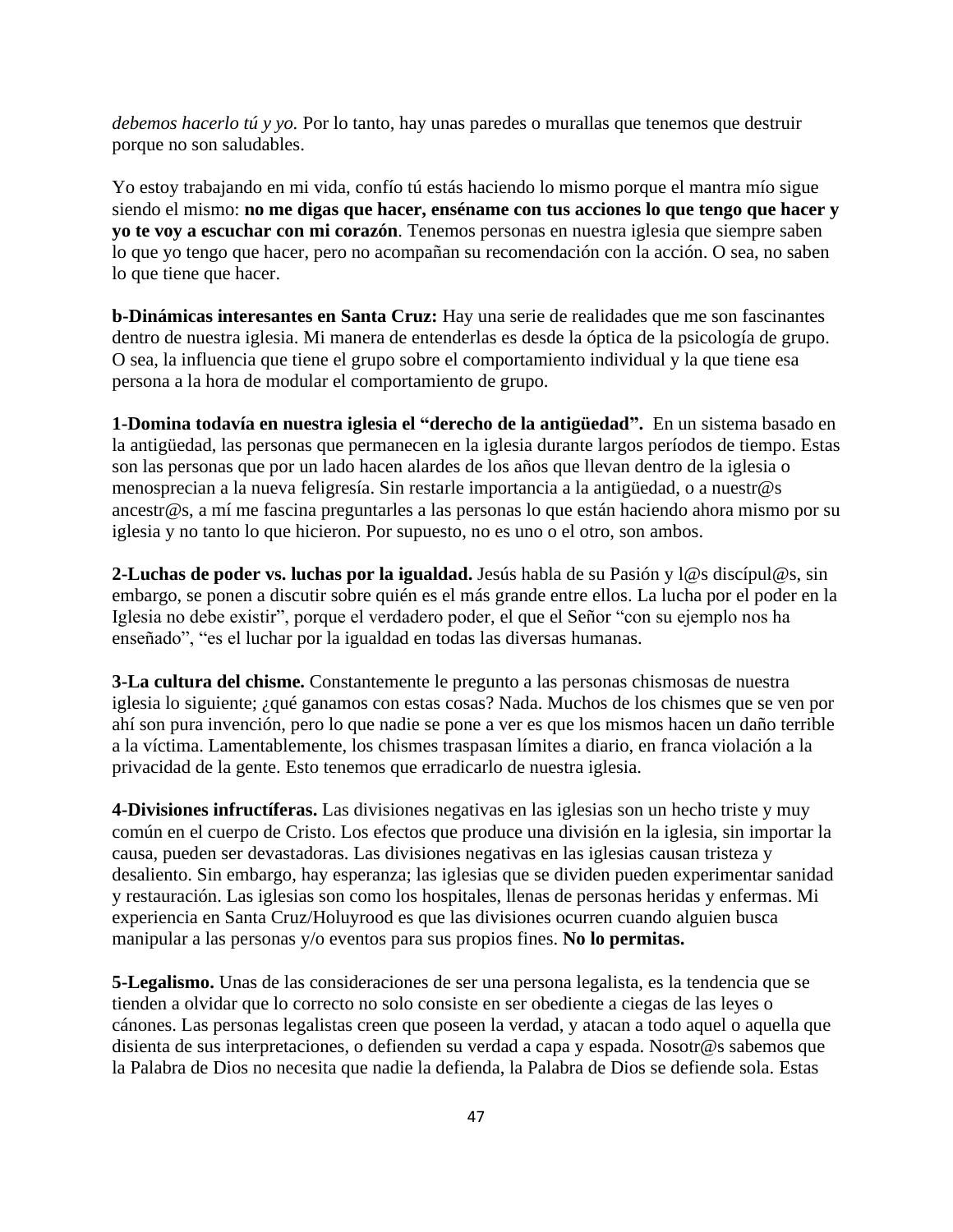*debemos hacerlo tú y yo.* Por lo tanto, hay unas paredes o murallas que tenemos que destruir porque no son saludables.

Yo estoy trabajando en mi vida, confío tú estás haciendo lo mismo porque el mantra mío sigue siendo el mismo: **no me digas que hacer, enséname con tus acciones lo que tengo que hacer y yo te voy a escuchar con mi corazón**. Tenemos personas en nuestra iglesia que siempre saben lo que yo tengo que hacer, pero no acompañan su recomendación con la acción. O sea, no saben lo que tiene que hacer.

**b-Dinámicas interesantes en Santa Cruz:** Hay una serie de realidades que me son fascinantes dentro de nuestra iglesia. Mi manera de entenderlas es desde la óptica de la psicología de grupo. O sea, la influencia que tiene el grupo sobre el comportamiento individual y la que tiene esa persona a la hora de modular el comportamiento de grupo.

**1-Domina todavía en nuestra iglesia el "derecho de la antigüedad".** En un sistema basado en la antigüedad, las personas que permanecen en la iglesia durante largos períodos de tiempo. Estas son las personas que por un lado hacen alardes de los años que llevan dentro de la iglesia o menosprecian a la nueva feligresía. Sin restarle importancia a la antigüedad, o a nuestr@s ancestr@s, a mí me fascina preguntarles a las personas lo que están haciendo ahora mismo por su iglesia y no tanto lo que hicieron. Por supuesto, no es uno o el otro, son ambos.

**2-Luchas de poder vs. luchas por la igualdad.** Jesús habla de su Pasión y l@s discípul@s, sin embargo, se ponen a discutir sobre quién es el más grande entre ellos. La lucha por el poder en la Iglesia no debe existir", porque el verdadero poder, el que el Señor "con su ejemplo nos ha enseñado", "es el luchar por la igualdad en todas las diversas humanas.

**3-La cultura del chisme.** Constantemente le pregunto a las personas chismosas de nuestra iglesia lo siguiente; ¿qué ganamos con estas cosas? Nada. Muchos de los chismes que se ven por ahí son pura invención, pero lo que nadie se pone a ver es que los mismos hacen un daño terrible a la víctima. Lamentablemente, los chismes traspasan límites a diario, en franca violación a la privacidad de la gente. Esto tenemos que erradicarlo de nuestra iglesia.

**4-Divisiones infructíferas.** Las divisiones negativas en las iglesias son un hecho triste y muy común en el cuerpo de Cristo. Los efectos que produce una división en la iglesia, sin importar la causa, pueden ser devastadoras. Las divisiones negativas en las iglesias causan tristeza y desaliento. Sin embargo, hay esperanza; las iglesias que se dividen pueden experimentar sanidad y restauración. Las iglesias son como los hospitales, llenas de personas heridas y enfermas. Mi experiencia en Santa Cruz/Holuyrood es que las divisiones ocurren cuando alguien busca manipular a las personas y/o eventos para sus propios fines. **No lo permitas.**

**5-Legalismo.** Unas de las consideraciones de ser una persona legalista, es la tendencia que se tienden a olvidar que lo correcto no solo consiste en ser obediente a ciegas de las leyes o cánones. Las personas legalistas creen que poseen la verdad, y atacan a todo aquel o aquella que disienta de sus interpretaciones, o defienden su verdad a capa y espada. Nosotr@s sabemos que la Palabra de Dios no necesita que nadie la defienda, la Palabra de Dios se defiende sola. Estas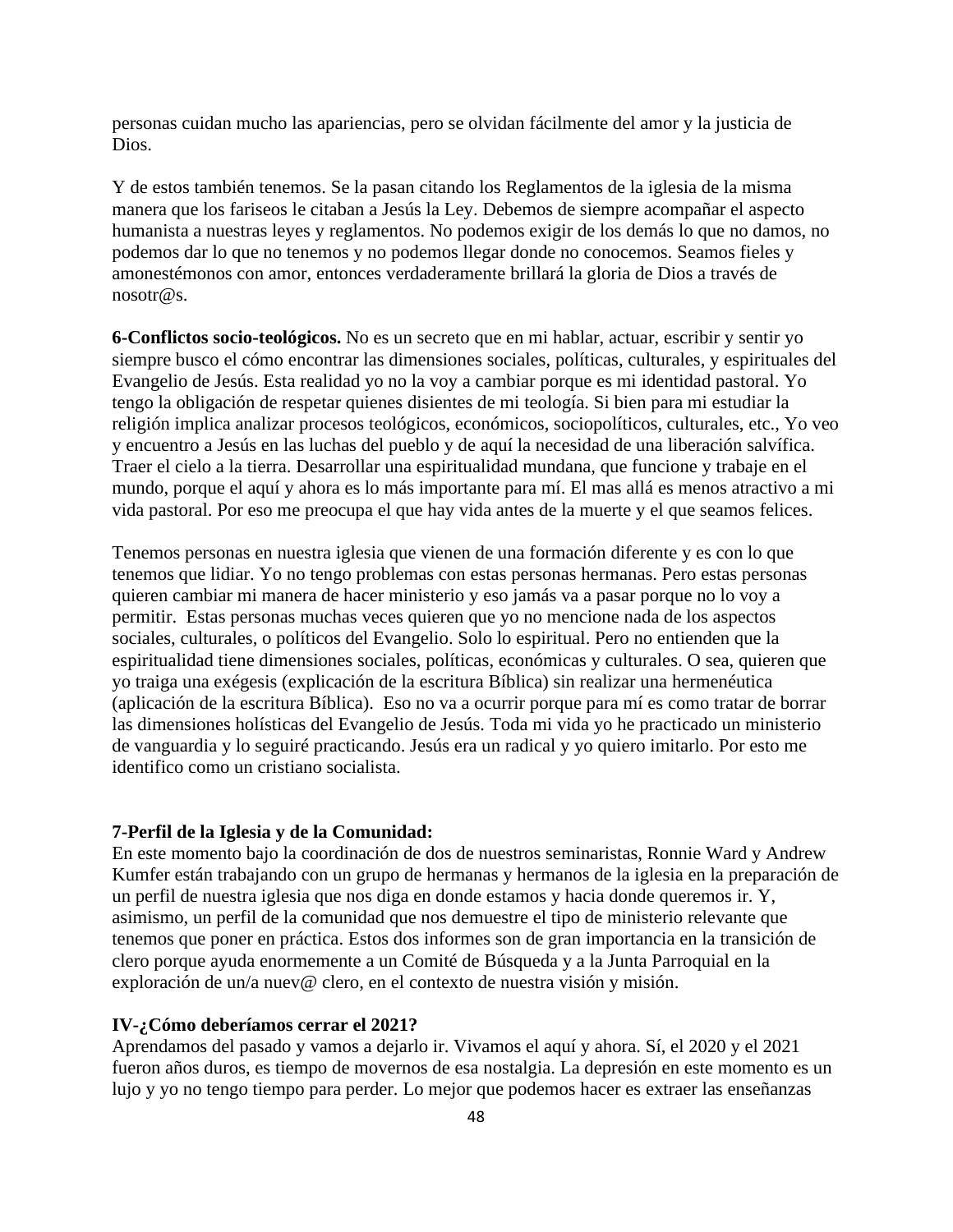personas cuidan mucho las apariencias, pero se olvidan fácilmente del amor y la justicia de Dios.

Y de estos también tenemos. Se la pasan citando los Reglamentos de la iglesia de la misma manera que los fariseos le citaban a Jesús la Ley. Debemos de siempre acompañar el aspecto humanista a nuestras leyes y reglamentos. No podemos exigir de los demás lo que no damos, no podemos dar lo que no tenemos y no podemos llegar donde no conocemos. Seamos fieles y amonestémonos con amor, entonces verdaderamente brillará la gloria de Dios a través de nosotr@s.

**6-Conflictos socio-teológicos.** No es un secreto que en mi hablar, actuar, escribir y sentir yo siempre busco el cómo encontrar las dimensiones sociales, políticas, culturales, y espirituales del Evangelio de Jesús. Esta realidad yo no la voy a cambiar porque es mi identidad pastoral. Yo tengo la obligación de respetar quienes disientes de mi teología. Si bien para mi estudiar la religión implica analizar procesos teológicos, económicos, sociopolíticos, culturales, etc., Yo veo y encuentro a Jesús en las luchas del pueblo y de aquí la necesidad de una liberación salvífica. Traer el cielo a la tierra. Desarrollar una espiritualidad mundana, que funcione y trabaje en el mundo, porque el aquí y ahora es lo más importante para mí. El mas allá es menos atractivo a mi vida pastoral. Por eso me preocupa el que hay vida antes de la muerte y el que seamos felices.

Tenemos personas en nuestra iglesia que vienen de una formación diferente y es con lo que tenemos que lidiar. Yo no tengo problemas con estas personas hermanas. Pero estas personas quieren cambiar mi manera de hacer ministerio y eso jamás va a pasar porque no lo voy a permitir. Estas personas muchas veces quieren que yo no mencione nada de los aspectos sociales, culturales, o políticos del Evangelio. Solo lo espiritual. Pero no entienden que la espiritualidad tiene dimensiones sociales, políticas, económicas y culturales. O sea, quieren que yo traiga una exégesis (explicación de la escritura Bíblica) sin realizar una hermenéutica (aplicación de la escritura Bíblica). Eso no va a ocurrir porque para mí es como tratar de borrar las dimensiones holísticas del Evangelio de Jesús. Toda mi vida yo he practicado un ministerio de vanguardia y lo seguiré practicando. Jesús era un radical y yo quiero imitarlo. Por esto me identifico como un cristiano socialista.

**7-Perfil de la Iglesia y de la Comunidad:**

En este momento bajo la coordinación de dos de nuestros seminaristas, Ronnie Ward y Andrew Kumfer están trabajando con un grupo de hermanas y hermanos de la iglesia en la preparación de un perfil de nuestra iglesia que nos diga en donde estamos y hacia donde queremos ir. Y, asimismo, un perfil de la comunidad que nos demuestre el tipo de ministerio relevante que tenemos que poner en práctica. Estos dos informes son de gran importancia en la transición de clero porque ayuda enormemente a un Comité de Búsqueda y a la Junta Parroquial en la exploración de un/a nuev@ clero, en el contexto de nuestra visión y misión.

**IV-¿Cómo deberíamos cerrar el 2021?**

Aprendamos del pasado y vamos a dejarlo ir. Vivamos el aquí y ahora. Sí, el 2020 y el 2021 fueron años duros, es tiempo de movernos de esa nostalgia. La depresión en este momento es un lujo y yo no tengo tiempo para perder. Lo mejor que podemos hacer es extraer las enseñanzas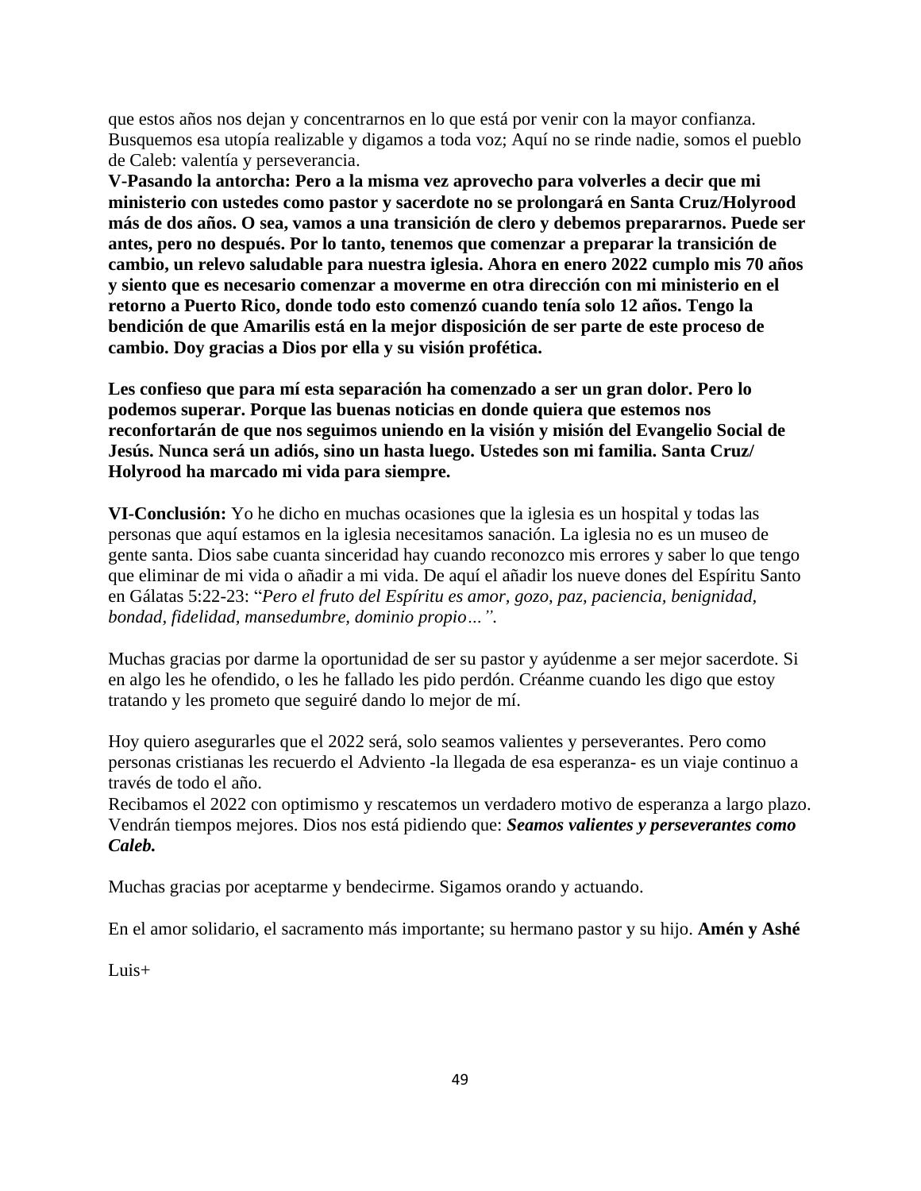que estos años nos dejan y concentrarnos en lo que está por venir con la mayor confianza. Busquemos esa utopía realizable y digamos a toda voz; Aquí no se rinde nadie, somos el pueblo de Caleb: valentía y perseverancia.

**V-Pasando la antorcha: Pero a la misma vez aprovecho para volverles a decir que mi ministerio con ustedes como pastor y sacerdote no se prolongará en Santa Cruz/Holyrood más de dos años. O sea, vamos a una transición de clero y debemos prepararnos. Puede ser antes, pero no después. Por lo tanto, tenemos que comenzar a preparar la transición de cambio, un relevo saludable para nuestra iglesia. Ahora en enero 2022 cumplo mis 70 años y siento que es necesario comenzar a moverme en otra dirección con mi ministerio en el retorno a Puerto Rico, donde todo esto comenzó cuando tenía solo 12 años. Tengo la bendición de que Amarilis está en la mejor disposición de ser parte de este proceso de cambio. Doy gracias a Dios por ella y su visión profética.**

**Les confieso que para mí esta separación ha comenzado a ser un gran dolor. Pero lo podemos superar. Porque las buenas noticias en donde quiera que estemos nos reconfortarán de que nos seguimos uniendo en la visión y misión del Evangelio Social de Jesús. Nunca será un adiós, sino un hasta luego. Ustedes son mi familia. Santa Cruz/ Holyrood ha marcado mi vida para siempre.**

**VI-Conclusión:** Yo he dicho en muchas ocasiones que la iglesia es un hospital y todas las personas que aquí estamos en la iglesia necesitamos sanación. La iglesia no es un museo de gente santa. Dios sabe cuanta sinceridad hay cuando reconozco mis errores y saber lo que tengo que eliminar de mi vida o añadir a mi vida. De aquí el añadir los nueve dones del Espíritu Santo en Gálatas 5:22-23: "*Pero el fruto del Espíritu es amor, gozo, paz, paciencia, benignidad, bondad, fidelidad, mansedumbre, dominio propio…"*.

Muchas gracias por darme la oportunidad de ser su pastor y ayúdenme a ser mejor sacerdote. Si en algo les he ofendido, o les he fallado les pido perdón. Créanme cuando les digo que estoy tratando y les prometo que seguiré dando lo mejor de mí.

Hoy quiero asegurarles que el 2022 será, solo seamos valientes y perseverantes. Pero como personas cristianas les recuerdo el Adviento -la llegada de esa esperanza- es un viaje continuo a través de todo el año.

Recibamos el 2022 con optimismo y rescatemos un verdadero motivo de esperanza a largo plazo. Vendrán tiempos mejores. Dios nos está pidiendo que: ***Seamos valientes y perseverantes como Caleb.***

Muchas gracias por aceptarme y bendecirme. Sigamos orando y actuando.

En el amor solidario, el sacramento más importante; su hermano pastor y su hijo. **Amén y Ashé**

Luis+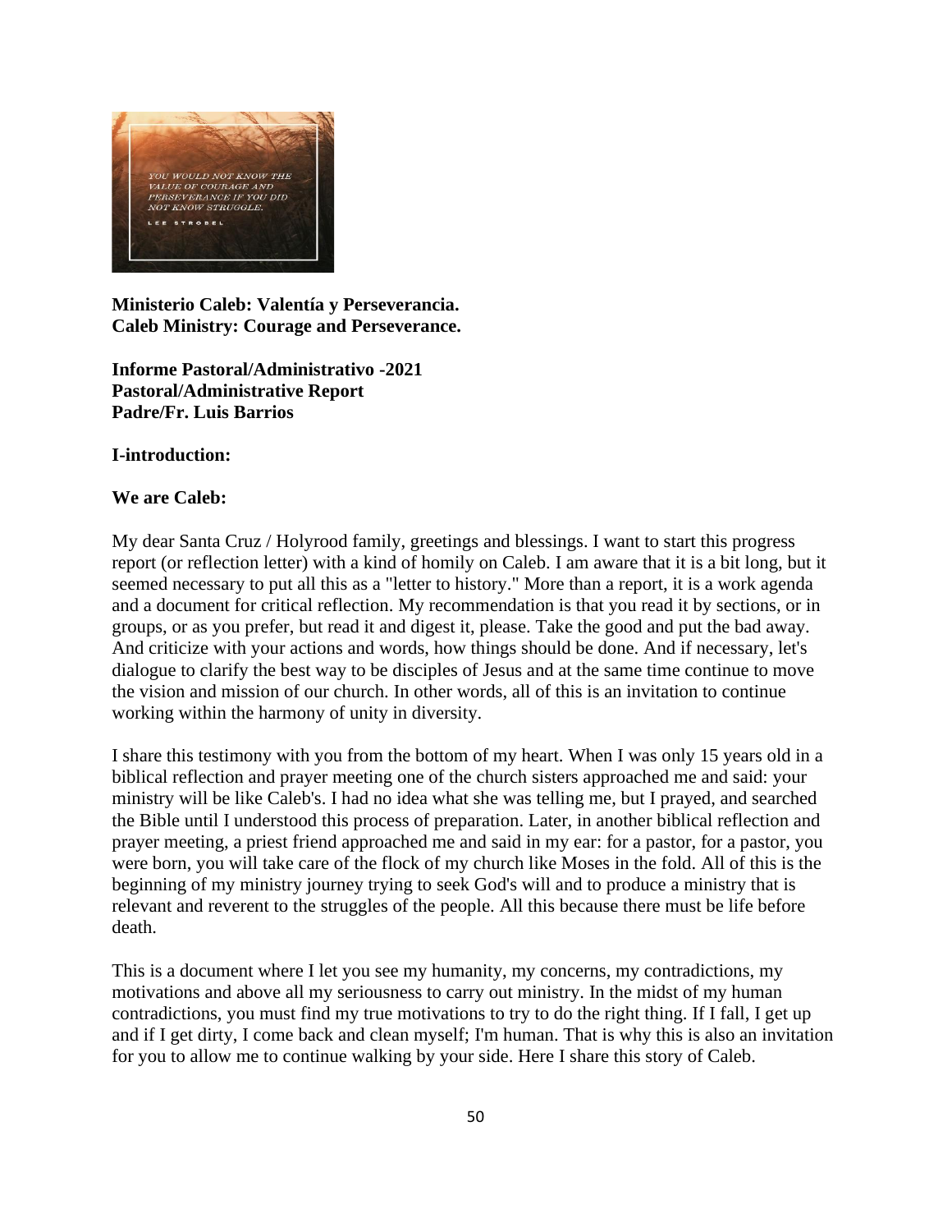**Ministerio Caleb: Valentía y Perseverancia.**
**Caleb Ministry: Courage and Perseverance.**

**Informe Pastoral/Administrativo -2021**
**Pastoral/Administrative Report**
**Padre/Fr. Luis Barrios**

**I-introduction:**

**We are Caleb:**

My dear Santa Cruz / Holyrood family, greetings and blessings. I want to start this progress report (or reflection letter) with a kind of homily on Caleb. I am aware that it is a bit long, but it seemed necessary to put all this as a "letter to history." More than a report, it is a work agenda and a document for critical reflection. My recommendation is that you read it by sections, or in groups, or as you prefer, but read it and digest it, please. Take the good and put the bad away. And criticize with your actions and words, how things should be done. And if necessary, let's dialogue to clarify the best way to be disciples of Jesus and at the same time continue to move the vision and mission of our church. In other words, all of this is an invitation to continue working within the harmony of unity in diversity.

I share this testimony with you from the bottom of my heart. When I was only 15 years old in a biblical reflection and prayer meeting one of the church sisters approached me and said: your ministry will be like Caleb's. I had no idea what she was telling me, but I prayed, and searched the Bible until I understood this process of preparation. Later, in another biblical reflection and prayer meeting, a priest friend approached me and said in my ear: for a pastor, for a pastor, you were born, you will take care of the flock of my church like Moses in the fold. All of this is the beginning of my ministry journey trying to seek God's will and to produce a ministry that is relevant and reverent to the struggles of the people. All this because there must be life before death.

This is a document where I let you see my humanity, my concerns, my contradictions, my motivations and above all my seriousness to carry out ministry. In the midst of my human contradictions, you must find my true motivations to try to do the right thing. If I fall, I get up and if I get dirty, I come back and clean myself; I'm human. That is why this is also an invitation for you to allow me to continue walking by your side. Here I share this story of Caleb.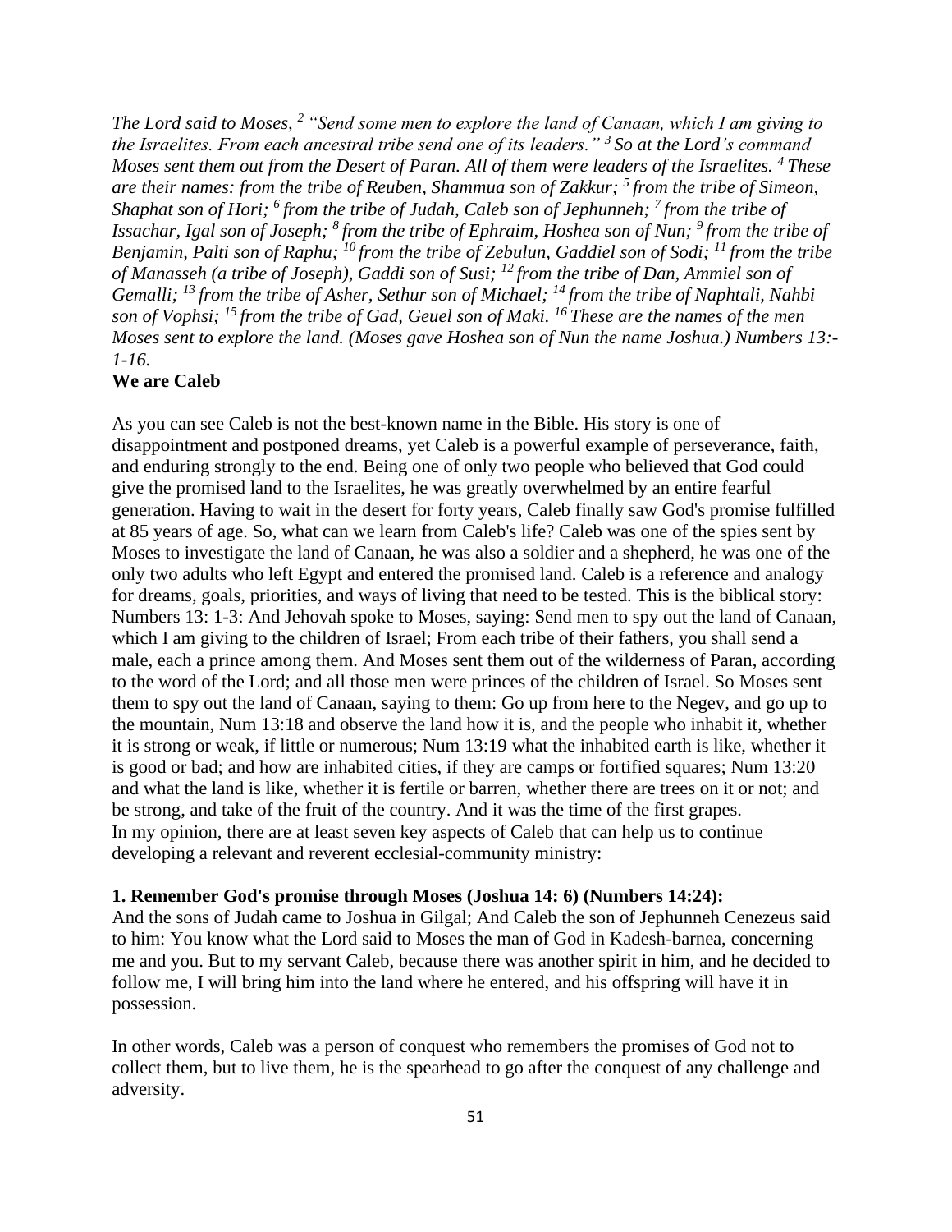*The Lord said to Moses, [2] "Send some men to explore the land of Canaan, which I am giving to the Israelites. From each ancestral tribe send one of its leaders." [3] So at the Lord's command Moses sent them out from the Desert of Paran. All of them were leaders of the Israelites. [4] These are their names: from the tribe of Reuben, Shammua son of Zakkur; [5] from the tribe of Simeon, Shaphat son of Hori; [6] from the tribe of Judah, Caleb son of Jephunneh; [7] from the tribe of Issachar, Igal son of Joseph; [8] from the tribe of Ephraim, Hoshea son of Nun; [9] from the tribe of Benjamin, Palti son of Raphu; [10] from the tribe of Zebulun, Gaddiel son of Sodi; [11] from the tribe of Manasseh (a tribe of Joseph), Gaddi son of Susi; [12] from the tribe of Dan, Ammiel son of Gemalli; [13] from the tribe of Asher, Sethur son of Michael; [14] from the tribe of Naphtali, Nahbi son of Vophsi; [15] from the tribe of Gad, Geuel son of Maki. [16] These are the names of the men Moses sent to explore the land. (Moses gave Hoshea son of Nun the name Joshua.) Numbers 13:-1-16.*

**We are Caleb**

As you can see Caleb is not the best-known name in the Bible. His story is one of disappointment and postponed dreams, yet Caleb is a powerful example of perseverance, faith, and enduring strongly to the end. Being one of only two people who believed that God could give the promised land to the Israelites, he was greatly overwhelmed by an entire fearful generation. Having to wait in the desert for forty years, Caleb finally saw God's promise fulfilled at 85 years of age. So, what can we learn from Caleb's life? Caleb was one of the spies sent by Moses to investigate the land of Canaan, he was also a soldier and a shepherd, he was one of the only two adults who left Egypt and entered the promised land. Caleb is a reference and analogy for dreams, goals, priorities, and ways of living that need to be tested. This is the biblical story: Numbers 13: 1-3: And Jehovah spoke to Moses, saying: Send men to spy out the land of Canaan, which I am giving to the children of Israel; From each tribe of their fathers, you shall send a male, each a prince among them. And Moses sent them out of the wilderness of Paran, according to the word of the Lord; and all those men were princes of the children of Israel. So Moses sent them to spy out the land of Canaan, saying to them: Go up from here to the Negev, and go up to the mountain, Num 13:18 and observe the land how it is, and the people who inhabit it, whether it is strong or weak, if little or numerous; Num 13:19 what the inhabited earth is like, whether it is good or bad; and how are inhabited cities, if they are camps or fortified squares; Num 13:20 and what the land is like, whether it is fertile or barren, whether there are trees on it or not; and be strong, and take of the fruit of the country. And it was the time of the first grapes.
In my opinion, there are at least seven key aspects of Caleb that can help us to continue developing a relevant and reverent ecclesial-community ministry:

**1. Remember God's promise through Moses (Joshua 14: 6) (Numbers 14:24):**
And the sons of Judah came to Joshua in Gilgal; And Caleb the son of Jephunneh Cenezeus said to him: You know what the Lord said to Moses the man of God in Kadesh-barnea, concerning me and you. But to my servant Caleb, because there was another spirit in him, and he decided to follow me, I will bring him into the land where he entered, and his offspring will have it in possession.

In other words, Caleb was a person of conquest who remembers the promises of God not to collect them, but to live them, he is the spearhead to go after the conquest of any challenge and adversity.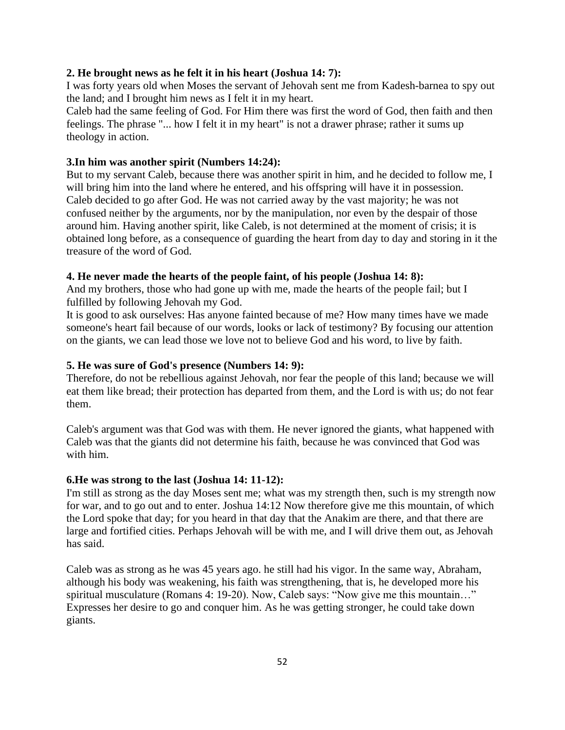**2. He brought news as he felt it in his heart (Joshua 14: 7):**

I was forty years old when Moses the servant of Jehovah sent me from Kadesh-barnea to spy out the land; and I brought him news as I felt it in my heart.

Caleb had the same feeling of God. For Him there was first the word of God, then faith and then feelings. The phrase "... how I felt it in my heart" is not a drawer phrase; rather it sums up theology in action.

**3.In him was another spirit (Numbers 14:24):**

But to my servant Caleb, because there was another spirit in him, and he decided to follow me, I will bring him into the land where he entered, and his offspring will have it in possession.

Caleb decided to go after God. He was not carried away by the vast majority; he was not confused neither by the arguments, nor by the manipulation, nor even by the despair of those around him. Having another spirit, like Caleb, is not determined at the moment of crisis; it is obtained long before, as a consequence of guarding the heart from day to day and storing in it the treasure of the word of God.

**4. He never made the hearts of the people faint, of his people (Joshua 14: 8):**

And my brothers, those who had gone up with me, made the hearts of the people fail; but I fulfilled by following Jehovah my God.

It is good to ask ourselves: Has anyone fainted because of me? How many times have we made someone's heart fail because of our words, looks or lack of testimony? By focusing our attention on the giants, we can lead those we love not to believe God and his word, to live by faith.

**5. He was sure of God's presence (Numbers 14: 9):**

Therefore, do not be rebellious against Jehovah, nor fear the people of this land; because we will eat them like bread; their protection has departed from them, and the Lord is with us; do not fear them.

Caleb's argument was that God was with them. He never ignored the giants, what happened with Caleb was that the giants did not determine his faith, because he was convinced that God was with him.

**6.He was strong to the last (Joshua 14: 11-12):**

I'm still as strong as the day Moses sent me; what was my strength then, such is my strength now for war, and to go out and to enter. Joshua 14:12 Now therefore give me this mountain, of which the Lord spoke that day; for you heard in that day that the Anakim are there, and that there are large and fortified cities. Perhaps Jehovah will be with me, and I will drive them out, as Jehovah has said.

Caleb was as strong as he was 45 years ago. he still had his vigor. In the same way, Abraham, although his body was weakening, his faith was strengthening, that is, he developed more his spiritual musculature (Romans 4: 19-20). Now, Caleb says: "Now give me this mountain…" Expresses her desire to go and conquer him. As he was getting stronger, he could take down giants.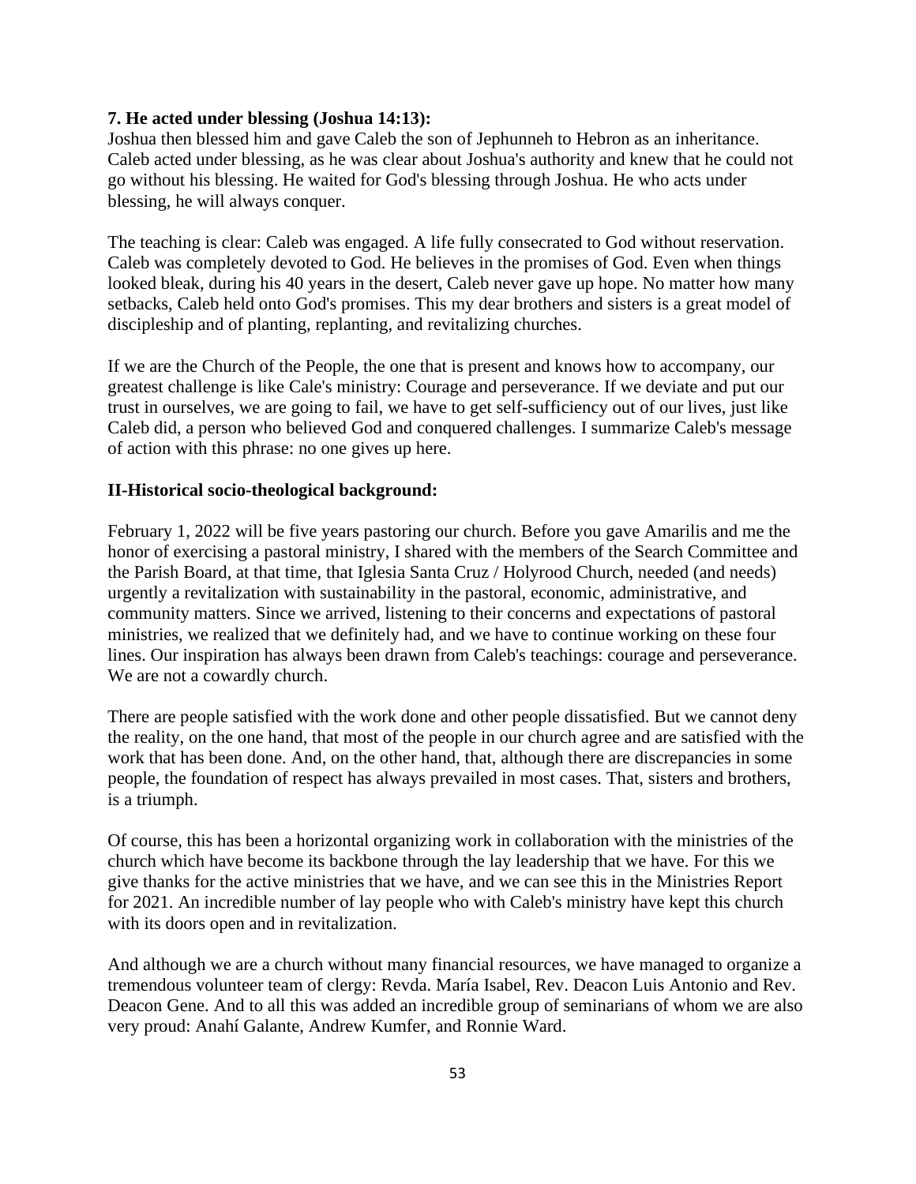**7. He acted under blessing (Joshua 14:13):**

Joshua then blessed him and gave Caleb the son of Jephunneh to Hebron as an inheritance. Caleb acted under blessing, as he was clear about Joshua's authority and knew that he could not go without his blessing. He waited for God's blessing through Joshua. He who acts under blessing, he will always conquer.

The teaching is clear: Caleb was engaged. A life fully consecrated to God without reservation. Caleb was completely devoted to God. He believes in the promises of God. Even when things looked bleak, during his 40 years in the desert, Caleb never gave up hope. No matter how many setbacks, Caleb held onto God's promises. This my dear brothers and sisters is a great model of discipleship and of planting, replanting, and revitalizing churches.

If we are the Church of the People, the one that is present and knows how to accompany, our greatest challenge is like Cale's ministry: Courage and perseverance. If we deviate and put our trust in ourselves, we are going to fail, we have to get self-sufficiency out of our lives, just like Caleb did, a person who believed God and conquered challenges. I summarize Caleb's message of action with this phrase: no one gives up here.

**II-Historical socio-theological background:**

February 1, 2022 will be five years pastoring our church. Before you gave Amarilis and me the honor of exercising a pastoral ministry, I shared with the members of the Search Committee and the Parish Board, at that time, that Iglesia Santa Cruz / Holyrood Church, needed (and needs) urgently a revitalization with sustainability in the pastoral, economic, administrative, and community matters. Since we arrived, listening to their concerns and expectations of pastoral ministries, we realized that we definitely had, and we have to continue working on these four lines. Our inspiration has always been drawn from Caleb's teachings: courage and perseverance. We are not a cowardly church.

There are people satisfied with the work done and other people dissatisfied. But we cannot deny the reality, on the one hand, that most of the people in our church agree and are satisfied with the work that has been done. And, on the other hand, that, although there are discrepancies in some people, the foundation of respect has always prevailed in most cases. That, sisters and brothers, is a triumph.

Of course, this has been a horizontal organizing work in collaboration with the ministries of the church which have become its backbone through the lay leadership that we have. For this we give thanks for the active ministries that we have, and we can see this in the Ministries Report for 2021. An incredible number of lay people who with Caleb's ministry have kept this church with its doors open and in revitalization.

And although we are a church without many financial resources, we have managed to organize a tremendous volunteer team of clergy: Revda. María Isabel, Rev. Deacon Luis Antonio and Rev. Deacon Gene. And to all this was added an incredible group of seminarians of whom we are also very proud: Anahí Galante, Andrew Kumfer, and Ronnie Ward.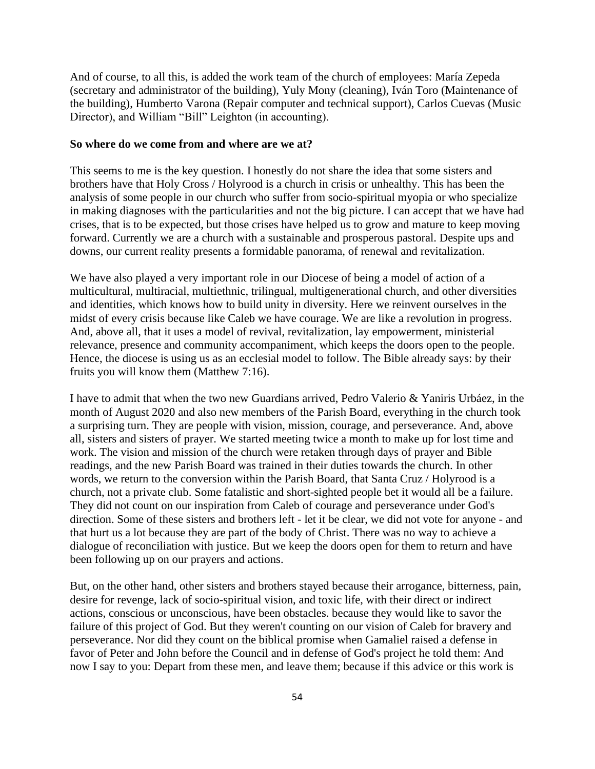And of course, to all this, is added the work team of the church of employees: María Zepeda (secretary and administrator of the building), Yuly Mony (cleaning), Iván Toro (Maintenance of the building), Humberto Varona (Repair computer and technical support), Carlos Cuevas (Music Director), and William "Bill" Leighton (in accounting).

**So where do we come from and where are we at?**

This seems to me is the key question. I honestly do not share the idea that some sisters and brothers have that Holy Cross / Holyrood is a church in crisis or unhealthy. This has been the analysis of some people in our church who suffer from socio-spiritual myopia or who specialize in making diagnoses with the particularities and not the big picture. I can accept that we have had crises, that is to be expected, but those crises have helped us to grow and mature to keep moving forward. Currently we are a church with a sustainable and prosperous pastoral. Despite ups and downs, our current reality presents a formidable panorama, of renewal and revitalization.

We have also played a very important role in our Diocese of being a model of action of a multicultural, multiracial, multiethnic, trilingual, multigenerational church, and other diversities and identities, which knows how to build unity in diversity. Here we reinvent ourselves in the midst of every crisis because like Caleb we have courage. We are like a revolution in progress. And, above all, that it uses a model of revival, revitalization, lay empowerment, ministerial relevance, presence and community accompaniment, which keeps the doors open to the people. Hence, the diocese is using us as an ecclesial model to follow. The Bible already says: by their fruits you will know them (Matthew 7:16).

I have to admit that when the two new Guardians arrived, Pedro Valerio & Yaniris Urbáez, in the month of August 2020 and also new members of the Parish Board, everything in the church took a surprising turn. They are people with vision, mission, courage, and perseverance. And, above all, sisters and sisters of prayer. We started meeting twice a month to make up for lost time and work. The vision and mission of the church were retaken through days of prayer and Bible readings, and the new Parish Board was trained in their duties towards the church. In other words, we return to the conversion within the Parish Board, that Santa Cruz / Holyrood is a church, not a private club. Some fatalistic and short-sighted people bet it would all be a failure. They did not count on our inspiration from Caleb of courage and perseverance under God's direction. Some of these sisters and brothers left - let it be clear, we did not vote for anyone - and that hurt us a lot because they are part of the body of Christ. There was no way to achieve a dialogue of reconciliation with justice. But we keep the doors open for them to return and have been following up on our prayers and actions.

But, on the other hand, other sisters and brothers stayed because their arrogance, bitterness, pain, desire for revenge, lack of socio-spiritual vision, and toxic life, with their direct or indirect actions, conscious or unconscious, have been obstacles. because they would like to savor the failure of this project of God. But they weren't counting on our vision of Caleb for bravery and perseverance. Nor did they count on the biblical promise when Gamaliel raised a defense in favor of Peter and John before the Council and in defense of God's project he told them: And now I say to you: Depart from these men, and leave them; because if this advice or this work is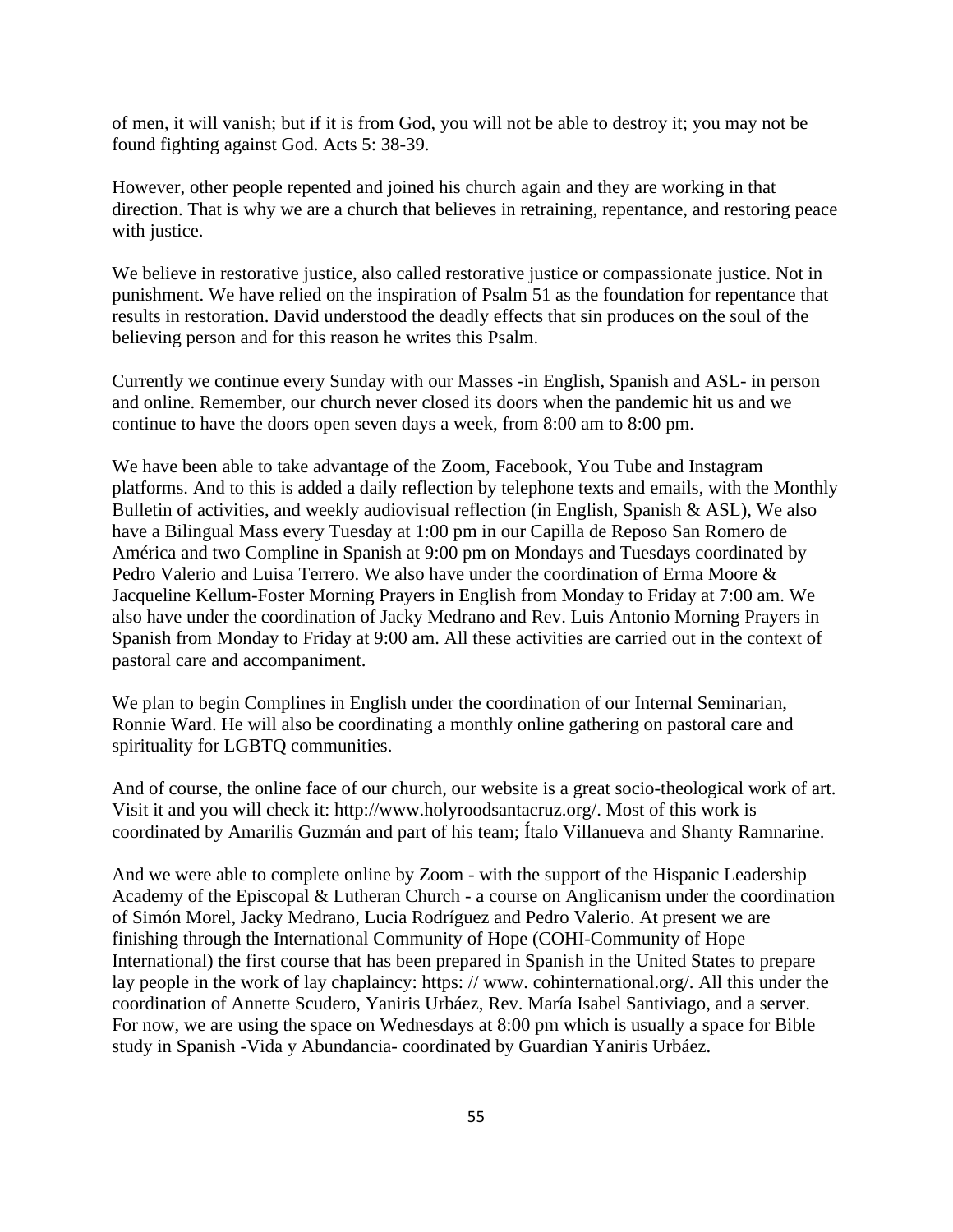of men, it will vanish; but if it is from God, you will not be able to destroy it; you may not be found fighting against God. Acts 5: 38-39.

However, other people repented and joined his church again and they are working in that direction. That is why we are a church that believes in retraining, repentance, and restoring peace with justice.

We believe in restorative justice, also called restorative justice or compassionate justice. Not in punishment. We have relied on the inspiration of Psalm 51 as the foundation for repentance that results in restoration. David understood the deadly effects that sin produces on the soul of the believing person and for this reason he writes this Psalm.

Currently we continue every Sunday with our Masses -in English, Spanish and ASL- in person and online. Remember, our church never closed its doors when the pandemic hit us and we continue to have the doors open seven days a week, from 8:00 am to 8:00 pm.

We have been able to take advantage of the Zoom, Facebook, You Tube and Instagram platforms. And to this is added a daily reflection by telephone texts and emails, with the Monthly Bulletin of activities, and weekly audiovisual reflection (in English, Spanish & ASL), We also have a Bilingual Mass every Tuesday at 1:00 pm in our Capilla de Reposo San Romero de América and two Compline in Spanish at 9:00 pm on Mondays and Tuesdays coordinated by Pedro Valerio and Luisa Terrero. We also have under the coordination of Erma Moore & Jacqueline Kellum-Foster Morning Prayers in English from Monday to Friday at 7:00 am. We also have under the coordination of Jacky Medrano and Rev. Luis Antonio Morning Prayers in Spanish from Monday to Friday at 9:00 am. All these activities are carried out in the context of pastoral care and accompaniment.

We plan to begin Complines in English under the coordination of our Internal Seminarian, Ronnie Ward. He will also be coordinating a monthly online gathering on pastoral care and spirituality for LGBTQ communities.

And of course, the online face of our church, our website is a great socio-theological work of art. Visit it and you will check it: http://www.holyroodsantacruz.org/. Most of this work is coordinated by Amarilis Guzmán and part of his team; Ítalo Villanueva and Shanty Ramnarine.

And we were able to complete online by Zoom - with the support of the Hispanic Leadership Academy of the Episcopal & Lutheran Church - a course on Anglicanism under the coordination of Simón Morel, Jacky Medrano, Lucia Rodríguez and Pedro Valerio. At present we are finishing through the International Community of Hope (COHI-Community of Hope International) the first course that has been prepared in Spanish in the United States to prepare lay people in the work of lay chaplaincy: https: // www. cohinternational.org/. All this under the coordination of Annette Scudero, Yaniris Urbáez, Rev. María Isabel Santiviago, and a server. For now, we are using the space on Wednesdays at 8:00 pm which is usually a space for Bible study in Spanish -Vida y Abundancia- coordinated by Guardian Yaniris Urbáez.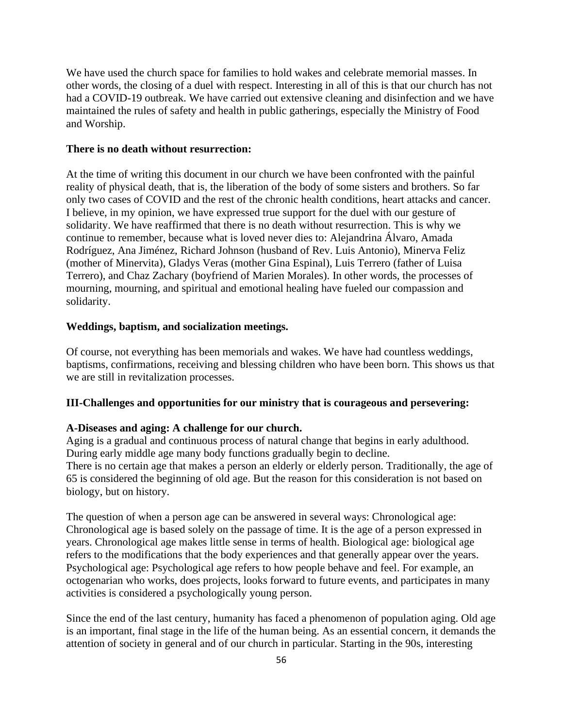We have used the church space for families to hold wakes and celebrate memorial masses. In other words, the closing of a duel with respect. Interesting in all of this is that our church has not had a COVID-19 outbreak. We have carried out extensive cleaning and disinfection and we have maintained the rules of safety and health in public gatherings, especially the Ministry of Food and Worship.

**There is no death without resurrection:**

At the time of writing this document in our church we have been confronted with the painful reality of physical death, that is, the liberation of the body of some sisters and brothers. So far only two cases of COVID and the rest of the chronic health conditions, heart attacks and cancer. I believe, in my opinion, we have expressed true support for the duel with our gesture of solidarity. We have reaffirmed that there is no death without resurrection. This is why we continue to remember, because what is loved never dies to: Alejandrina Álvaro, Amada Rodríguez, Ana Jiménez, Richard Johnson (husband of Rev. Luis Antonio), Minerva Feliz (mother of Minervita), Gladys Veras (mother Gina Espinal), Luis Terrero (father of Luisa Terrero), and Chaz Zachary (boyfriend of Marien Morales). In other words, the processes of mourning, mourning, and spiritual and emotional healing have fueled our compassion and solidarity.

**Weddings, baptism, and socialization meetings.**

Of course, not everything has been memorials and wakes. We have had countless weddings, baptisms, confirmations, receiving and blessing children who have been born. This shows us that we are still in revitalization processes.

**III-Challenges and opportunities for our ministry that is courageous and persevering:**

**A-Diseases and aging: A challenge for our church.**

Aging is a gradual and continuous process of natural change that begins in early adulthood. During early middle age many body functions gradually begin to decline.
There is no certain age that makes a person an elderly or elderly person. Traditionally, the age of 65 is considered the beginning of old age. But the reason for this consideration is not based on biology, but on history.

The question of when a person age can be answered in several ways: Chronological age: Chronological age is based solely on the passage of time. It is the age of a person expressed in years. Chronological age makes little sense in terms of health. Biological age: biological age refers to the modifications that the body experiences and that generally appear over the years. Psychological age: Psychological age refers to how people behave and feel. For example, an octogenarian who works, does projects, looks forward to future events, and participates in many activities is considered a psychologically young person.

Since the end of the last century, humanity has faced a phenomenon of population aging. Old age is an important, final stage in the life of the human being. As an essential concern, it demands the attention of society in general and of our church in particular. Starting in the 90s, interesting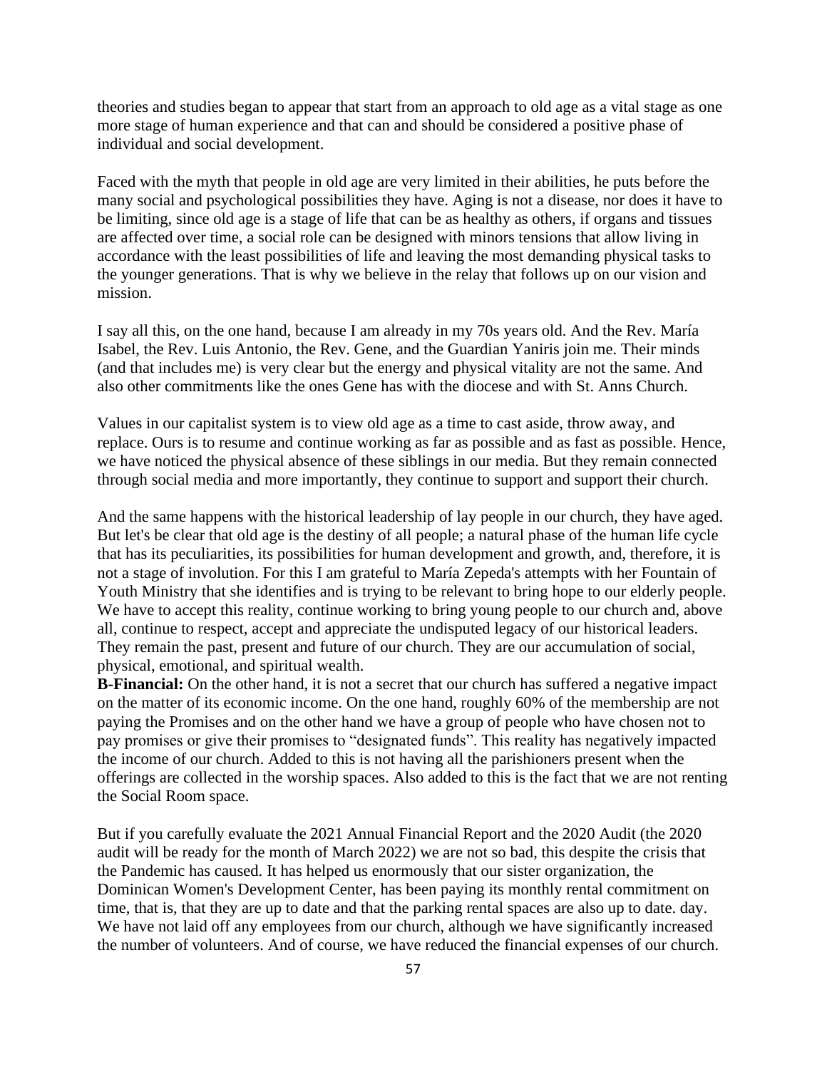theories and studies began to appear that start from an approach to old age as a vital stage as one more stage of human experience and that can and should be considered a positive phase of individual and social development.

Faced with the myth that people in old age are very limited in their abilities, he puts before the many social and psychological possibilities they have. Aging is not a disease, nor does it have to be limiting, since old age is a stage of life that can be as healthy as others, if organs and tissues are affected over time, a social role can be designed with minors tensions that allow living in accordance with the least possibilities of life and leaving the most demanding physical tasks to the younger generations. That is why we believe in the relay that follows up on our vision and mission.

I say all this, on the one hand, because I am already in my 70s years old. And the Rev. María Isabel, the Rev. Luis Antonio, the Rev. Gene, and the Guardian Yaniris join me. Their minds (and that includes me) is very clear but the energy and physical vitality are not the same. And also other commitments like the ones Gene has with the diocese and with St. Anns Church.

Values in our capitalist system is to view old age as a time to cast aside, throw away, and replace. Ours is to resume and continue working as far as possible and as fast as possible. Hence, we have noticed the physical absence of these siblings in our media. But they remain connected through social media and more importantly, they continue to support and support their church.

And the same happens with the historical leadership of lay people in our church, they have aged. But let's be clear that old age is the destiny of all people; a natural phase of the human life cycle that has its peculiarities, its possibilities for human development and growth, and, therefore, it is not a stage of involution. For this I am grateful to María Zepeda's attempts with her Fountain of Youth Ministry that she identifies and is trying to be relevant to bring hope to our elderly people. We have to accept this reality, continue working to bring young people to our church and, above all, continue to respect, accept and appreciate the undisputed legacy of our historical leaders. They remain the past, present and future of our church. They are our accumulation of social, physical, emotional, and spiritual wealth.

**B-Financial:** On the other hand, it is not a secret that our church has suffered a negative impact on the matter of its economic income. On the one hand, roughly 60% of the membership are not paying the Promises and on the other hand we have a group of people who have chosen not to pay promises or give their promises to "designated funds". This reality has negatively impacted the income of our church. Added to this is not having all the parishioners present when the offerings are collected in the worship spaces. Also added to this is the fact that we are not renting the Social Room space.

But if you carefully evaluate the 2021 Annual Financial Report and the 2020 Audit (the 2020 audit will be ready for the month of March 2022) we are not so bad, this despite the crisis that the Pandemic has caused. It has helped us enormously that our sister organization, the Dominican Women's Development Center, has been paying its monthly rental commitment on time, that is, that they are up to date and that the parking rental spaces are also up to date. day. We have not laid off any employees from our church, although we have significantly increased the number of volunteers. And of course, we have reduced the financial expenses of our church.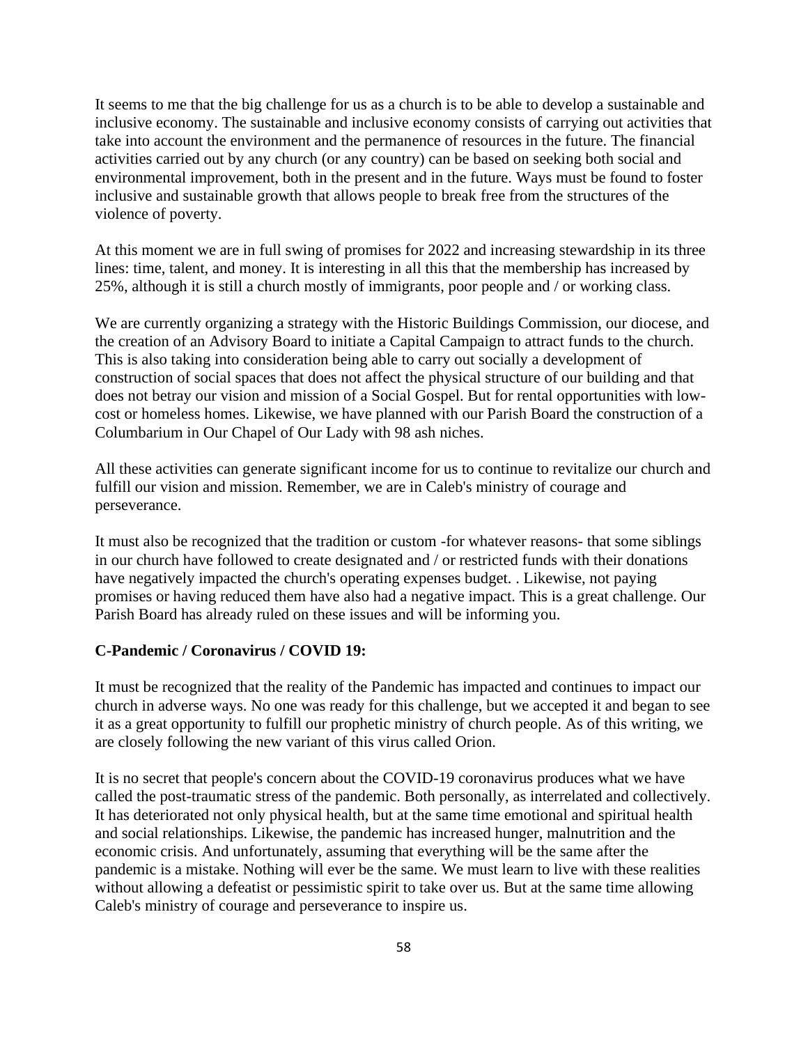It seems to me that the big challenge for us as a church is to be able to develop a sustainable and inclusive economy. The sustainable and inclusive economy consists of carrying out activities that take into account the environment and the permanence of resources in the future. The financial activities carried out by any church (or any country) can be based on seeking both social and environmental improvement, both in the present and in the future. Ways must be found to foster inclusive and sustainable growth that allows people to break free from the structures of the violence of poverty.

At this moment we are in full swing of promises for 2022 and increasing stewardship in its three lines: time, talent, and money. It is interesting in all this that the membership has increased by 25%, although it is still a church mostly of immigrants, poor people and / or working class.

We are currently organizing a strategy with the Historic Buildings Commission, our diocese, and the creation of an Advisory Board to initiate a Capital Campaign to attract funds to the church. This is also taking into consideration being able to carry out socially a development of construction of social spaces that does not affect the physical structure of our building and that does not betray our vision and mission of a Social Gospel. But for rental opportunities with low-cost or homeless homes. Likewise, we have planned with our Parish Board the construction of a Columbarium in Our Chapel of Our Lady with 98 ash niches.

All these activities can generate significant income for us to continue to revitalize our church and fulfill our vision and mission. Remember, we are in Caleb's ministry of courage and perseverance.

It must also be recognized that the tradition or custom -for whatever reasons- that some siblings in our church have followed to create designated and / or restricted funds with their donations have negatively impacted the church's operating expenses budget. . Likewise, not paying promises or having reduced them have also had a negative impact. This is a great challenge. Our Parish Board has already ruled on these issues and will be informing you.

**C-Pandemic / Coronavirus / COVID 19:**

It must be recognized that the reality of the Pandemic has impacted and continues to impact our church in adverse ways. No one was ready for this challenge, but we accepted it and began to see it as a great opportunity to fulfill our prophetic ministry of church people. As of this writing, we are closely following the new variant of this virus called Orion.

It is no secret that people's concern about the COVID-19 coronavirus produces what we have called the post-traumatic stress of the pandemic. Both personally, as interrelated and collectively. It has deteriorated not only physical health, but at the same time emotional and spiritual health and social relationships. Likewise, the pandemic has increased hunger, malnutrition and the economic crisis. And unfortunately, assuming that everything will be the same after the pandemic is a mistake. Nothing will ever be the same. We must learn to live with these realities without allowing a defeatist or pessimistic spirit to take over us. But at the same time allowing Caleb's ministry of courage and perseverance to inspire us.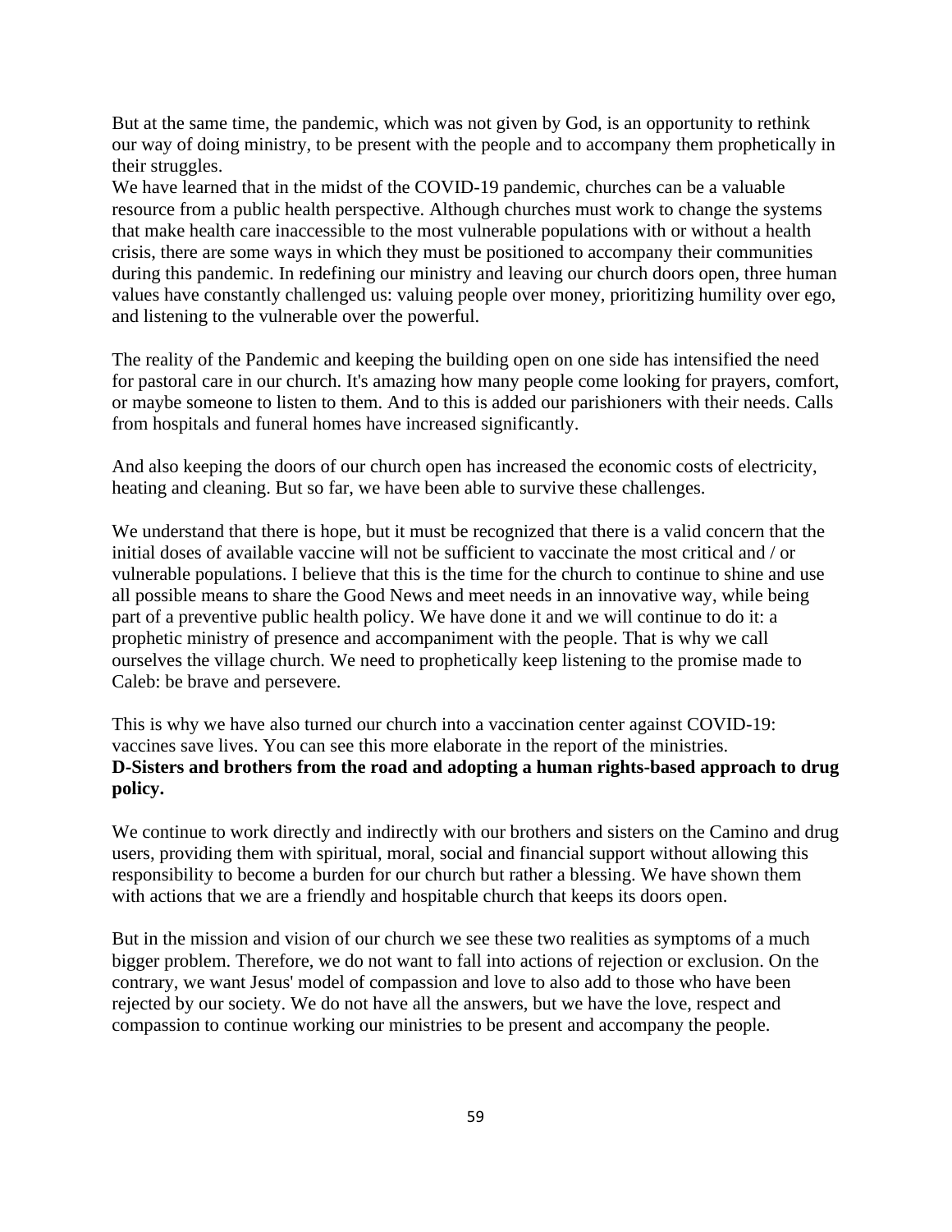But at the same time, the pandemic, which was not given by God, is an opportunity to rethink our way of doing ministry, to be present with the people and to accompany them prophetically in their struggles.

We have learned that in the midst of the COVID-19 pandemic, churches can be a valuable resource from a public health perspective. Although churches must work to change the systems that make health care inaccessible to the most vulnerable populations with or without a health crisis, there are some ways in which they must be positioned to accompany their communities during this pandemic. In redefining our ministry and leaving our church doors open, three human values have constantly challenged us: valuing people over money, prioritizing humility over ego, and listening to the vulnerable over the powerful.

The reality of the Pandemic and keeping the building open on one side has intensified the need for pastoral care in our church. It's amazing how many people come looking for prayers, comfort, or maybe someone to listen to them. And to this is added our parishioners with their needs. Calls from hospitals and funeral homes have increased significantly.

And also keeping the doors of our church open has increased the economic costs of electricity, heating and cleaning. But so far, we have been able to survive these challenges.

We understand that there is hope, but it must be recognized that there is a valid concern that the initial doses of available vaccine will not be sufficient to vaccinate the most critical and / or vulnerable populations. I believe that this is the time for the church to continue to shine and use all possible means to share the Good News and meet needs in an innovative way, while being part of a preventive public health policy. We have done it and we will continue to do it: a prophetic ministry of presence and accompaniment with the people. That is why we call ourselves the village church. We need to prophetically keep listening to the promise made to Caleb: be brave and persevere.

This is why we have also turned our church into a vaccination center against COVID-19: vaccines save lives. You can see this more elaborate in the report of the ministries.

**D-Sisters and brothers from the road and adopting a human rights-based approach to drug policy.**

We continue to work directly and indirectly with our brothers and sisters on the Camino and drug users, providing them with spiritual, moral, social and financial support without allowing this responsibility to become a burden for our church but rather a blessing. We have shown them with actions that we are a friendly and hospitable church that keeps its doors open.

But in the mission and vision of our church we see these two realities as symptoms of a much bigger problem. Therefore, we do not want to fall into actions of rejection or exclusion. On the contrary, we want Jesus' model of compassion and love to also add to those who have been rejected by our society. We do not have all the answers, but we have the love, respect and compassion to continue working our ministries to be present and accompany the people.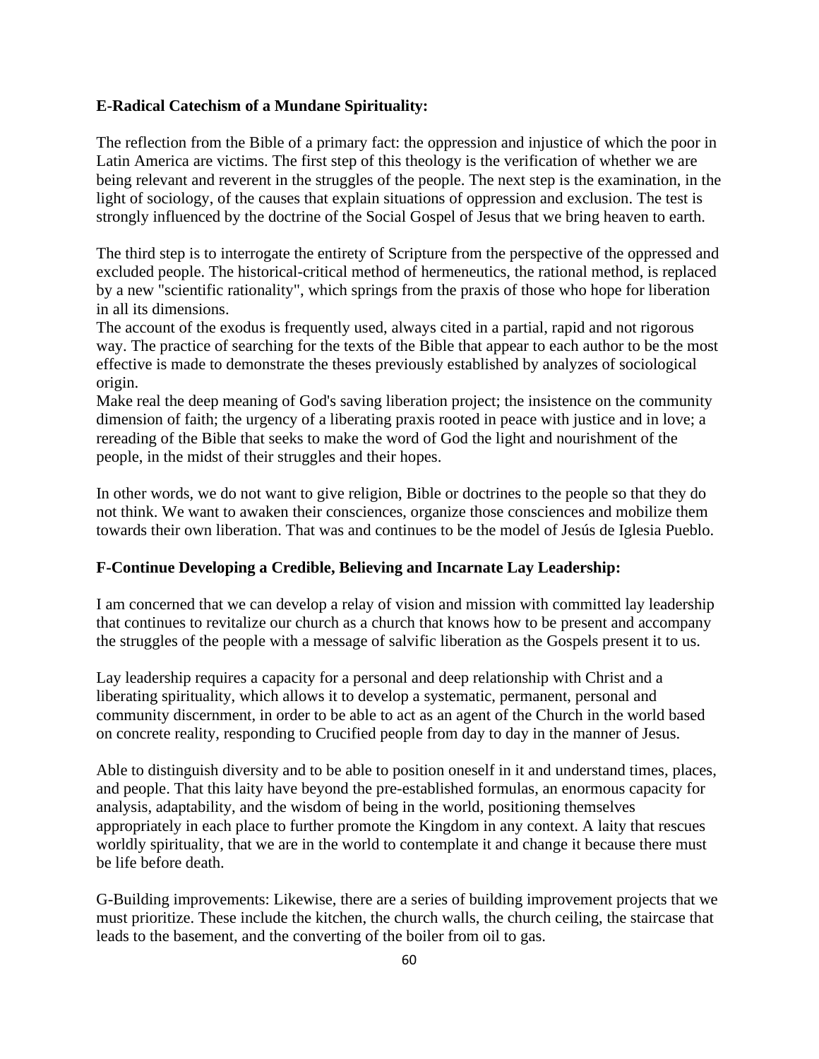**E-Radical Catechism of a Mundane Spirituality:**

The reflection from the Bible of a primary fact: the oppression and injustice of which the poor in Latin America are victims. The first step of this theology is the verification of whether we are being relevant and reverent in the struggles of the people. The next step is the examination, in the light of sociology, of the causes that explain situations of oppression and exclusion. The test is strongly influenced by the doctrine of the Social Gospel of Jesus that we bring heaven to earth.

The third step is to interrogate the entirety of Scripture from the perspective of the oppressed and excluded people. The historical-critical method of hermeneutics, the rational method, is replaced by a new "scientific rationality", which springs from the praxis of those who hope for liberation in all its dimensions.
The account of the exodus is frequently used, always cited in a partial, rapid and not rigorous way. The practice of searching for the texts of the Bible that appear to each author to be the most effective is made to demonstrate the theses previously established by analyzes of sociological origin.
Make real the deep meaning of God's saving liberation project; the insistence on the community dimension of faith; the urgency of a liberating praxis rooted in peace with justice and in love; a rereading of the Bible that seeks to make the word of God the light and nourishment of the people, in the midst of their struggles and their hopes.

In other words, we do not want to give religion, Bible or doctrines to the people so that they do not think. We want to awaken their consciences, organize those consciences and mobilize them towards their own liberation. That was and continues to be the model of Jesús de Iglesia Pueblo.

**F-Continue Developing a Credible, Believing and Incarnate Lay Leadership:**

I am concerned that we can develop a relay of vision and mission with committed lay leadership that continues to revitalize our church as a church that knows how to be present and accompany the struggles of the people with a message of salvific liberation as the Gospels present it to us.

Lay leadership requires a capacity for a personal and deep relationship with Christ and a liberating spirituality, which allows it to develop a systematic, permanent, personal and community discernment, in order to be able to act as an agent of the Church in the world based on concrete reality, responding to Crucified people from day to day in the manner of Jesus.

Able to distinguish diversity and to be able to position oneself in it and understand times, places, and people. That this laity have beyond the pre-established formulas, an enormous capacity for analysis, adaptability, and the wisdom of being in the world, positioning themselves appropriately in each place to further promote the Kingdom in any context. A laity that rescues worldly spirituality, that we are in the world to contemplate it and change it because there must be life before death.

G-Building improvements: Likewise, there are a series of building improvement projects that we must prioritize. These include the kitchen, the church walls, the church ceiling, the staircase that leads to the basement, and the converting of the boiler from oil to gas.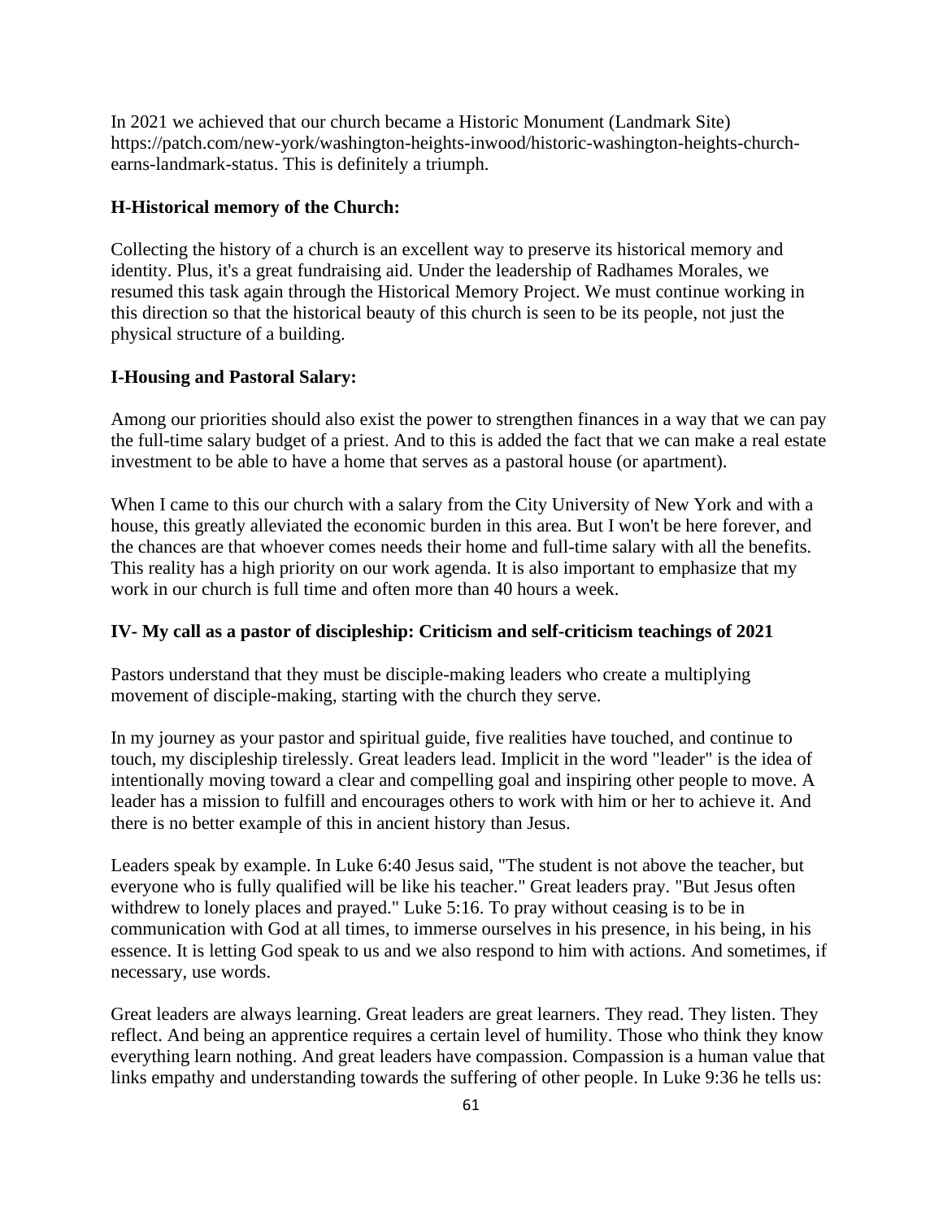In 2021 we achieved that our church became a Historic Monument (Landmark Site) https://patch.com/new-york/washington-heights-inwood/historic-washington-heights-church-earns-landmark-status. This is definitely a triumph.

**H-Historical memory of the Church:**

Collecting the history of a church is an excellent way to preserve its historical memory and identity. Plus, it's a great fundraising aid. Under the leadership of Radhames Morales, we resumed this task again through the Historical Memory Project. We must continue working in this direction so that the historical beauty of this church is seen to be its people, not just the physical structure of a building.

**I-Housing and Pastoral Salary:**

Among our priorities should also exist the power to strengthen finances in a way that we can pay the full-time salary budget of a priest. And to this is added the fact that we can make a real estate investment to be able to have a home that serves as a pastoral house (or apartment).

When I came to this our church with a salary from the City University of New York and with a house, this greatly alleviated the economic burden in this area. But I won't be here forever, and the chances are that whoever comes needs their home and full-time salary with all the benefits. This reality has a high priority on our work agenda. It is also important to emphasize that my work in our church is full time and often more than 40 hours a week.

## IV- My call as a pastor of discipleship: Criticism and self-criticism teachings of 2021

Pastors understand that they must be disciple-making leaders who create a multiplying movement of disciple-making, starting with the church they serve.

In my journey as your pastor and spiritual guide, five realities have touched, and continue to touch, my discipleship tirelessly. Great leaders lead. Implicit in the word "leader" is the idea of intentionally moving toward a clear and compelling goal and inspiring other people to move. A leader has a mission to fulfill and encourages others to work with him or her to achieve it. And there is no better example of this in ancient history than Jesus.

Leaders speak by example. In Luke 6:40 Jesus said, "The student is not above the teacher, but everyone who is fully qualified will be like his teacher." Great leaders pray. "But Jesus often withdrew to lonely places and prayed." Luke 5:16. To pray without ceasing is to be in communication with God at all times, to immerse ourselves in his presence, in his being, in his essence. It is letting God speak to us and we also respond to him with actions. And sometimes, if necessary, use words.

Great leaders are always learning. Great leaders are great learners. They read. They listen. They reflect. And being an apprentice requires a certain level of humility. Those who think they know everything learn nothing. And great leaders have compassion. Compassion is a human value that links empathy and understanding towards the suffering of other people. In Luke 9:36 he tells us: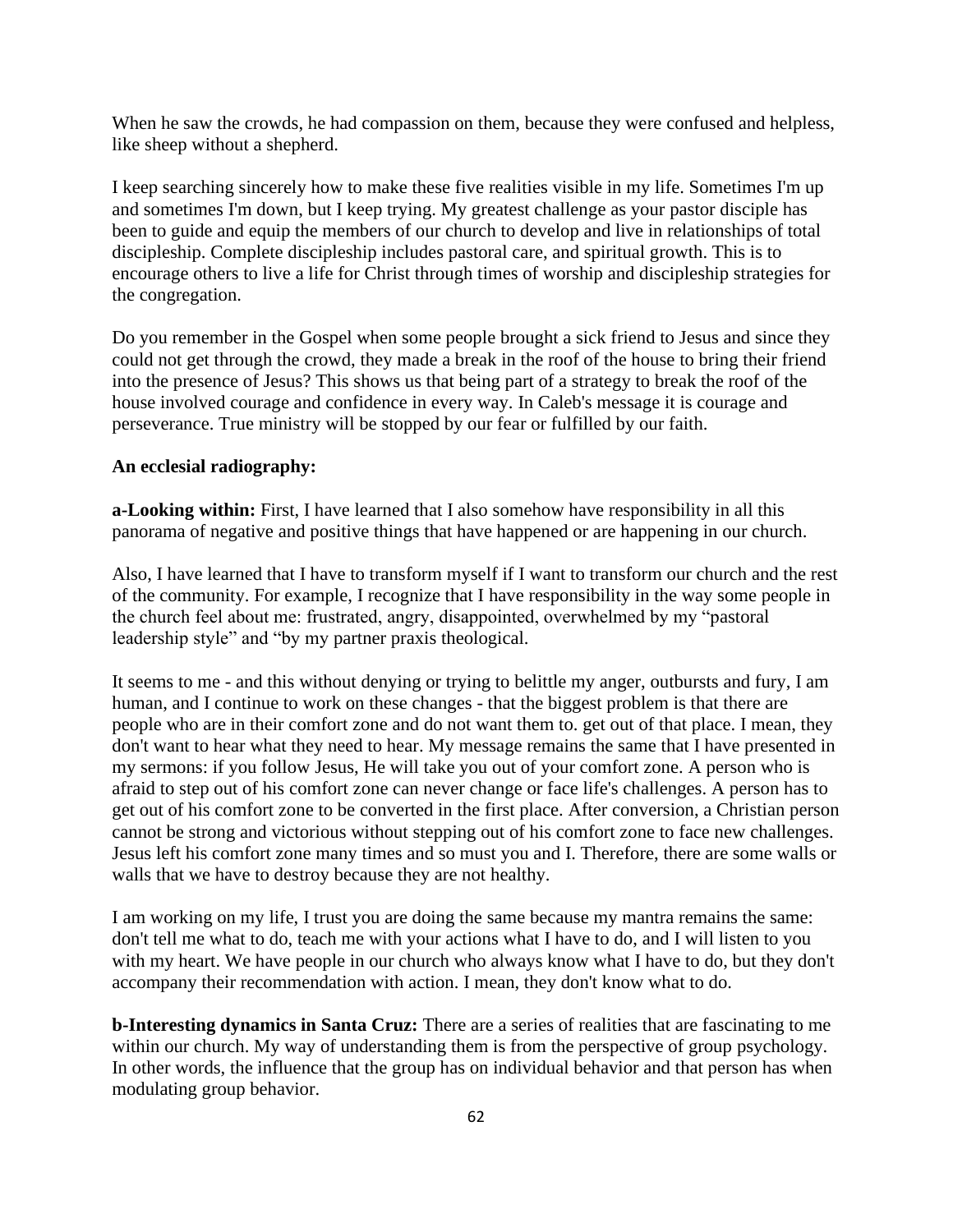When he saw the crowds, he had compassion on them, because they were confused and helpless, like sheep without a shepherd.

I keep searching sincerely how to make these five realities visible in my life. Sometimes I'm up and sometimes I'm down, but I keep trying. My greatest challenge as your pastor disciple has been to guide and equip the members of our church to develop and live in relationships of total discipleship. Complete discipleship includes pastoral care, and spiritual growth. This is to encourage others to live a life for Christ through times of worship and discipleship strategies for the congregation.

Do you remember in the Gospel when some people brought a sick friend to Jesus and since they could not get through the crowd, they made a break in the roof of the house to bring their friend into the presence of Jesus? This shows us that being part of a strategy to break the roof of the house involved courage and confidence in every way. In Caleb's message it is courage and perseverance. True ministry will be stopped by our fear or fulfilled by our faith.

**An ecclesial radiography:**

**a-Looking within:** First, I have learned that I also somehow have responsibility in all this panorama of negative and positive things that have happened or are happening in our church.

Also, I have learned that I have to transform myself if I want to transform our church and the rest of the community. For example, I recognize that I have responsibility in the way some people in the church feel about me: frustrated, angry, disappointed, overwhelmed by my "pastoral leadership style" and "by my partner praxis theological.

It seems to me - and this without denying or trying to belittle my anger, outbursts and fury, I am human, and I continue to work on these changes - that the biggest problem is that there are people who are in their comfort zone and do not want them to. get out of that place. I mean, they don't want to hear what they need to hear. My message remains the same that I have presented in my sermons: if you follow Jesus, He will take you out of your comfort zone. A person who is afraid to step out of his comfort zone can never change or face life's challenges. A person has to get out of his comfort zone to be converted in the first place. After conversion, a Christian person cannot be strong and victorious without stepping out of his comfort zone to face new challenges. Jesus left his comfort zone many times and so must you and I. Therefore, there are some walls or walls that we have to destroy because they are not healthy.

I am working on my life, I trust you are doing the same because my mantra remains the same: don't tell me what to do, teach me with your actions what I have to do, and I will listen to you with my heart. We have people in our church who always know what I have to do, but they don't accompany their recommendation with action. I mean, they don't know what to do.

**b-Interesting dynamics in Santa Cruz:** There are a series of realities that are fascinating to me within our church. My way of understanding them is from the perspective of group psychology. In other words, the influence that the group has on individual behavior and that person has when modulating group behavior.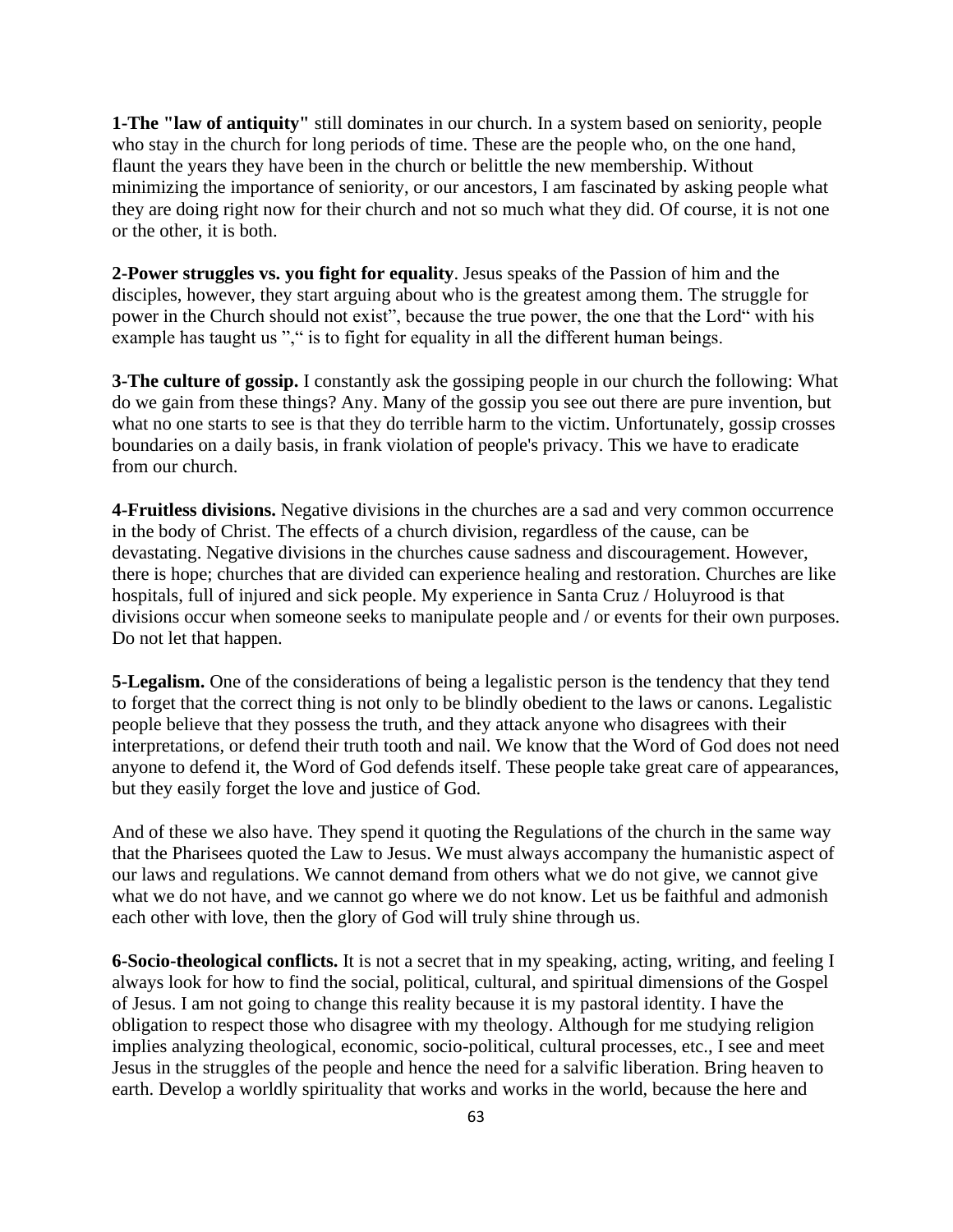**1-The "law of antiquity"** still dominates in our church. In a system based on seniority, people who stay in the church for long periods of time. These are the people who, on the one hand, flaunt the years they have been in the church or belittle the new membership. Without minimizing the importance of seniority, or our ancestors, I am fascinated by asking people what they are doing right now for their church and not so much what they did. Of course, it is not one or the other, it is both.

**2-Power struggles vs. you fight for equality**. Jesus speaks of the Passion of him and the disciples, however, they start arguing about who is the greatest among them. The struggle for power in the Church should not exist", because the true power, the one that the Lord" with his example has taught us "," is to fight for equality in all the different human beings.

**3-The culture of gossip.** I constantly ask the gossiping people in our church the following: What do we gain from these things? Any. Many of the gossip you see out there are pure invention, but what no one starts to see is that they do terrible harm to the victim. Unfortunately, gossip crosses boundaries on a daily basis, in frank violation of people's privacy. This we have to eradicate from our church.

**4-Fruitless divisions.** Negative divisions in the churches are a sad and very common occurrence in the body of Christ. The effects of a church division, regardless of the cause, can be devastating. Negative divisions in the churches cause sadness and discouragement. However, there is hope; churches that are divided can experience healing and restoration. Churches are like hospitals, full of injured and sick people. My experience in Santa Cruz / Holuyrood is that divisions occur when someone seeks to manipulate people and / or events for their own purposes. Do not let that happen.

**5-Legalism.** One of the considerations of being a legalistic person is the tendency that they tend to forget that the correct thing is not only to be blindly obedient to the laws or canons. Legalistic people believe that they possess the truth, and they attack anyone who disagrees with their interpretations, or defend their truth tooth and nail. We know that the Word of God does not need anyone to defend it, the Word of God defends itself. These people take great care of appearances, but they easily forget the love and justice of God.

And of these we also have. They spend it quoting the Regulations of the church in the same way that the Pharisees quoted the Law to Jesus. We must always accompany the humanistic aspect of our laws and regulations. We cannot demand from others what we do not give, we cannot give what we do not have, and we cannot go where we do not know. Let us be faithful and admonish each other with love, then the glory of God will truly shine through us.

**6-Socio-theological conflicts.** It is not a secret that in my speaking, acting, writing, and feeling I always look for how to find the social, political, cultural, and spiritual dimensions of the Gospel of Jesus. I am not going to change this reality because it is my pastoral identity. I have the obligation to respect those who disagree with my theology. Although for me studying religion implies analyzing theological, economic, socio-political, cultural processes, etc., I see and meet Jesus in the struggles of the people and hence the need for a salvific liberation. Bring heaven to earth. Develop a worldly spirituality that works and works in the world, because the here and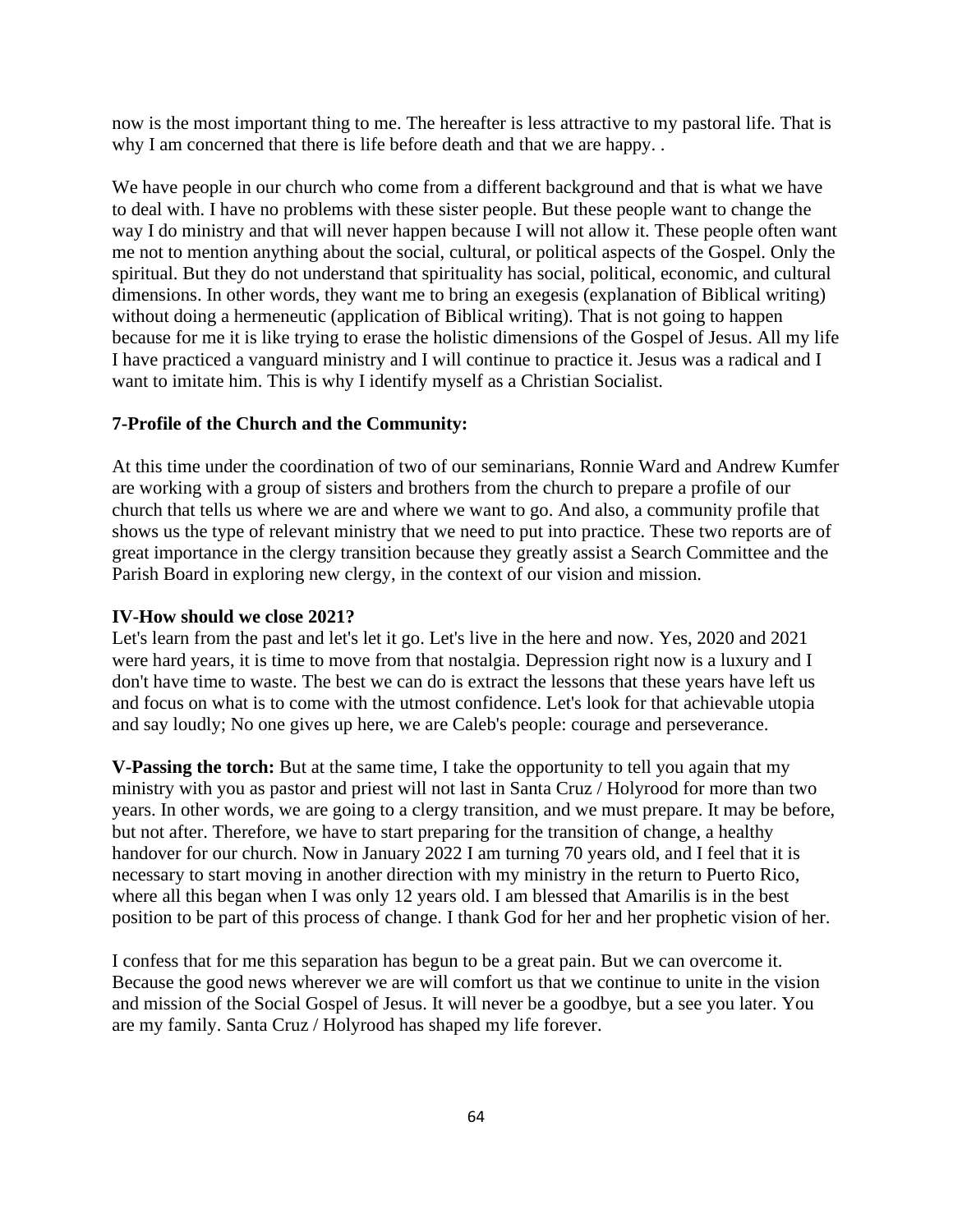now is the most important thing to me. The hereafter is less attractive to my pastoral life. That is why I am concerned that there is life before death and that we are happy. .

We have people in our church who come from a different background and that is what we have to deal with. I have no problems with these sister people. But these people want to change the way I do ministry and that will never happen because I will not allow it. These people often want me not to mention anything about the social, cultural, or political aspects of the Gospel. Only the spiritual. But they do not understand that spirituality has social, political, economic, and cultural dimensions. In other words, they want me to bring an exegesis (explanation of Biblical writing) without doing a hermeneutic (application of Biblical writing). That is not going to happen because for me it is like trying to erase the holistic dimensions of the Gospel of Jesus. All my life I have practiced a vanguard ministry and I will continue to practice it. Jesus was a radical and I want to imitate him. This is why I identify myself as a Christian Socialist.

**7-Profile of the Church and the Community:**

At this time under the coordination of two of our seminarians, Ronnie Ward and Andrew Kumfer are working with a group of sisters and brothers from the church to prepare a profile of our church that tells us where we are and where we want to go. And also, a community profile that shows us the type of relevant ministry that we need to put into practice. These two reports are of great importance in the clergy transition because they greatly assist a Search Committee and the Parish Board in exploring new clergy, in the context of our vision and mission.

**IV-How should we close 2021?**

Let's learn from the past and let's let it go. Let's live in the here and now. Yes, 2020 and 2021 were hard years, it is time to move from that nostalgia. Depression right now is a luxury and I don't have time to waste. The best we can do is extract the lessons that these years have left us and focus on what is to come with the utmost confidence. Let's look for that achievable utopia and say loudly; No one gives up here, we are Caleb's people: courage and perseverance.

**V-Passing the torch:** But at the same time, I take the opportunity to tell you again that my ministry with you as pastor and priest will not last in Santa Cruz / Holyrood for more than two years. In other words, we are going to a clergy transition, and we must prepare. It may be before, but not after. Therefore, we have to start preparing for the transition of change, a healthy handover for our church. Now in January 2022 I am turning 70 years old, and I feel that it is necessary to start moving in another direction with my ministry in the return to Puerto Rico, where all this began when I was only 12 years old. I am blessed that Amarilis is in the best position to be part of this process of change. I thank God for her and her prophetic vision of her.

I confess that for me this separation has begun to be a great pain. But we can overcome it. Because the good news wherever we are will comfort us that we continue to unite in the vision and mission of the Social Gospel of Jesus. It will never be a goodbye, but a see you later. You are my family. Santa Cruz / Holyrood has shaped my life forever.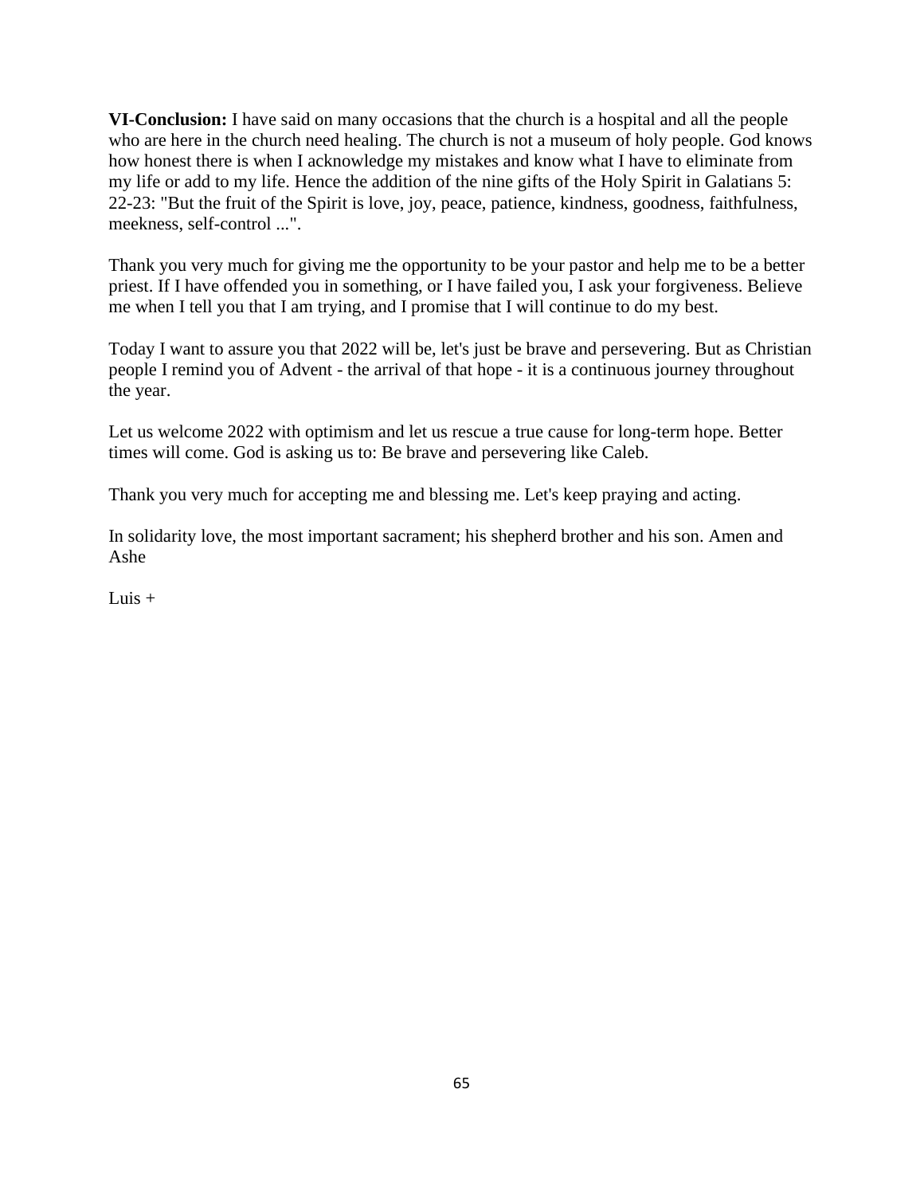**VI-Conclusion:** I have said on many occasions that the church is a hospital and all the people who are here in the church need healing. The church is not a museum of holy people. God knows how honest there is when I acknowledge my mistakes and know what I have to eliminate from my life or add to my life. Hence the addition of the nine gifts of the Holy Spirit in Galatians 5: 22-23: "But the fruit of the Spirit is love, joy, peace, patience, kindness, goodness, faithfulness, meekness, self-control ...".

Thank you very much for giving me the opportunity to be your pastor and help me to be a better priest. If I have offended you in something, or I have failed you, I ask your forgiveness. Believe me when I tell you that I am trying, and I promise that I will continue to do my best.

Today I want to assure you that 2022 will be, let's just be brave and persevering. But as Christian people I remind you of Advent - the arrival of that hope - it is a continuous journey throughout the year.

Let us welcome 2022 with optimism and let us rescue a true cause for long-term hope. Better times will come. God is asking us to: Be brave and persevering like Caleb.

Thank you very much for accepting me and blessing me. Let's keep praying and acting.

In solidarity love, the most important sacrament; his shepherd brother and his son. Amen and Ashe

Luis +